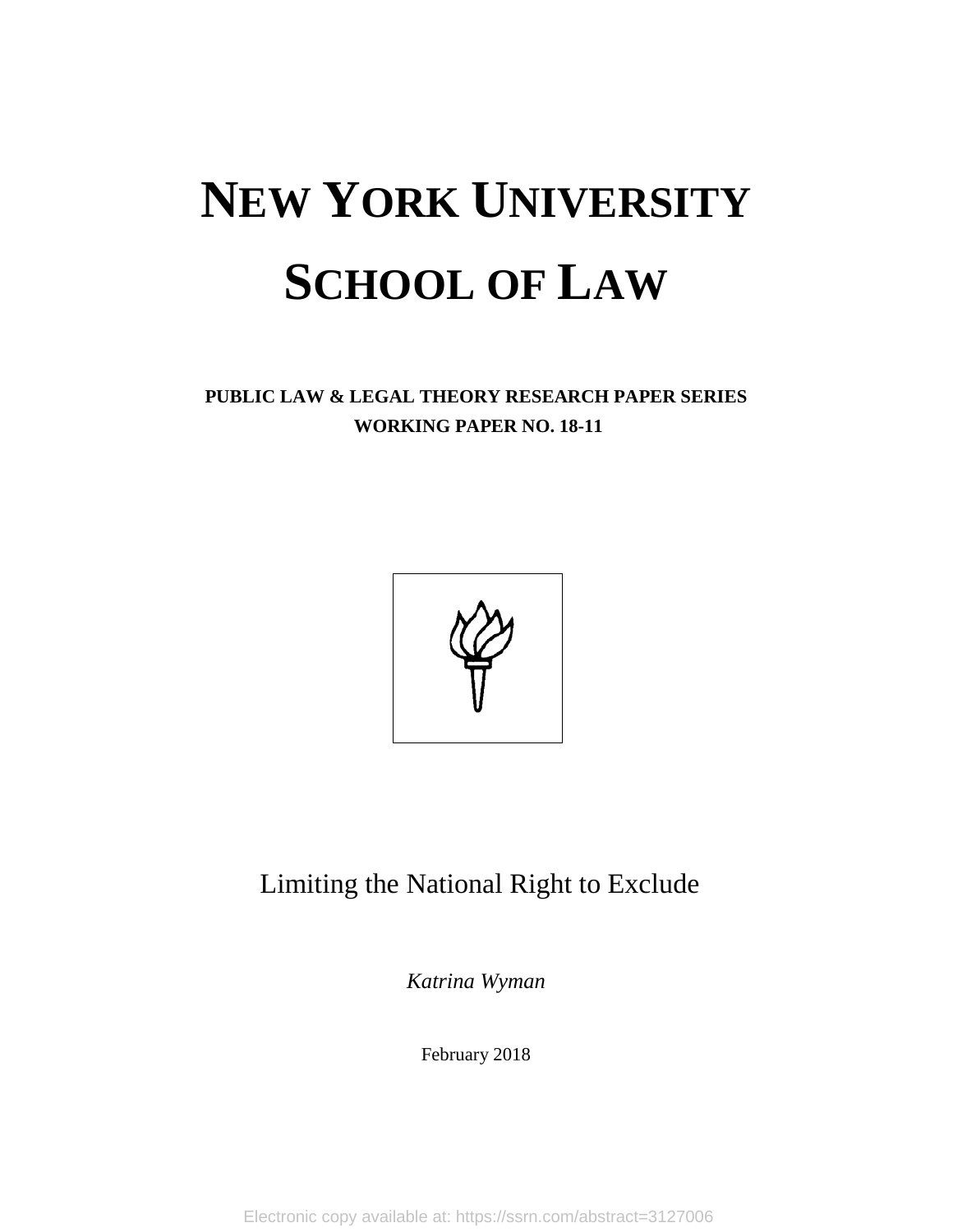# NEW YORK UNIVERSITY SCHOOL OF LAW

**PUBLIC LAW & LEGAL THEORY RESEARCH PAPER SERIES**
**WORKING PAPER NO. 18-11**

Limiting the National Right to Exclude

*Katrina Wyman*

February 2018

Electronic copy available at: https://ssrn.com/abstract=3127006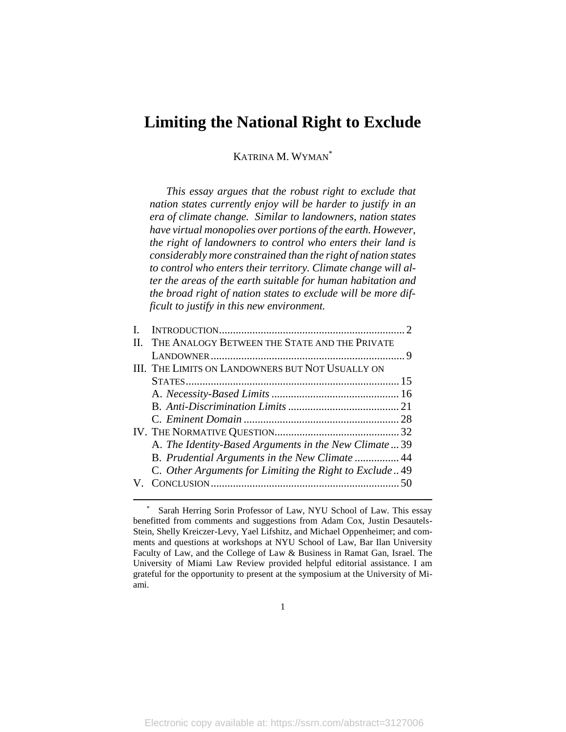# Limiting the National Right to Exclude

KATRINA M. WYMAN[*]

*This essay argues that the robust right to exclude that nation states currently enjoy will be harder to justify in an era of climate change. Similar to landowners, nation states have virtual monopolies over portions of the earth. However, the right of landowners to control who enters their land is considerably more constrained than the right of nation states to control who enters their territory. Climate change will alter the areas of the earth suitable for human habitation and the broad right of nation states to exclude will be more difficult to justify in this new environment.*

I. INTRODUCTION .................................................................. 2
II. THE ANALOGY BETWEEN THE STATE AND THE PRIVATE LANDOWNER .................................................................. 9
III. THE LIMITS ON LANDOWNERS BUT NOT USUALLY ON STATES .................................................................. 15
    A. *Necessity-Based Limits* .................................................. 16
    B. *Anti-Discrimination Limits* ........................................... 21
    C. *Eminent Domain* ............................................................ 28
IV. THE NORMATIVE QUESTION ............................................ 32
    A. *The Identity-Based Arguments in the New Climate* ... 39
    B. *Prudential Arguments in the New Climate* ................ 44
    C. *Other Arguments for Limiting the Right to Exclude* .. 49
V. CONCLUSION .................................................................... 50

[*] Sarah Herring Sorin Professor of Law, NYU School of Law. This essay benefitted from comments and suggestions from Adam Cox, Justin Desautels-Stein, Shelly Kreiczer-Levy, Yael Lifshitz, and Michael Oppenheimer; and comments and questions at workshops at NYU School of Law, Bar Ilan University Faculty of Law, and the College of Law & Business in Ramat Gan, Israel. The University of Miami Law Review provided helpful editorial assistance. I am grateful for the opportunity to present at the symposium at the University of Miami.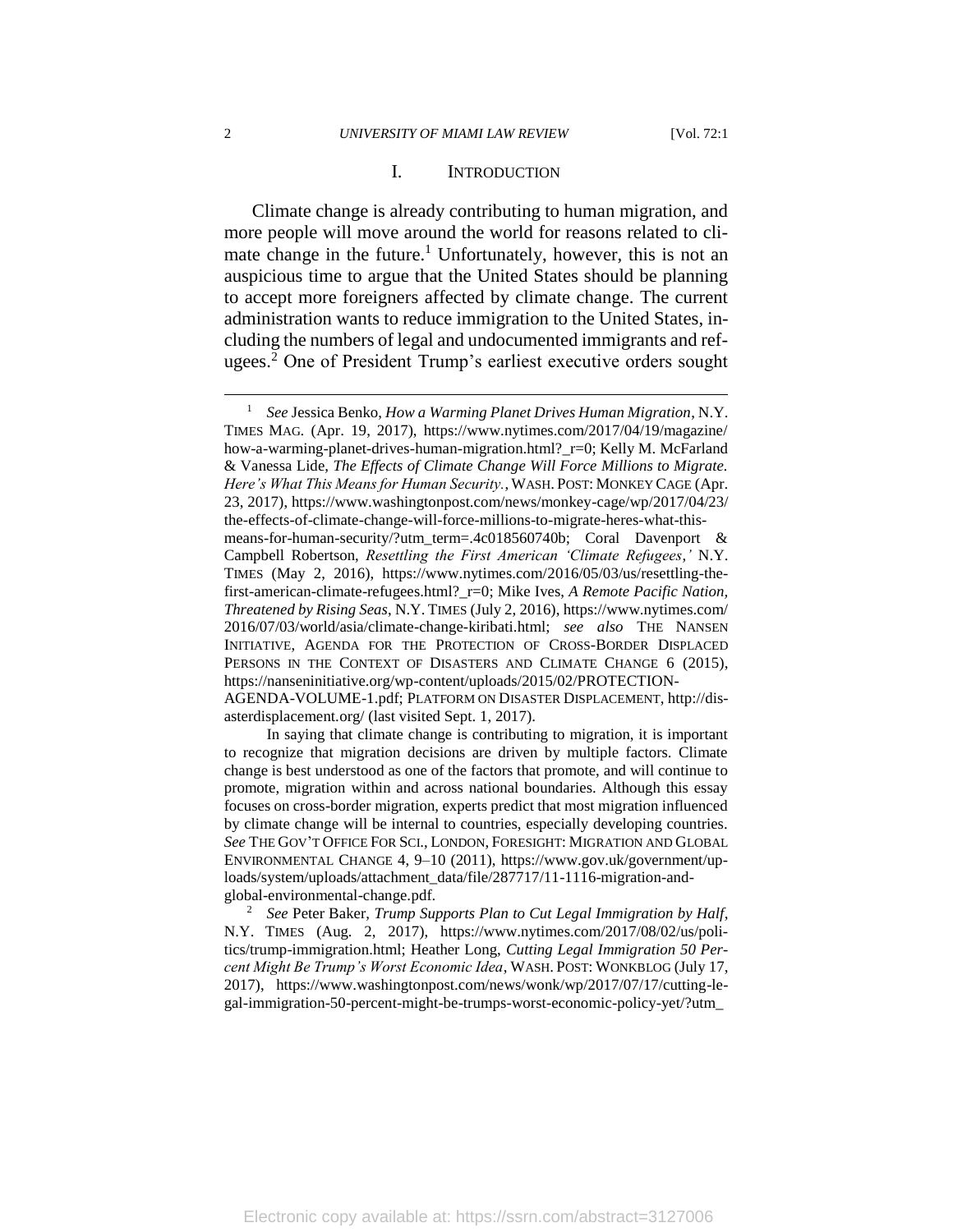## I. INTRODUCTION

Climate change is already contributing to human migration, and more people will move around the world for reasons related to climate change in the future.[1] Unfortunately, however, this is not an auspicious time to argue that the United States should be planning to accept more foreigners affected by climate change. The current administration wants to reduce immigration to the United States, including the numbers of legal and undocumented immigrants and refugees.[2] One of President Trump's earliest executive orders sought

---

[1] *See* Jessica Benko, *How a Warming Planet Drives Human Migration*, N.Y. TIMES MAG. (Apr. 19, 2017), https://www.nytimes.com/2017/04/19/magazine/how-a-warming-planet-drives-human-migration.html?_r=0; Kelly M. McFarland & Vanessa Lide, *The Effects of Climate Change Will Force Millions to Migrate. Here's What This Means for Human Security.*, WASH. POST: MONKEY CAGE (Apr. 23, 2017), https://www.washingtonpost.com/news/monkey-cage/wp/2017/04/23/the-effects-of-climate-change-will-force-millions-to-migrate-heres-what-this-means-for-human-security/?utm_term=.4c018560740b; Coral Davenport & Campbell Robertson, *Resettling the First American 'Climate Refugees,'* N.Y. TIMES (May 2, 2016), https://www.nytimes.com/2016/05/03/us/resettling-the-first-american-climate-refugees.html?_r=0; Mike Ives, *A Remote Pacific Nation, Threatened by Rising Seas*, N.Y. TIMES (July 2, 2016), https://www.nytimes.com/2016/07/03/world/asia/climate-change-kiribati.html; *see also* THE NANSEN INITIATIVE, AGENDA FOR THE PROTECTION OF CROSS-BORDER DISPLACED PERSONS IN THE CONTEXT OF DISASTERS AND CLIMATE CHANGE 6 (2015), https://nanseninitiative.org/wp-content/uploads/2015/02/PROTECTION-AGENDA-VOLUME-1.pdf; PLATFORM ON DISASTER DISPLACEMENT, http://disasterdisplacement.org/ (last visited Sept. 1, 2017).

In saying that climate change is contributing to migration, it is important to recognize that migration decisions are driven by multiple factors. Climate change is best understood as one of the factors that promote, and will continue to promote, migration within and across national boundaries. Although this essay focuses on cross-border migration, experts predict that most migration influenced by climate change will be internal to countries, especially developing countries. *See* THE GOV'T OFFICE FOR SCI., LONDON, FORESIGHT: MIGRATION AND GLOBAL ENVIRONMENTAL CHANGE 4, 9–10 (2011), https://www.gov.uk/government/uploads/system/uploads/attachment_data/file/287717/11-1116-migration-and-global-environmental-change.pdf.

[2] *See* Peter Baker, *Trump Supports Plan to Cut Legal Immigration by Half*, N.Y. TIMES (Aug. 2, 2017), https://www.nytimes.com/2017/08/02/us/politics/trump-immigration.html; Heather Long, *Cutting Legal Immigration 50 Percent Might Be Trump's Worst Economic Idea*, WASH. POST: WONKBLOG (July 17, 2017), https://www.washingtonpost.com/news/wonk/wp/2017/07/17/cutting-legal-immigration-50-percent-might-be-trumps-worst-economic-policy-yet/?utm_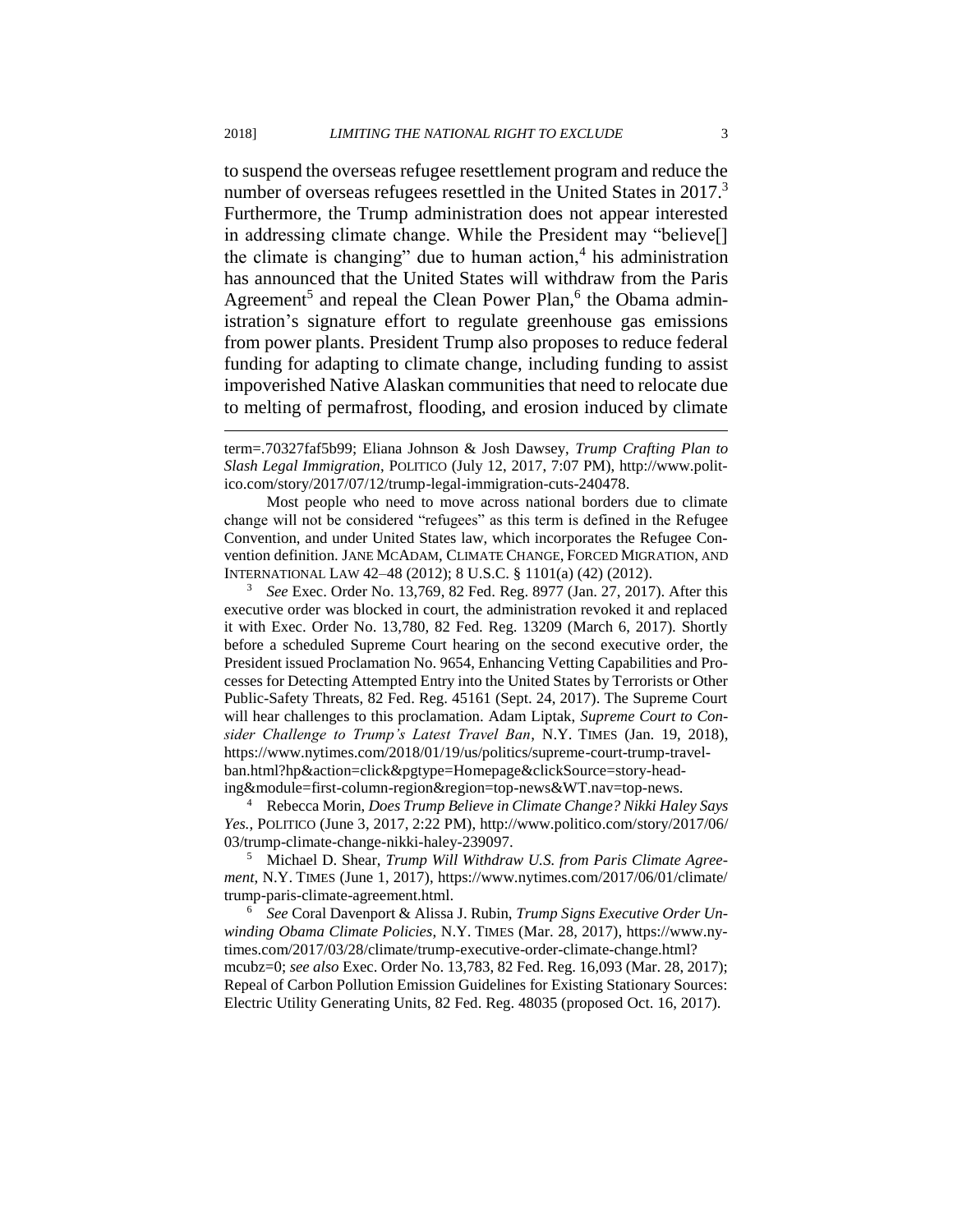to suspend the overseas refugee resettlement program and reduce the number of overseas refugees resettled in the United States in 2017.[3] Furthermore, the Trump administration does not appear interested in addressing climate change. While the President may "believe[] the climate is changing" due to human action,[4] his administration has announced that the United States will withdraw from the Paris Agreement[5] and repeal the Clean Power Plan,[6] the Obama administration's signature effort to regulate greenhouse gas emissions from power plants. President Trump also proposes to reduce federal funding for adapting to climate change, including funding to assist impoverished Native Alaskan communities that need to relocate due to melting of permafrost, flooding, and erosion induced by climate

---

term=.70327faf5b99; Eliana Johnson & Josh Dawsey, *Trump Crafting Plan to Slash Legal Immigration*, POLITICO (July 12, 2017, 7:07 PM), http://www.politico.com/story/2017/07/12/trump-legal-immigration-cuts-240478.

Most people who need to move across national borders due to climate change will not be considered "refugees" as this term is defined in the Refugee Convention, and under United States law, which incorporates the Refugee Convention definition. JANE MCADAM, CLIMATE CHANGE, FORCED MIGRATION, AND INTERNATIONAL LAW 42–48 (2012); 8 U.S.C. § 1101(a) (42) (2012).

[3] *See* Exec. Order No. 13,769, 82 Fed. Reg. 8977 (Jan. 27, 2017). After this executive order was blocked in court, the administration revoked it and replaced it with Exec. Order No. 13,780, 82 Fed. Reg. 13209 (March 6, 2017). Shortly before a scheduled Supreme Court hearing on the second executive order, the President issued Proclamation No. 9654, Enhancing Vetting Capabilities and Processes for Detecting Attempted Entry into the United States by Terrorists or Other Public-Safety Threats, 82 Fed. Reg. 45161 (Sept. 24, 2017). The Supreme Court will hear challenges to this proclamation. Adam Liptak, *Supreme Court to Consider Challenge to Trump's Latest Travel Ban*, N.Y. TIMES (Jan. 19, 2018), https://www.nytimes.com/2018/01/19/us/politics/supreme-court-trump-travel-ban.html?hp&action=click&pgtype=Homepage&clickSource=story-heading&module=first-column-region&region=top-news&WT.nav=top-news.

[4] Rebecca Morin, *Does Trump Believe in Climate Change? Nikki Haley Says Yes.*, POLITICO (June 3, 2017, 2:22 PM), http://www.politico.com/story/2017/06/03/trump-climate-change-nikki-haley-239097.

[5] Michael D. Shear, *Trump Will Withdraw U.S. from Paris Climate Agreement*, N.Y. TIMES (June 1, 2017), https://www.nytimes.com/2017/06/01/climate/trump-paris-climate-agreement.html.

[6] *See* Coral Davenport & Alissa J. Rubin, *Trump Signs Executive Order Unwinding Obama Climate Policies*, N.Y. TIMES (Mar. 28, 2017), https://www.nytimes.com/2017/03/28/climate/trump-executive-order-climate-change.html?mcubz=0; *see also* Exec. Order No. 13,783, 82 Fed. Reg. 16,093 (Mar. 28, 2017); Repeal of Carbon Pollution Emission Guidelines for Existing Stationary Sources: Electric Utility Generating Units, 82 Fed. Reg. 48035 (proposed Oct. 16, 2017).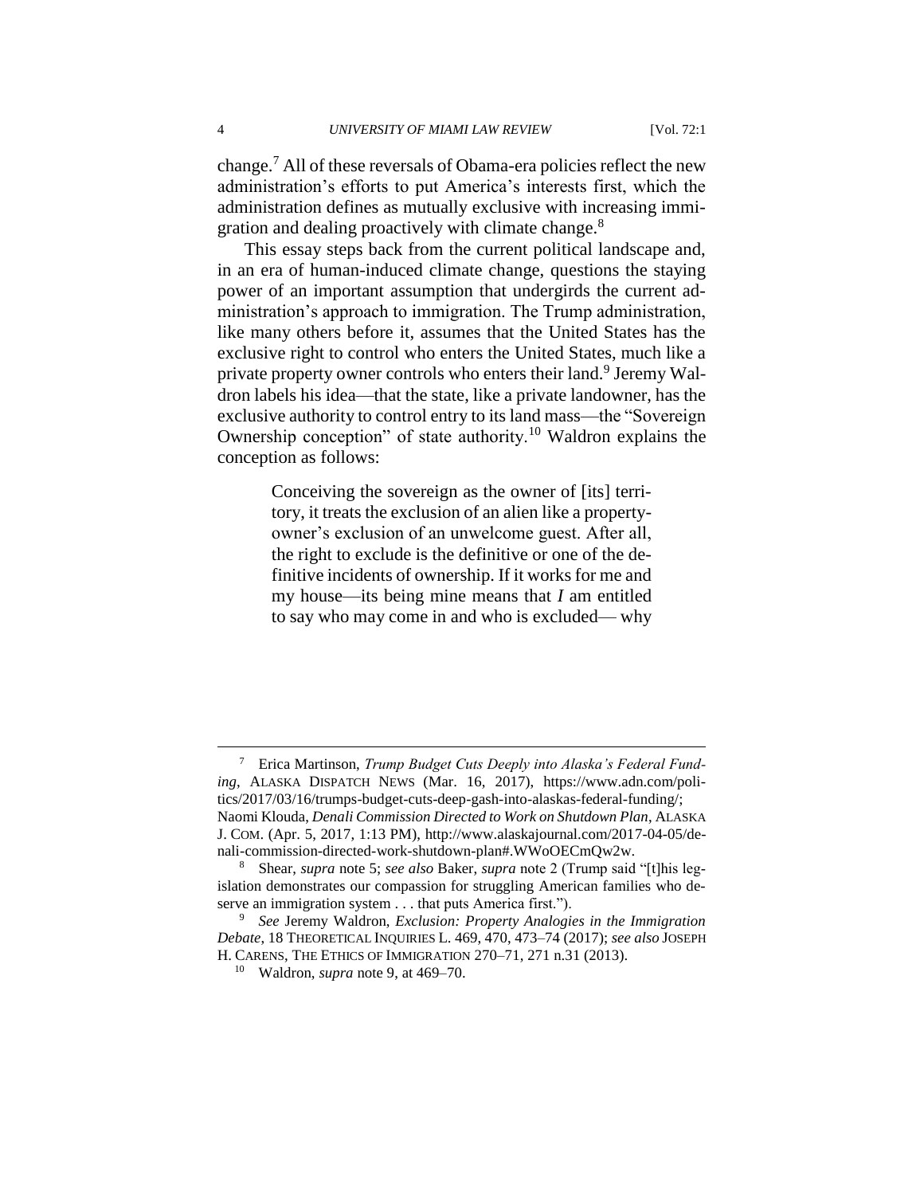change.[7] All of these reversals of Obama-era policies reflect the new administration's efforts to put America's interests first, which the administration defines as mutually exclusive with increasing immigration and dealing proactively with climate change.[8]

This essay steps back from the current political landscape and, in an era of human-induced climate change, questions the staying power of an important assumption that undergirds the current administration's approach to immigration. The Trump administration, like many others before it, assumes that the United States has the exclusive right to control who enters the United States, much like a private property owner controls who enters their land.[9] Jeremy Waldron labels his idea—that the state, like a private landowner, has the exclusive authority to control entry to its land mass—the "Sovereign Ownership conception" of state authority.[10] Waldron explains the conception as follows:

> Conceiving the sovereign as the owner of [its] territory, it treats the exclusion of an alien like a property-owner's exclusion of an unwelcome guest. After all, the right to exclude is the definitive or one of the definitive incidents of ownership. If it works for me and my house—its being mine means that *I* am entitled to say who may come in and who is excluded— why

---

[7] Erica Martinson, *Trump Budget Cuts Deeply into Alaska's Federal Funding*, ALASKA DISPATCH NEWS (Mar. 16, 2017), https://www.adn.com/politics/2017/03/16/trumps-budget-cuts-deep-gash-into-alaskas-federal-funding/; Naomi Klouda, *Denali Commission Directed to Work on Shutdown Plan*, ALASKA J. COM. (Apr. 5, 2017, 1:13 PM), http://www.alaskajournal.com/2017-04-05/denali-commission-directed-work-shutdown-plan#.WWoOECmQw2w.

[8] Shear, *supra* note 5; *see also* Baker, *supra* note 2 (Trump said "[t]his legislation demonstrates our compassion for struggling American families who deserve an immigration system . . . that puts America first.").

[9] *See* Jeremy Waldron, *Exclusion: Property Analogies in the Immigration Debate*, 18 THEORETICAL INQUIRIES L. 469, 470, 473–74 (2017); *see also* JOSEPH H. CARENS, THE ETHICS OF IMMIGRATION 270–71, 271 n.31 (2013).

[10] Waldron, *supra* note 9, at 469–70.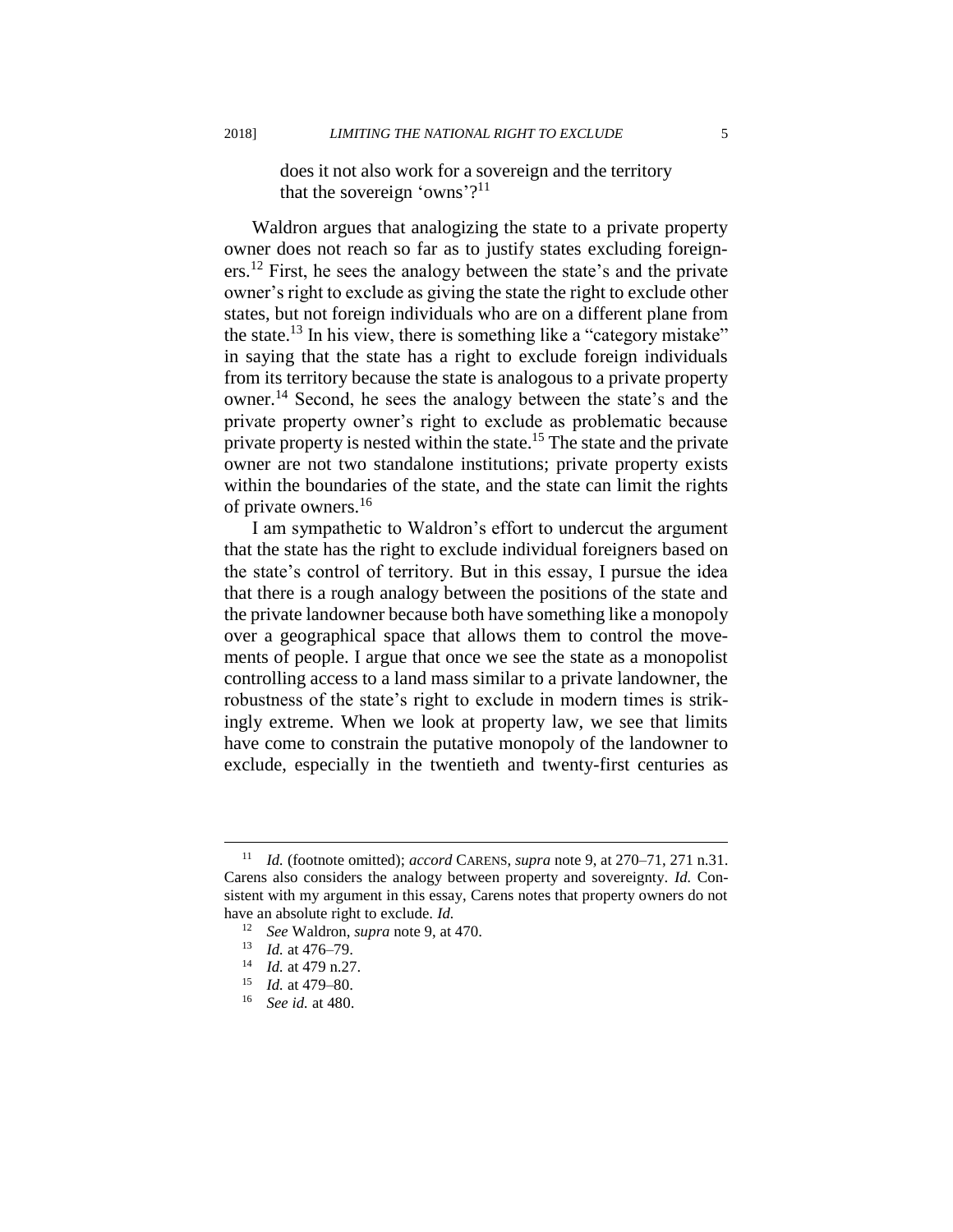> does it not also work for a sovereign and the territory that the sovereign 'owns'?[11]

Waldron argues that analogizing the state to a private property owner does not reach so far as to justify states excluding foreigners.[12] First, he sees the analogy between the state's and the private owner's right to exclude as giving the state the right to exclude other states, but not foreign individuals who are on a different plane from the state.[13] In his view, there is something like a "category mistake" in saying that the state has a right to exclude foreign individuals from its territory because the state is analogous to a private property owner.[14] Second, he sees the analogy between the state's and the private property owner's right to exclude as problematic because private property is nested within the state.[15] The state and the private owner are not two standalone institutions; private property exists within the boundaries of the state, and the state can limit the rights of private owners.[16]

I am sympathetic to Waldron's effort to undercut the argument that the state has the right to exclude individual foreigners based on the state's control of territory. But in this essay, I pursue the idea that there is a rough analogy between the positions of the state and the private landowner because both have something like a monopoly over a geographical space that allows them to control the movements of people. I argue that once we see the state as a monopolist controlling access to a land mass similar to a private landowner, the robustness of the state's right to exclude in modern times is strikingly extreme. When we look at property law, we see that limits have come to constrain the putative monopoly of the landowner to exclude, especially in the twentieth and twenty-first centuries as

---

[11] *Id.* (footnote omitted); *accord* CARENS, *supra* note 9, at 270–71, 271 n.31. Carens also considers the analogy between property and sovereignty. *Id.* Consistent with my argument in this essay, Carens notes that property owners do not have an absolute right to exclude. *Id.*

[12] *See* Waldron, *supra* note 9, at 470.

[13] *Id.* at 476–79.

[14] *Id.* at 479 n.27.

[15] *Id.* at 479–80.

[16] *See id.* at 480.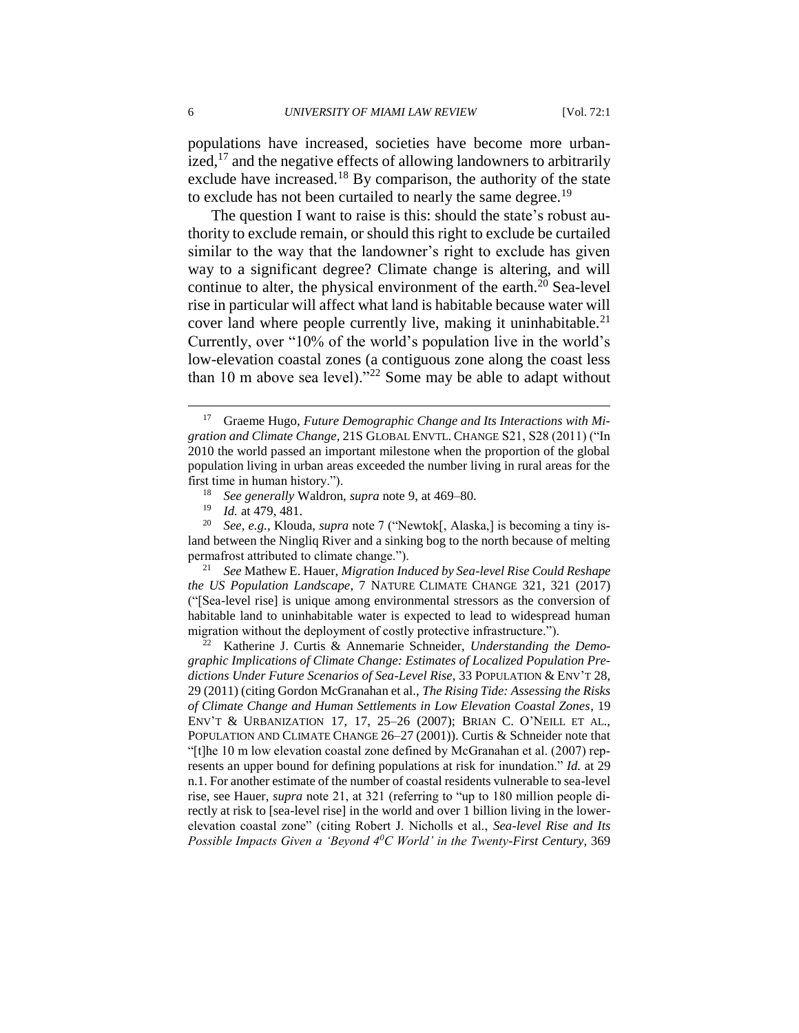populations have increased, societies have become more urbanized,[17] and the negative effects of allowing landowners to arbitrarily exclude have increased.[18] By comparison, the authority of the state to exclude has not been curtailed to nearly the same degree.[19]

The question I want to raise is this: should the state's robust authority to exclude remain, or should this right to exclude be curtailed similar to the way that the landowner's right to exclude has given way to a significant degree? Climate change is altering, and will continue to alter, the physical environment of the earth.[20] Sea-level rise in particular will affect what land is habitable because water will cover land where people currently live, making it uninhabitable.[21] Currently, over "10% of the world's population live in the world's low-elevation coastal zones (a contiguous zone along the coast less than 10 m above sea level)."[22] Some may be able to adapt without

---

[17] Graeme Hugo, *Future Demographic Change and Its Interactions with Migration and Climate Change*, 21S GLOBAL ENVTL. CHANGE S21, S28 (2011) ("In 2010 the world passed an important milestone when the proportion of the global population living in urban areas exceeded the number living in rural areas for the first time in human history.").

[18] *See generally* Waldron, *supra* note 9, at 469–80.

[19] *Id.* at 479, 481.

[20] *See, e.g.*, Klouda, *supra* note 7 ("Newtok[, Alaska,] is becoming a tiny island between the Ningliq River and a sinking bog to the north because of melting permafrost attributed to climate change.").

[21] *See* Mathew E. Hauer, *Migration Induced by Sea-level Rise Could Reshape the US Population Landscape*, 7 NATURE CLIMATE CHANGE 321, 321 (2017) ("[Sea-level rise] is unique among environmental stressors as the conversion of habitable land to uninhabitable water is expected to lead to widespread human migration without the deployment of costly protective infrastructure.").

[22] Katherine J. Curtis & Annemarie Schneider, *Understanding the Demographic Implications of Climate Change: Estimates of Localized Population Predictions Under Future Scenarios of Sea-Level Rise*, 33 POPULATION & ENV'T 28, 29 (2011) (citing Gordon McGranahan et al., *The Rising Tide: Assessing the Risks of Climate Change and Human Settlements in Low Elevation Coastal Zones*, 19 ENV'T & URBANIZATION 17, 17, 25–26 (2007); BRIAN C. O'NEILL ET AL., POPULATION AND CLIMATE CHANGE 26–27 (2001)). Curtis & Schneider note that "[t]he 10 m low elevation coastal zone defined by McGranahan et al. (2007) represents an upper bound for defining populations at risk for inundation." *Id.* at 29 n.1. For another estimate of the number of coastal residents vulnerable to sea-level rise, see Hauer, *supra* note 21, at 321 (referring to "up to 180 million people directly at risk to [sea-level rise] in the world and over 1 billion living in the lower-elevation coastal zone" (citing Robert J. Nicholls et al., *Sea-level Rise and Its Possible Impacts Given a 'Beyond 4$^0$C World' in the Twenty-First Century*, 369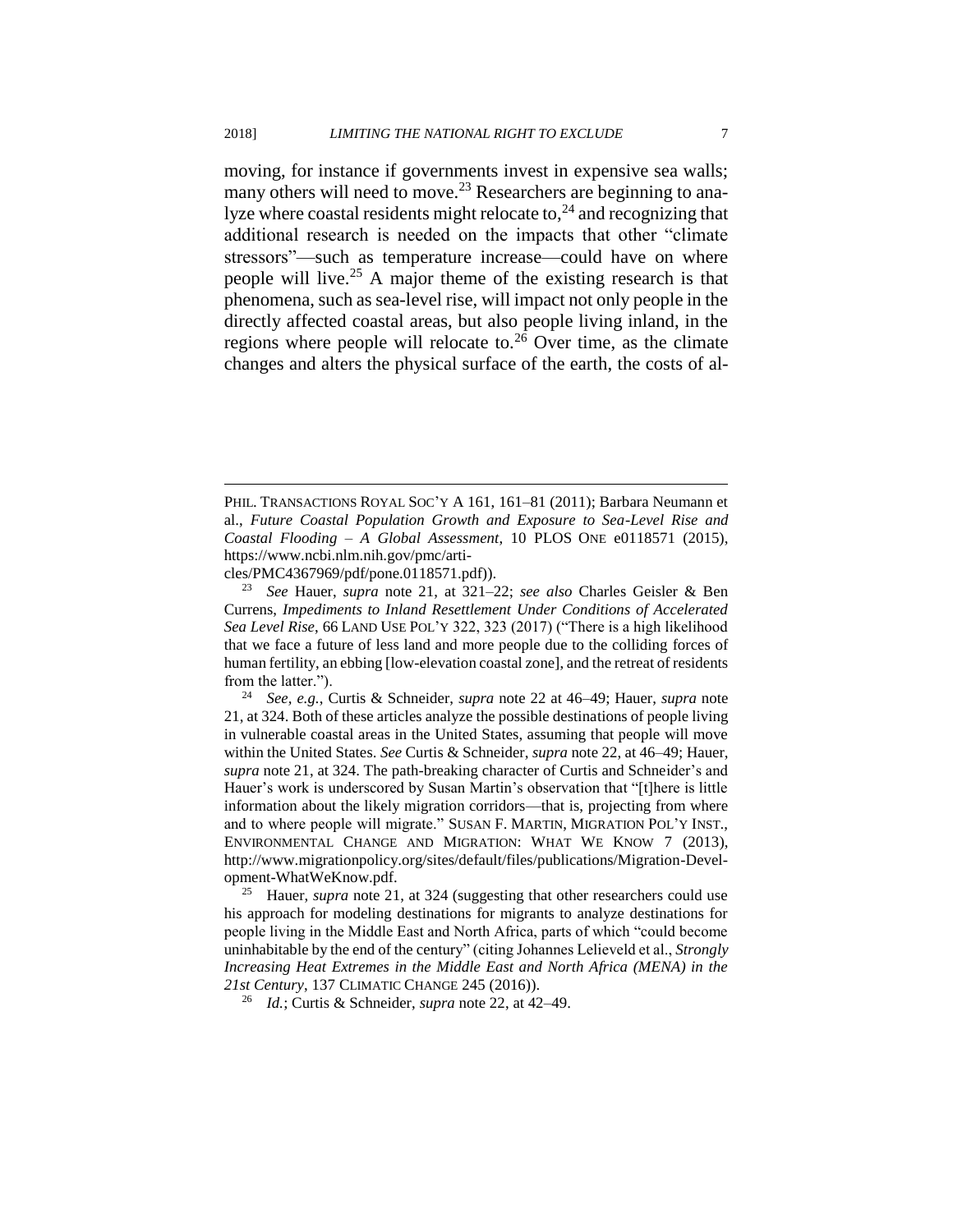moving, for instance if governments invest in expensive sea walls; many others will need to move.[23] Researchers are beginning to analyze where coastal residents might relocate to,[24] and recognizing that additional research is needed on the impacts that other "climate stressors"—such as temperature increase—could have on where people will live.[25] A major theme of the existing research is that phenomena, such as sea-level rise, will impact not only people in the directly affected coastal areas, but also people living inland, in the regions where people will relocate to.[26] Over time, as the climate changes and alters the physical surface of the earth, the costs of al-

---

PHIL. TRANSACTIONS ROYAL SOC'Y A 161, 161–81 (2011); Barbara Neumann et al., *Future Coastal Population Growth and Exposure to Sea-Level Rise and Coastal Flooding – A Global Assessment*, 10 PLOS ONE e0118571 (2015), https://www.ncbi.nlm.nih.gov/pmc/articles/PMC4367969/pdf/pone.0118571.pdf)).

[23] *See* Hauer, *supra* note 21, at 321–22; *see also* Charles Geisler & Ben Currens, *Impediments to Inland Resettlement Under Conditions of Accelerated Sea Level Rise*, 66 LAND USE POL'Y 322, 323 (2017) ("There is a high likelihood that we face a future of less land and more people due to the colliding forces of human fertility, an ebbing [low-elevation coastal zone], and the retreat of residents from the latter.").

[24] *See, e.g.*, Curtis & Schneider, *supra* note 22 at 46–49; Hauer, *supra* note 21, at 324. Both of these articles analyze the possible destinations of people living in vulnerable coastal areas in the United States, assuming that people will move within the United States. *See* Curtis & Schneider, *supra* note 22, at 46–49; Hauer, *supra* note 21, at 324. The path-breaking character of Curtis and Schneider's and Hauer's work is underscored by Susan Martin's observation that "[t]here is little information about the likely migration corridors—that is, projecting from where and to where people will migrate." SUSAN F. MARTIN, MIGRATION POL'Y INST., ENVIRONMENTAL CHANGE AND MIGRATION: WHAT WE KNOW 7 (2013), http://www.migrationpolicy.org/sites/default/files/publications/Migration-Development-WhatWeKnow.pdf.

[25] Hauer, *supra* note 21, at 324 (suggesting that other researchers could use his approach for modeling destinations for migrants to analyze destinations for people living in the Middle East and North Africa, parts of which "could become uninhabitable by the end of the century" (citing Johannes Lelieveld et al., *Strongly Increasing Heat Extremes in the Middle East and North Africa (MENA) in the 21st Century*, 137 CLIMATIC CHANGE 245 (2016)).

[26] *Id.*; Curtis & Schneider, *supra* note 22, at 42–49.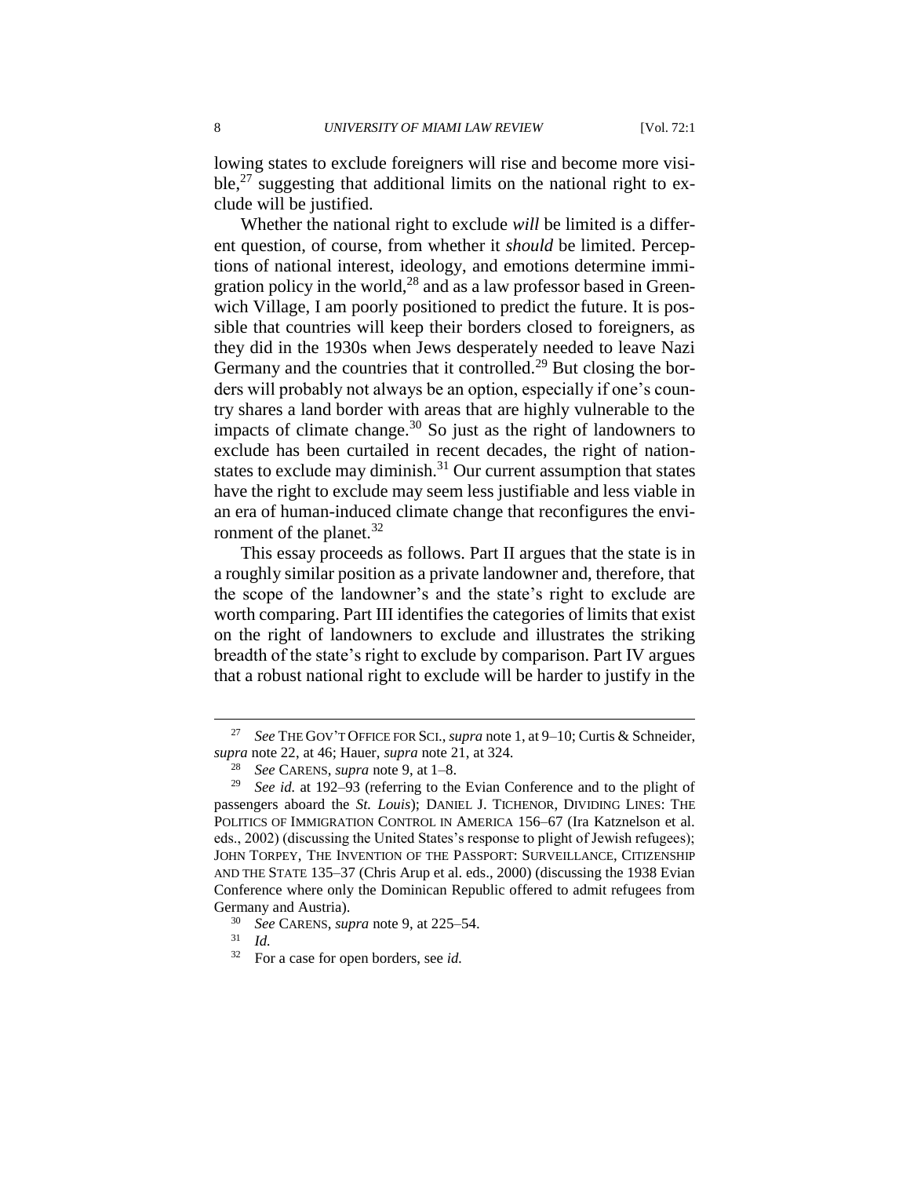lowing states to exclude foreigners will rise and become more visible,[27] suggesting that additional limits on the national right to exclude will be justified.

Whether the national right to exclude *will* be limited is a different question, of course, from whether it *should* be limited. Perceptions of national interest, ideology, and emotions determine immigration policy in the world,[28] and as a law professor based in Greenwich Village, I am poorly positioned to predict the future. It is possible that countries will keep their borders closed to foreigners, as they did in the 1930s when Jews desperately needed to leave Nazi Germany and the countries that it controlled.[29] But closing the borders will probably not always be an option, especially if one's country shares a land border with areas that are highly vulnerable to the impacts of climate change.[30] So just as the right of landowners to exclude has been curtailed in recent decades, the right of nation-states to exclude may diminish.[31] Our current assumption that states have the right to exclude may seem less justifiable and less viable in an era of human-induced climate change that reconfigures the environment of the planet.[32]

This essay proceeds as follows. Part II argues that the state is in a roughly similar position as a private landowner and, therefore, that the scope of the landowner's and the state's right to exclude are worth comparing. Part III identifies the categories of limits that exist on the right of landowners to exclude and illustrates the striking breadth of the state's right to exclude by comparison. Part IV argues that a robust national right to exclude will be harder to justify in the

---

[27] *See* THE GOV'T OFFICE FOR SCI., *supra* note 1, at 9–10; Curtis & Schneider, *supra* note 22, at 46; Hauer, *supra* note 21, at 324.

[28] *See* CARENS, *supra* note 9, at 1–8.

[29] *See id.* at 192–93 (referring to the Evian Conference and to the plight of passengers aboard the *St. Louis*); DANIEL J. TICHENOR, DIVIDING LINES: THE POLITICS OF IMMIGRATION CONTROL IN AMERICA 156–67 (Ira Katznelson et al. eds., 2002) (discussing the United States's response to plight of Jewish refugees); JOHN TORPEY, THE INVENTION OF THE PASSPORT: SURVEILLANCE, CITIZENSHIP AND THE STATE 135–37 (Chris Arup et al. eds., 2000) (discussing the 1938 Evian Conference where only the Dominican Republic offered to admit refugees from Germany and Austria).

[30] *See* CARENS, *supra* note 9, at 225–54.

[31] *Id.*

[32] For a case for open borders, see *id.*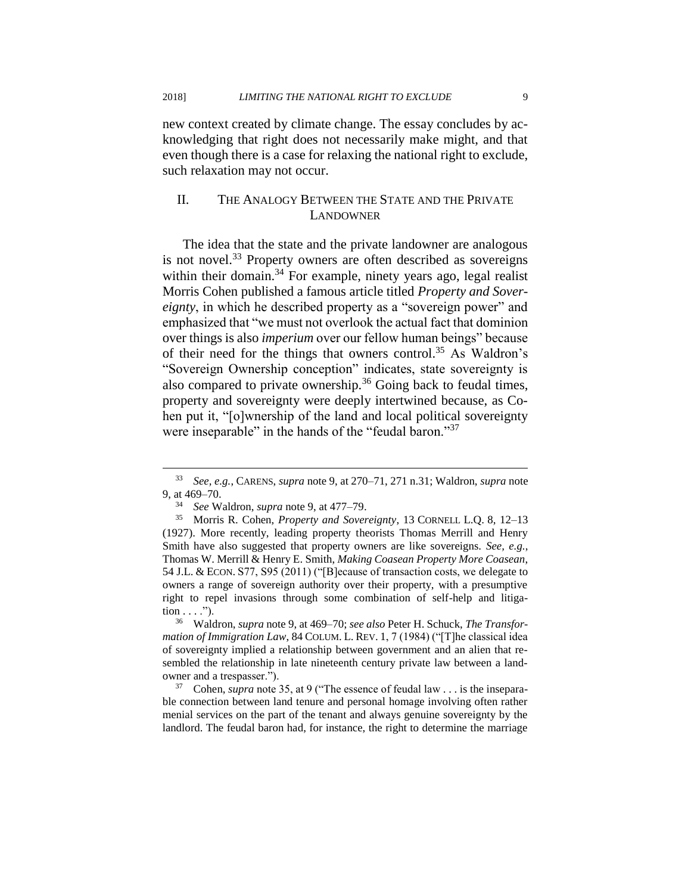new context created by climate change. The essay concludes by acknowledging that right does not necessarily make might, and that even though there is a case for relaxing the national right to exclude, such relaxation may not occur.

## II. THE ANALOGY BETWEEN THE STATE AND THE PRIVATE LANDOWNER

The idea that the state and the private landowner are analogous is not novel.[33] Property owners are often described as sovereigns within their domain.[34] For example, ninety years ago, legal realist Morris Cohen published a famous article titled *Property and Sovereignty*, in which he described property as a "sovereign power" and emphasized that "we must not overlook the actual fact that dominion over things is also *imperium* over our fellow human beings" because of their need for the things that owners control.[35] As Waldron's "Sovereign Ownership conception" indicates, state sovereignty is also compared to private ownership.[36] Going back to feudal times, property and sovereignty were deeply intertwined because, as Cohen put it, "[o]wnership of the land and local political sovereignty were inseparable" in the hands of the "feudal baron."[37]

---

[33] *See, e.g.*, CARENS, *supra* note 9, at 270–71, 271 n.31; Waldron, *supra* note 9, at 469–70.

[34] *See* Waldron, *supra* note 9, at 477–79.

[35] Morris R. Cohen, *Property and Sovereignty*, 13 CORNELL L.Q. 8, 12–13 (1927). More recently, leading property theorists Thomas Merrill and Henry Smith have also suggested that property owners are like sovereigns. *See, e.g.*, Thomas W. Merrill & Henry E. Smith, *Making Coasean Property More Coasean*, 54 J.L. & ECON. S77, S95 (2011) ("[B]ecause of transaction costs, we delegate to owners a range of sovereign authority over their property, with a presumptive right to repel invasions through some combination of self-help and litigation . . . .").

[36] Waldron, *supra* note 9, at 469–70; *see also* Peter H. Schuck, *The Transformation of Immigration Law*, 84 COLUM. L. REV. 1, 7 (1984) ("[T]he classical idea of sovereignty implied a relationship between government and an alien that resembled the relationship in late nineteenth century private law between a landowner and a trespasser.").

[37] Cohen, *supra* note 35, at 9 ("The essence of feudal law . . . is the inseparable connection between land tenure and personal homage involving often rather menial services on the part of the tenant and always genuine sovereignty by the landlord. The feudal baron had, for instance, the right to determine the marriage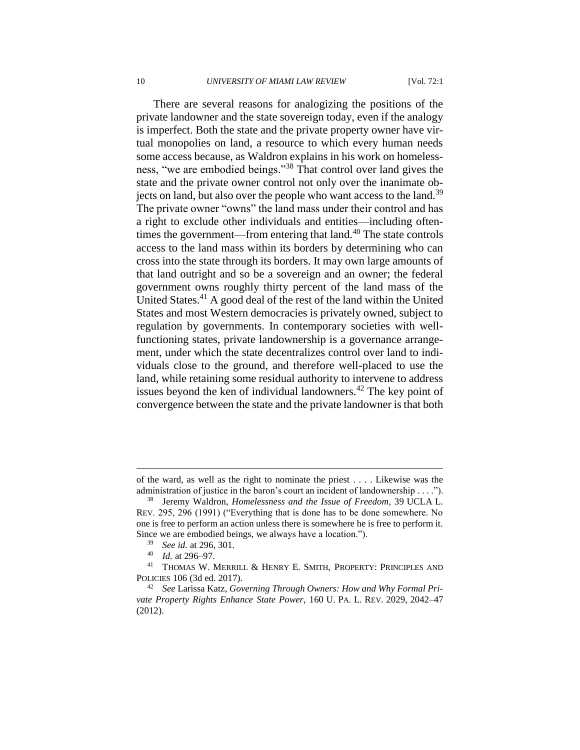There are several reasons for analogizing the positions of the private landowner and the state sovereign today, even if the analogy is imperfect. Both the state and the private property owner have virtual monopolies on land, a resource to which every human needs some access because, as Waldron explains in his work on homelessness, "we are embodied beings."[38] That control over land gives the state and the private owner control not only over the inanimate objects on land, but also over the people who want access to the land.[39] The private owner "owns" the land mass under their control and has a right to exclude other individuals and entities—including oftentimes the government—from entering that land.[40] The state controls access to the land mass within its borders by determining who can cross into the state through its borders. It may own large amounts of that land outright and so be a sovereign and an owner; the federal government owns roughly thirty percent of the land mass of the United States.[41] A good deal of the rest of the land within the United States and most Western democracies is privately owned, subject to regulation by governments. In contemporary societies with well-functioning states, private landownership is a governance arrangement, under which the state decentralizes control over land to individuals close to the ground, and therefore well-placed to use the land, while retaining some residual authority to intervene to address issues beyond the ken of individual landowners.[42] The key point of convergence between the state and the private landowner is that both

---

of the ward, as well as the right to nominate the priest . . . . Likewise was the administration of justice in the baron's court an incident of landownership . . . .").

[38] Jeremy Waldron, *Homelessness and the Issue of Freedom*, 39 UCLA L. REV. 295, 296 (1991) ("Everything that is done has to be done somewhere. No one is free to perform an action unless there is somewhere he is free to perform it. Since we are embodied beings, we always have a location.").

[39] *See id.* at 296, 301.

[40] *Id.* at 296–97.

[41] THOMAS W. MERRILL & HENRY E. SMITH, PROPERTY: PRINCIPLES AND POLICIES 106 (3d ed. 2017).

[42] *See* Larissa Katz, *Governing Through Owners: How and Why Formal Private Property Rights Enhance State Power*, 160 U. PA. L. REV. 2029, 2042–47 (2012).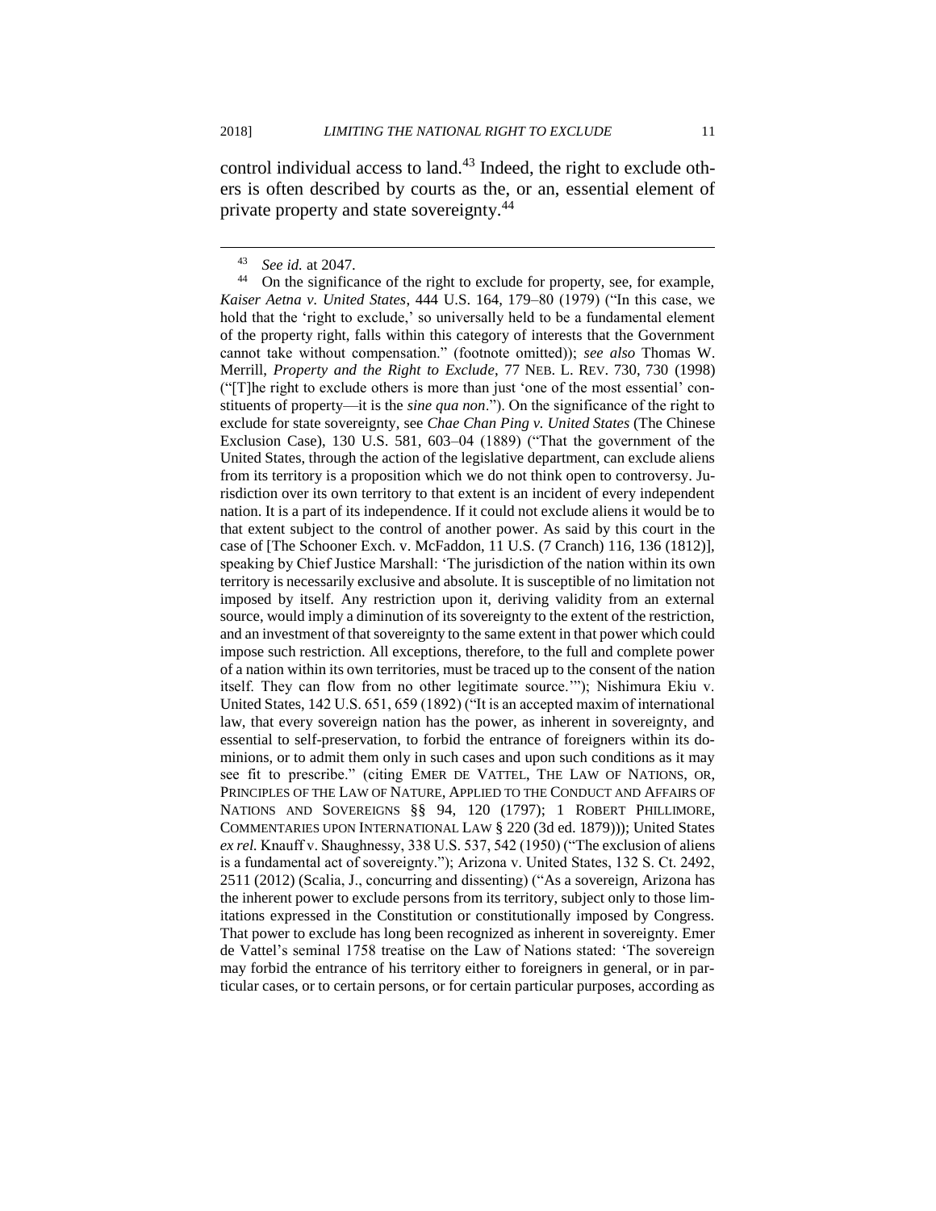control individual access to land.[43] Indeed, the right to exclude others is often described by courts as the, or an, essential element of private property and state sovereignty.[44]

---

[43] *See id.* at 2047.

[44] On the significance of the right to exclude for property, see, for example, *Kaiser Aetna v. United States*, 444 U.S. 164, 179–80 (1979) ("In this case, we hold that the 'right to exclude,' so universally held to be a fundamental element of the property right, falls within this category of interests that the Government cannot take without compensation." (footnote omitted)); *see also* Thomas W. Merrill, *Property and the Right to Exclude*, 77 NEB. L. REV. 730, 730 (1998) ("[T]he right to exclude others is more than just 'one of the most essential' constituents of property—it is the *sine qua non*."). On the significance of the right to exclude for state sovereignty, see *Chae Chan Ping v. United States* (The Chinese Exclusion Case), 130 U.S. 581, 603–04 (1889) ("That the government of the United States, through the action of the legislative department, can exclude aliens from its territory is a proposition which we do not think open to controversy. Jurisdiction over its own territory to that extent is an incident of every independent nation. It is a part of its independence. If it could not exclude aliens it would be to that extent subject to the control of another power. As said by this court in the case of [The Schooner Exch. v. McFaddon, 11 U.S. (7 Cranch) 116, 136 (1812)], speaking by Chief Justice Marshall: 'The jurisdiction of the nation within its own territory is necessarily exclusive and absolute. It is susceptible of no limitation not imposed by itself. Any restriction upon it, deriving validity from an external source, would imply a diminution of its sovereignty to the extent of the restriction, and an investment of that sovereignty to the same extent in that power which could impose such restriction. All exceptions, therefore, to the full and complete power of a nation within its own territories, must be traced up to the consent of the nation itself. They can flow from no other legitimate source.'"); Nishimura Ekiu v. United States, 142 U.S. 651, 659 (1892) ("It is an accepted maxim of international law, that every sovereign nation has the power, as inherent in sovereignty, and essential to self-preservation, to forbid the entrance of foreigners within its dominions, or to admit them only in such cases and upon such conditions as it may see fit to prescribe." (citing EMER DE VATTEL, THE LAW OF NATIONS, OR, PRINCIPLES OF THE LAW OF NATURE, APPLIED TO THE CONDUCT AND AFFAIRS OF NATIONS AND SOVEREIGNS §§ 94, 120 (1797); 1 ROBERT PHILLIMORE, COMMENTARIES UPON INTERNATIONAL LAW § 220 (3d ed. 1879))); United States *ex rel.* Knauff v. Shaughnessy, 338 U.S. 537, 542 (1950) ("The exclusion of aliens is a fundamental act of sovereignty."); Arizona v. United States, 132 S. Ct. 2492, 2511 (2012) (Scalia, J., concurring and dissenting) ("As a sovereign, Arizona has the inherent power to exclude persons from its territory, subject only to those limitations expressed in the Constitution or constitutionally imposed by Congress. That power to exclude has long been recognized as inherent in sovereignty. Emer de Vattel's seminal 1758 treatise on the Law of Nations stated: 'The sovereign may forbid the entrance of his territory either to foreigners in general, or in particular cases, or to certain persons, or for certain particular purposes, according as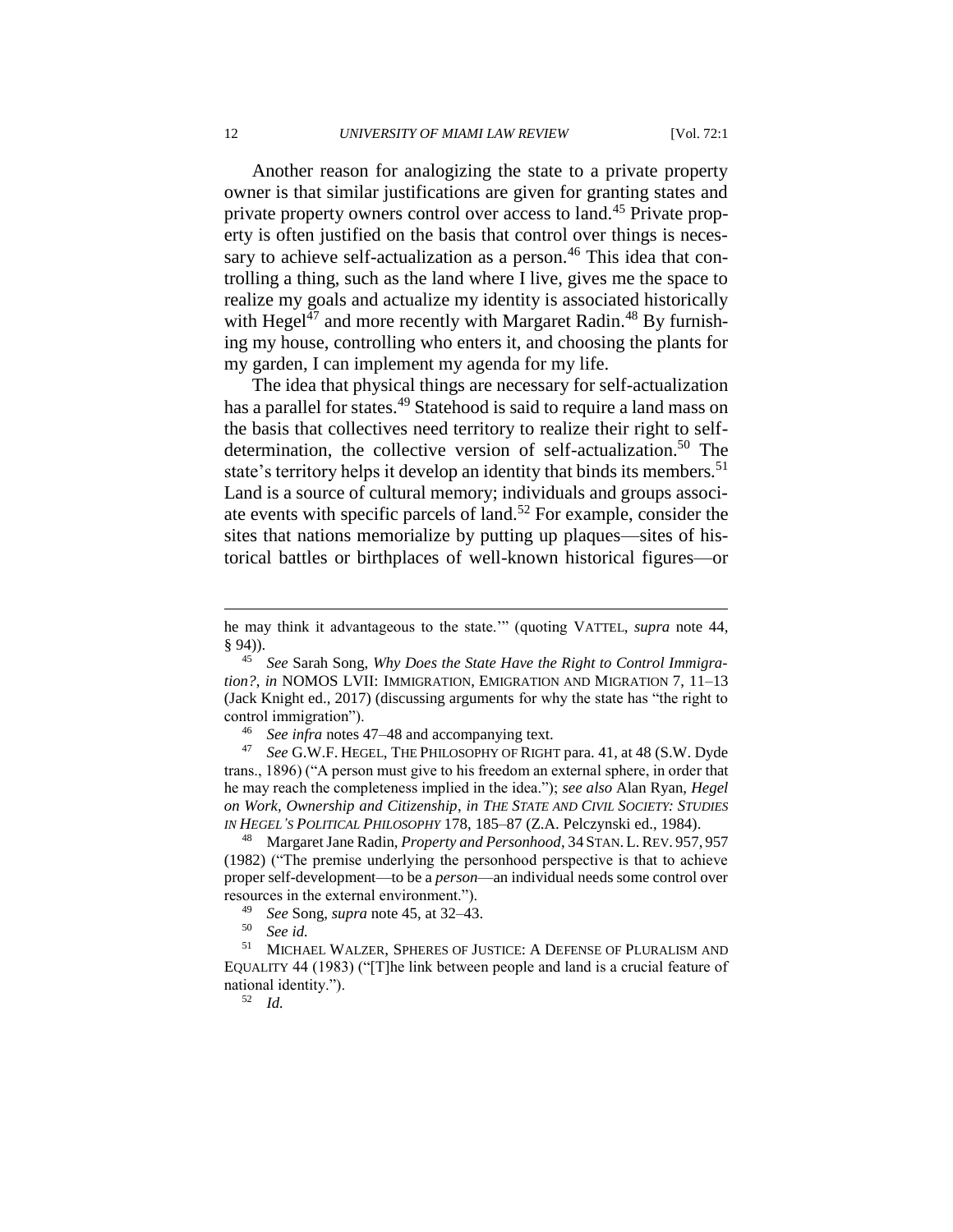Another reason for analogizing the state to a private property owner is that similar justifications are given for granting states and private property owners control over access to land.[45] Private property is often justified on the basis that control over things is necessary to achieve self-actualization as a person.[46] This idea that controlling a thing, such as the land where I live, gives me the space to realize my goals and actualize my identity is associated historically with Hegel[47] and more recently with Margaret Radin.[48] By furnishing my house, controlling who enters it, and choosing the plants for my garden, I can implement my agenda for my life.

The idea that physical things are necessary for self-actualization has a parallel for states.[49] Statehood is said to require a land mass on the basis that collectives need territory to realize their right to self-determination, the collective version of self-actualization.[50] The state's territory helps it develop an identity that binds its members.[51] Land is a source of cultural memory; individuals and groups associate events with specific parcels of land.[52] For example, consider the sites that nations memorialize by putting up plaques—sites of historical battles or birthplaces of well-known historical figures—or

---

he may think it advantageous to the state.'" (quoting VATTEL, *supra* note 44, § 94)).

[45] *See* Sarah Song, *Why Does the State Have the Right to Control Immigration?*, *in* NOMOS LVII: IMMIGRATION, EMIGRATION AND MIGRATION 7, 11–13 (Jack Knight ed., 2017) (discussing arguments for why the state has "the right to control immigration").

[46] *See infra* notes 47–48 and accompanying text.

[47] *See* G.W.F. HEGEL, THE PHILOSOPHY OF RIGHT para. 41, at 48 (S.W. Dyde trans., 1896) ("A person must give to his freedom an external sphere, in order that he may reach the completeness implied in the idea."); *see also* Alan Ryan, *Hegel on Work, Ownership and Citizenship*, *in* *THE STATE AND CIVIL SOCIETY: STUDIES IN HEGEL'S POLITICAL PHILOSOPHY* 178, 185–87 (Z.A. Pelczynski ed., 1984).

[48] Margaret Jane Radin, *Property and Personhood*, 34 STAN. L. REV. 957, 957 (1982) ("The premise underlying the personhood perspective is that to achieve proper self-development—to be a *person*—an individual needs some control over resources in the external environment.").

[49] *See* Song, *supra* note 45, at 32–43.

[50] *See id.*

[51] MICHAEL WALZER, SPHERES OF JUSTICE: A DEFENSE OF PLURALISM AND EQUALITY 44 (1983) ("[T]he link between people and land is a crucial feature of national identity.").

[52] *Id.*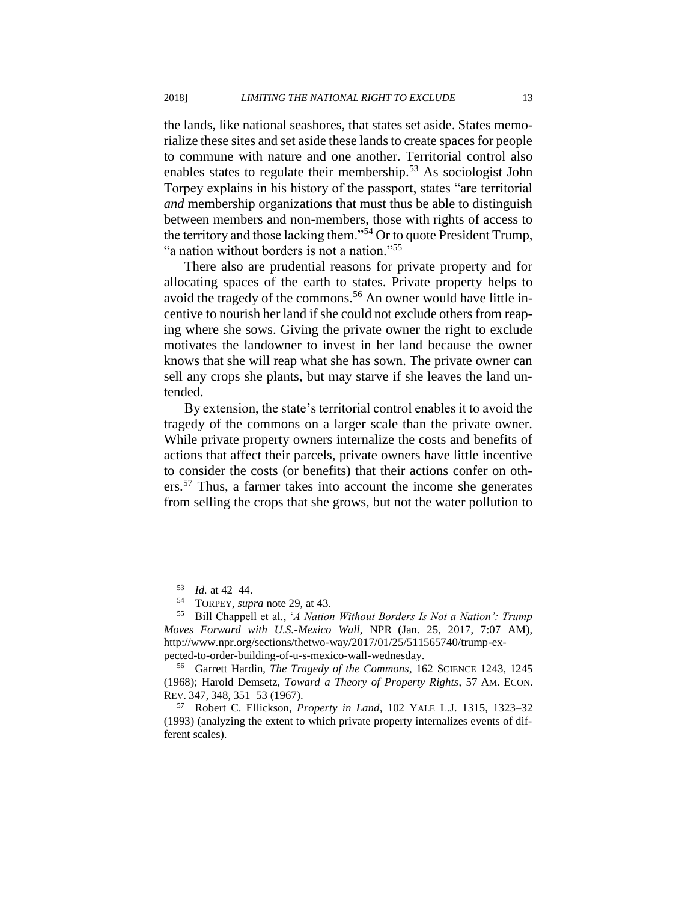the lands, like national seashores, that states set aside. States memorialize these sites and set aside these lands to create spaces for people to commune with nature and one another. Territorial control also enables states to regulate their membership.[53] As sociologist John Torpey explains in his history of the passport, states "are territorial *and* membership organizations that must thus be able to distinguish between members and non-members, those with rights of access to the territory and those lacking them."[54] Or to quote President Trump, "a nation without borders is not a nation."[55]

There also are prudential reasons for private property and for allocating spaces of the earth to states. Private property helps to avoid the tragedy of the commons.[56] An owner would have little incentive to nourish her land if she could not exclude others from reaping where she sows. Giving the private owner the right to exclude motivates the landowner to invest in her land because the owner knows that she will reap what she has sown. The private owner can sell any crops she plants, but may starve if she leaves the land untended.

By extension, the state's territorial control enables it to avoid the tragedy of the commons on a larger scale than the private owner. While private property owners internalize the costs and benefits of actions that affect their parcels, private owners have little incentive to consider the costs (or benefits) that their actions confer on others.[57] Thus, a farmer takes into account the income she generates from selling the crops that she grows, but not the water pollution to

---

[53] *Id.* at 42–44.

[54] TORPEY, *supra* note 29, at 43.

[55] Bill Chappell et al., '*A Nation Without Borders Is Not a Nation': Trump Moves Forward with U.S.-Mexico Wall*, NPR (Jan. 25, 2017, 7:07 AM), http://www.npr.org/sections/thetwo-way/2017/01/25/511565740/trump-expected-to-order-building-of-u-s-mexico-wall-wednesday.

[56] Garrett Hardin, *The Tragedy of the Commons*, 162 SCIENCE 1243, 1245 (1968); Harold Demsetz, *Toward a Theory of Property Rights*, 57 AM. ECON. REV. 347, 348, 351–53 (1967).

[57] Robert C. Ellickson, *Property in Land*, 102 YALE L.J. 1315, 1323–32 (1993) (analyzing the extent to which private property internalizes events of different scales).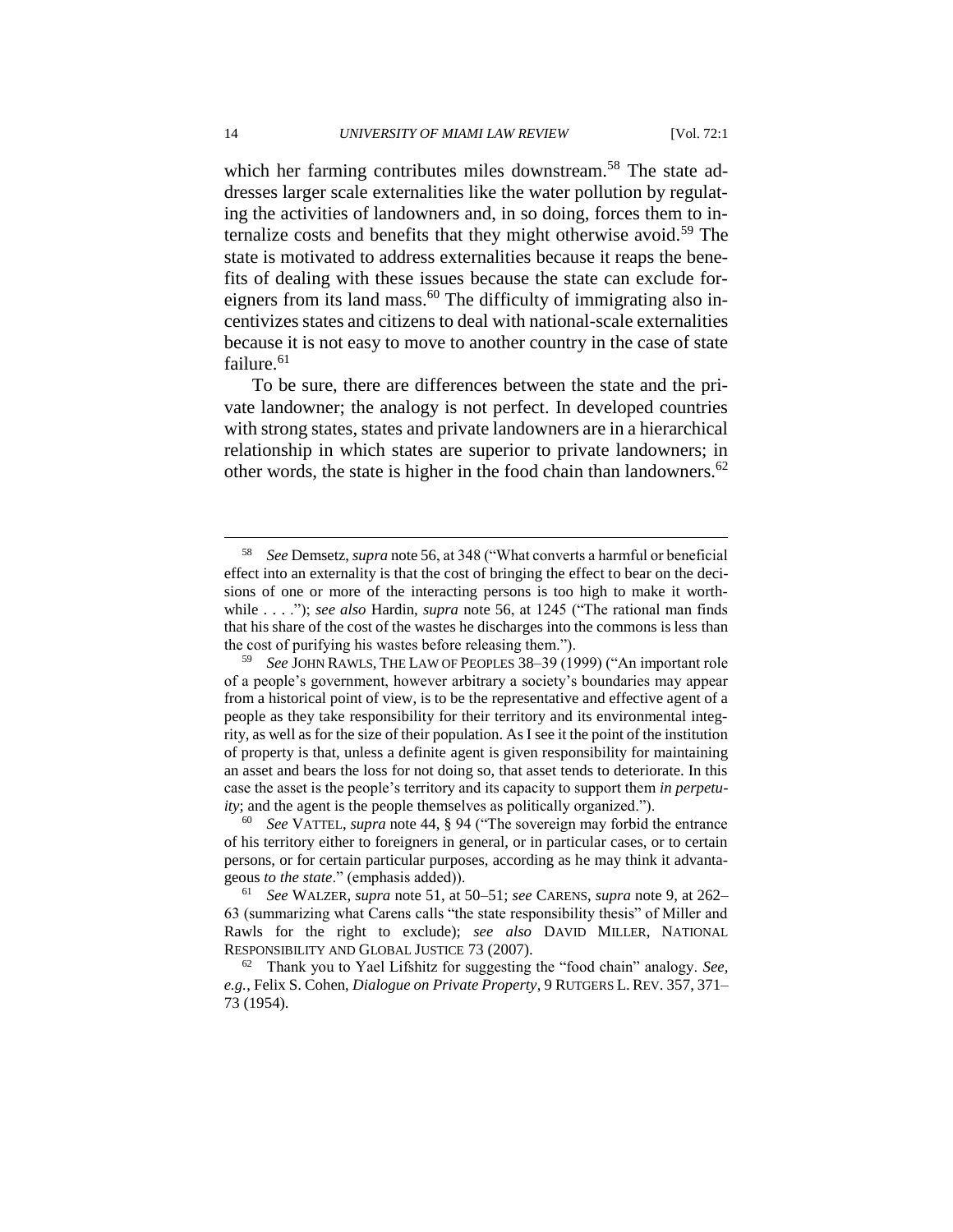which her farming contributes miles downstream.[58] The state addresses larger scale externalities like the water pollution by regulating the activities of landowners and, in so doing, forces them to internalize costs and benefits that they might otherwise avoid.[59] The state is motivated to address externalities because it reaps the benefits of dealing with these issues because the state can exclude foreigners from its land mass.[60] The difficulty of immigrating also incentivizes states and citizens to deal with national-scale externalities because it is not easy to move to another country in the case of state failure.[61]

To be sure, there are differences between the state and the private landowner; the analogy is not perfect. In developed countries with strong states, states and private landowners are in a hierarchical relationship in which states are superior to private landowners; in other words, the state is higher in the food chain than landowners.[62]

---

[58] *See* Demsetz, *supra* note 56, at 348 ("What converts a harmful or beneficial effect into an externality is that the cost of bringing the effect to bear on the decisions of one or more of the interacting persons is too high to make it worthwhile . . . ."); *see also* Hardin, *supra* note 56, at 1245 ("The rational man finds that his share of the cost of the wastes he discharges into the commons is less than the cost of purifying his wastes before releasing them.").

[59] *See* JOHN RAWLS, THE LAW OF PEOPLES 38–39 (1999) ("An important role of a people's government, however arbitrary a society's boundaries may appear from a historical point of view, is to be the representative and effective agent of a people as they take responsibility for their territory and its environmental integrity, as well as for the size of their population. As I see it the point of the institution of property is that, unless a definite agent is given responsibility for maintaining an asset and bears the loss for not doing so, that asset tends to deteriorate. In this case the asset is the people's territory and its capacity to support them *in perpetuity*; and the agent is the people themselves as politically organized.").

[60] *See* VATTEL, *supra* note 44, § 94 ("The sovereign may forbid the entrance of his territory either to foreigners in general, or in particular cases, or to certain persons, or for certain particular purposes, according as he may think it advantageous *to the state*." (emphasis added)).

[61] *See* WALZER, *supra* note 51, at 50–51; *see* CARENS, *supra* note 9, at 262–63 (summarizing what Carens calls "the state responsibility thesis" of Miller and Rawls for the right to exclude); *see also* DAVID MILLER, NATIONAL RESPONSIBILITY AND GLOBAL JUSTICE 73 (2007).

[62] Thank you to Yael Lifshitz for suggesting the "food chain" analogy. *See, e.g.*, Felix S. Cohen, *Dialogue on Private Property*, 9 RUTGERS L. REV. 357, 371–73 (1954).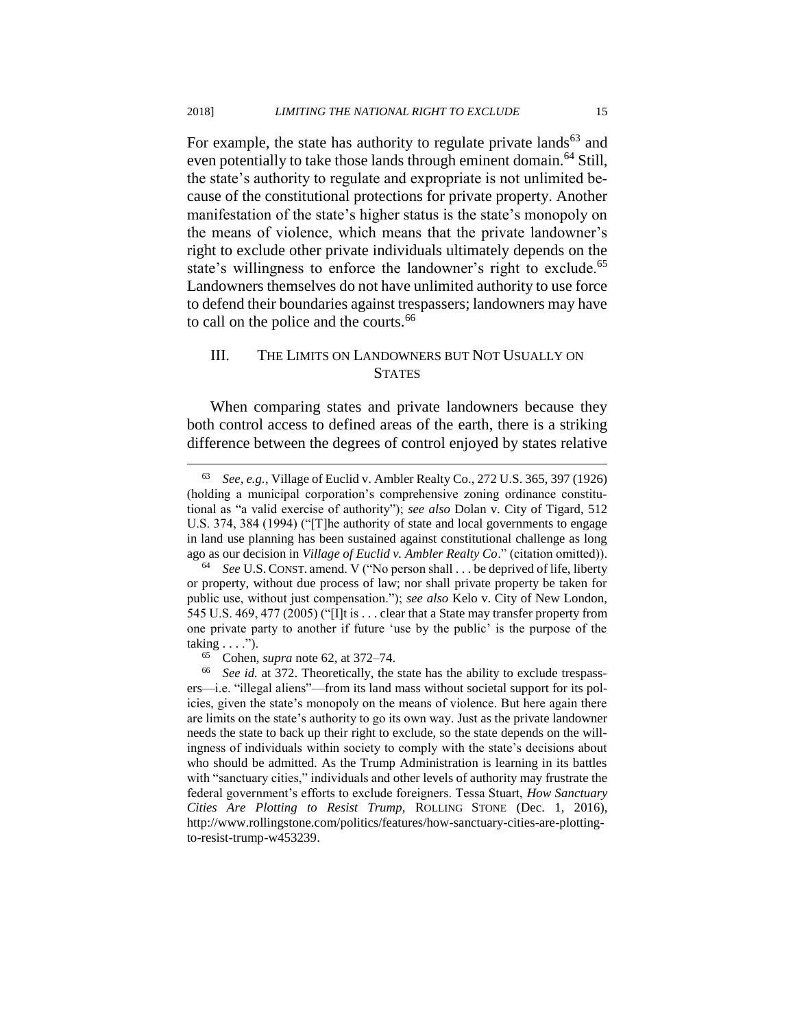For example, the state has authority to regulate private lands[63] and even potentially to take those lands through eminent domain.[64] Still, the state's authority to regulate and expropriate is not unlimited because of the constitutional protections for private property. Another manifestation of the state's higher status is the state's monopoly on the means of violence, which means that the private landowner's right to exclude other private individuals ultimately depends on the state's willingness to enforce the landowner's right to exclude.[65] Landowners themselves do not have unlimited authority to use force to defend their boundaries against trespassers; landowners may have to call on the police and the courts.[66]

## III. THE LIMITS ON LANDOWNERS BUT NOT USUALLY ON STATES

When comparing states and private landowners because they both control access to defined areas of the earth, there is a striking difference between the degrees of control enjoyed by states relative

---

[63] *See, e.g.*, Village of Euclid v. Ambler Realty Co., 272 U.S. 365, 397 (1926) (holding a municipal corporation's comprehensive zoning ordinance constitutional as "a valid exercise of authority"); *see also* Dolan v. City of Tigard, 512 U.S. 374, 384 (1994) ("[T]he authority of state and local governments to engage in land use planning has been sustained against constitutional challenge as long ago as our decision in *Village of Euclid v. Ambler Realty Co*." (citation omitted)).

[64] *See* U.S. CONST. amend. V ("No person shall . . . be deprived of life, liberty or property, without due process of law; nor shall private property be taken for public use, without just compensation."); *see also* Kelo v. City of New London, 545 U.S. 469, 477 (2005) ("[I]t is . . . clear that a State may transfer property from one private party to another if future 'use by the public' is the purpose of the taking . . . .").

[65] Cohen, *supra* note 62, at 372–74.

[66] *See id.* at 372. Theoretically, the state has the ability to exclude trespassers—i.e. "illegal aliens"—from its land mass without societal support for its policies, given the state's monopoly on the means of violence. But here again there are limits on the state's authority to go its own way. Just as the private landowner needs the state to back up their right to exclude, so the state depends on the willingness of individuals within society to comply with the state's decisions about who should be admitted. As the Trump Administration is learning in its battles with "sanctuary cities," individuals and other levels of authority may frustrate the federal government's efforts to exclude foreigners. Tessa Stuart, *How Sanctuary Cities Are Plotting to Resist Trump*, ROLLING STONE (Dec. 1, 2016), http://www.rollingstone.com/politics/features/how-sanctuary-cities-are-plotting-to-resist-trump-w453239.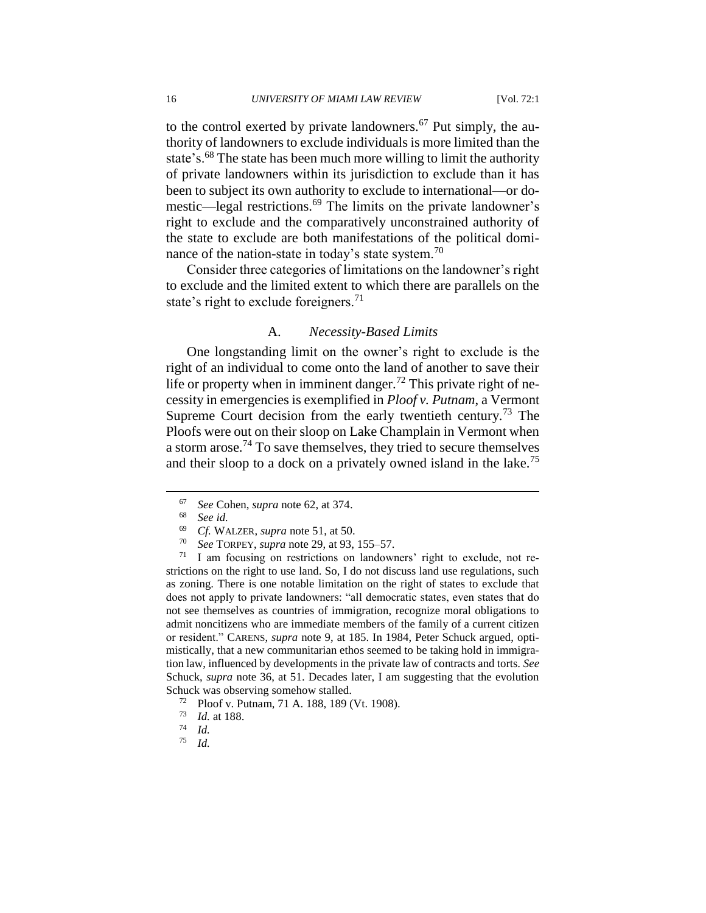to the control exerted by private landowners.[67] Put simply, the authority of landowners to exclude individuals is more limited than the state's.[68] The state has been much more willing to limit the authority of private landowners within its jurisdiction to exclude than it has been to subject its own authority to exclude to international—or domestic—legal restrictions.[69] The limits on the private landowner's right to exclude and the comparatively unconstrained authority of the state to exclude are both manifestations of the political dominance of the nation-state in today's state system.[70]

Consider three categories of limitations on the landowner's right to exclude and the limited extent to which there are parallels on the state's right to exclude foreigners.[71]

### A. *Necessity-Based Limits*

One longstanding limit on the owner's right to exclude is the right of an individual to come onto the land of another to save their life or property when in imminent danger.[72] This private right of necessity in emergencies is exemplified in *Ploof v. Putnam*, a Vermont Supreme Court decision from the early twentieth century.[73] The Ploofs were out on their sloop on Lake Champlain in Vermont when a storm arose.[74] To save themselves, they tried to secure themselves and their sloop to a dock on a privately owned island in the lake.[75]

---

[67] *See* Cohen, *supra* note 62, at 374.

[68] *See id.*

[69] *Cf.* WALZER, *supra* note 51, at 50.

[70] *See* TORPEY, *supra* note 29, at 93, 155–57.

[71] I am focusing on restrictions on landowners' right to exclude, not restrictions on the right to use land. So, I do not discuss land use regulations, such as zoning. There is one notable limitation on the right of states to exclude that does not apply to private landowners: "all democratic states, even states that do not see themselves as countries of immigration, recognize moral obligations to admit noncitizens who are immediate members of the family of a current citizen or resident." CARENS, *supra* note 9, at 185. In 1984, Peter Schuck argued, optimistically, that a new communitarian ethos seemed to be taking hold in immigration law, influenced by developments in the private law of contracts and torts. *See* Schuck, *supra* note 36, at 51. Decades later, I am suggesting that the evolution Schuck was observing somehow stalled.

[72] Ploof v. Putnam, 71 A. 188, 189 (Vt. 1908).

[73] *Id.* at 188.

[74] *Id.*

[75] *Id.*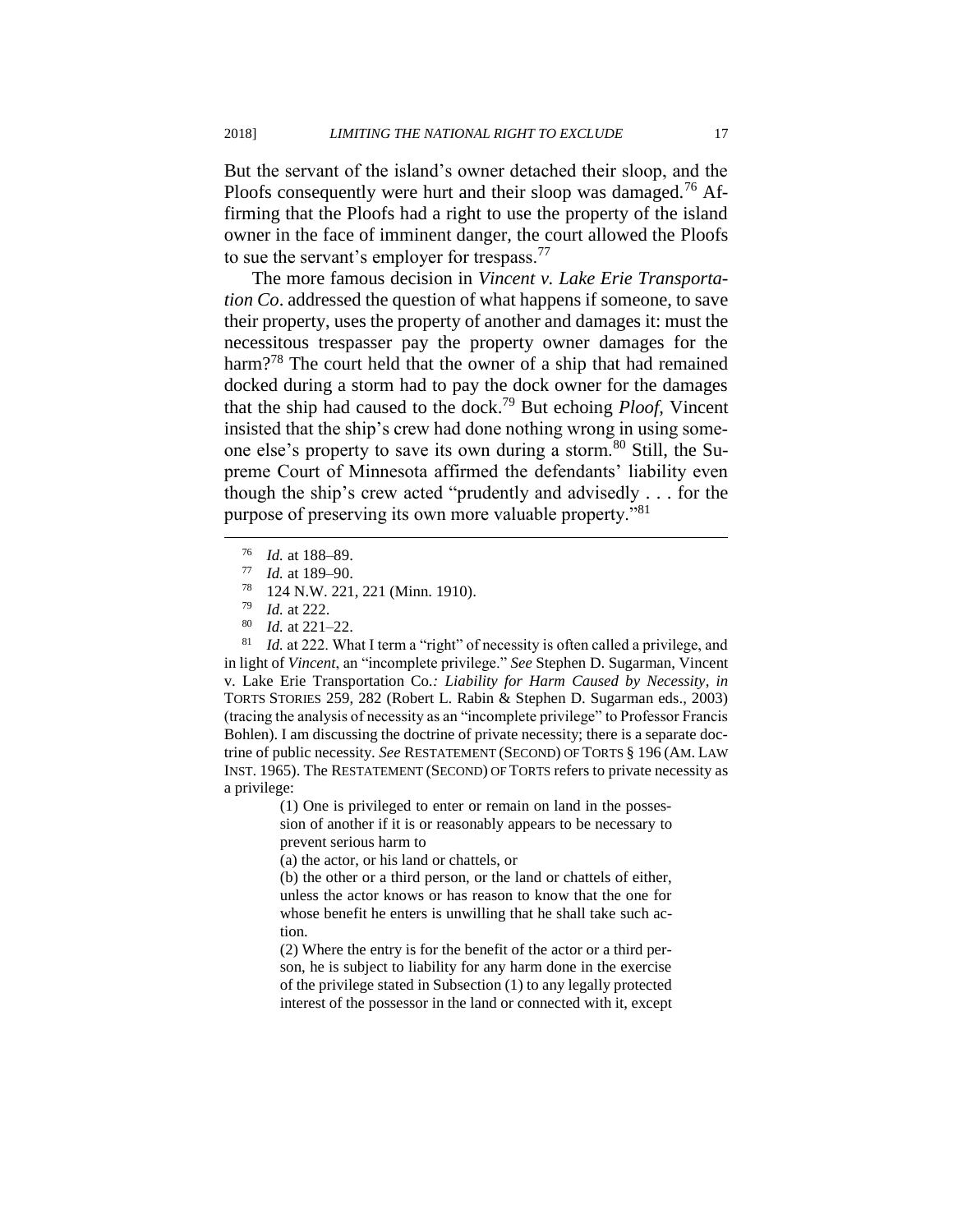But the servant of the island's owner detached their sloop, and the Ploofs consequently were hurt and their sloop was damaged.[76] Affirming that the Ploofs had a right to use the property of the island owner in the face of imminent danger, the court allowed the Ploofs to sue the servant's employer for trespass.[77]

The more famous decision in *Vincent v. Lake Erie Transportation Co*. addressed the question of what happens if someone, to save their property, uses the property of another and damages it: must the necessitous trespasser pay the property owner damages for the harm?[78] The court held that the owner of a ship that had remained docked during a storm had to pay the dock owner for the damages that the ship had caused to the dock.[79] But echoing *Ploof*, Vincent insisted that the ship's crew had done nothing wrong in using someone else's property to save its own during a storm.[80] Still, the Supreme Court of Minnesota affirmed the defendants' liability even though the ship's crew acted "prudently and advisedly . . . for the purpose of preserving its own more valuable property."[81]

---

[76] *Id.* at 188–89.

[77] *Id.* at 189–90.

[78] 124 N.W. 221, 221 (Minn. 1910).

[79] *Id.* at 222.

[80] *Id.* at 221–22.

[81] *Id.* at 222. What I term a "right" of necessity is often called a privilege, and in light of *Vincent*, an "incomplete privilege." *See* Stephen D. Sugarman, Vincent v. Lake Erie Transportation Co.*: Liability for Harm Caused by Necessity*, *in* TORTS STORIES 259, 282 (Robert L. Rabin & Stephen D. Sugarman eds., 2003) (tracing the analysis of necessity as an "incomplete privilege" to Professor Francis Bohlen). I am discussing the doctrine of private necessity; there is a separate doctrine of public necessity. *See* RESTATEMENT (SECOND) OF TORTS § 196 (AM. LAW INST. 1965). The RESTATEMENT (SECOND) OF TORTS refers to private necessity as a privilege:

> (1) One is privileged to enter or remain on land in the possession of another if it is or reasonably appears to be necessary to prevent serious harm to
>
> (a) the actor, or his land or chattels, or
>
> (b) the other or a third person, or the land or chattels of either, unless the actor knows or has reason to know that the one for whose benefit he enters is unwilling that he shall take such action.
>
> (2) Where the entry is for the benefit of the actor or a third person, he is subject to liability for any harm done in the exercise of the privilege stated in Subsection (1) to any legally protected interest of the possessor in the land or connected with it, except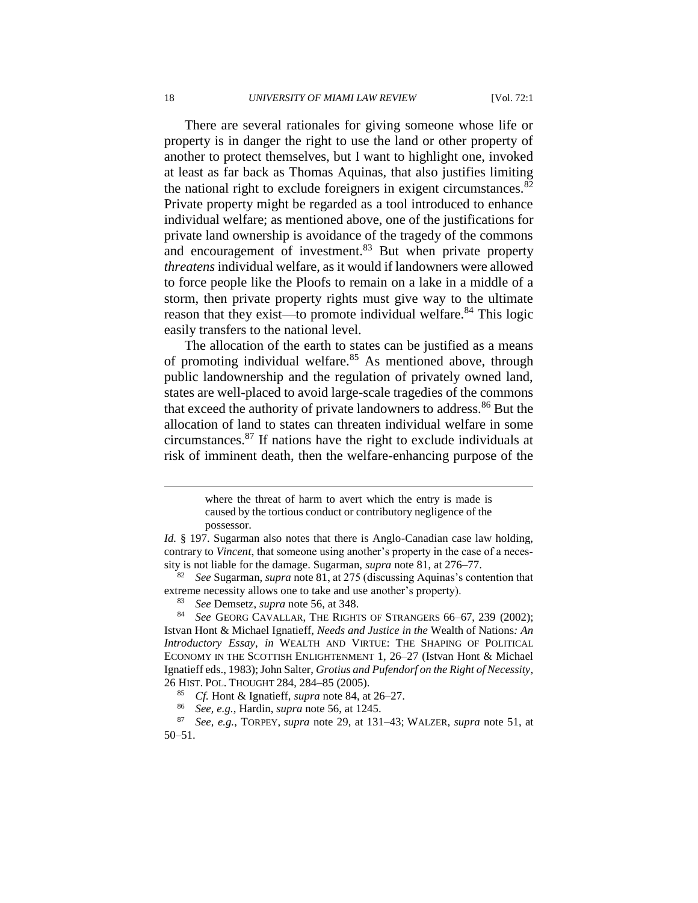There are several rationales for giving someone whose life or property is in danger the right to use the land or other property of another to protect themselves, but I want to highlight one, invoked at least as far back as Thomas Aquinas, that also justifies limiting the national right to exclude foreigners in exigent circumstances.[82] Private property might be regarded as a tool introduced to enhance individual welfare; as mentioned above, one of the justifications for private land ownership is avoidance of the tragedy of the commons and encouragement of investment.[83] But when private property *threatens* individual welfare, as it would if landowners were allowed to force people like the Ploofs to remain on a lake in a middle of a storm, then private property rights must give way to the ultimate reason that they exist—to promote individual welfare.[84] This logic easily transfers to the national level.

The allocation of the earth to states can be justified as a means of promoting individual welfare.[85] As mentioned above, through public landownership and the regulation of privately owned land, states are well-placed to avoid large-scale tragedies of the commons that exceed the authority of private landowners to address.[86] But the allocation of land to states can threaten individual welfare in some circumstances.[87] If nations have the right to exclude individuals at risk of imminent death, then the welfare-enhancing purpose of the

---

> where the threat of harm to avert which the entry is made is caused by the tortious conduct or contributory negligence of the possessor.

*Id.* § 197. Sugarman also notes that there is Anglo-Canadian case law holding, contrary to *Vincent*, that someone using another's property in the case of a necessity is not liable for the damage. Sugarman, *supra* note 81, at 276–77.

[82] *See* Sugarman, *supra* note 81, at 275 (discussing Aquinas's contention that extreme necessity allows one to take and use another's property).

[83] *See* Demsetz, *supra* note 56, at 348.

[84] *See* GEORG CAVALLAR, THE RIGHTS OF STRANGERS 66–67, 239 (2002); Istvan Hont & Michael Ignatieff, *Needs and Justice in the* Wealth of Nations*: An Introductory Essay*, *in* WEALTH AND VIRTUE: THE SHAPING OF POLITICAL ECONOMY IN THE SCOTTISH ENLIGHTENMENT 1, 26–27 (Istvan Hont & Michael Ignatieff eds., 1983); John Salter, *Grotius and Pufendorf on the Right of Necessity*, 26 HIST. POL. THOUGHT 284, 284–85 (2005).

[85] *Cf.* Hont & Ignatieff, *supra* note 84, at 26–27.

[86] *See, e.g.*, Hardin, *supra* note 56, at 1245.

[87] *See, e.g.*, TORPEY, *supra* note 29, at 131–43; WALZER, *supra* note 51, at 50–51.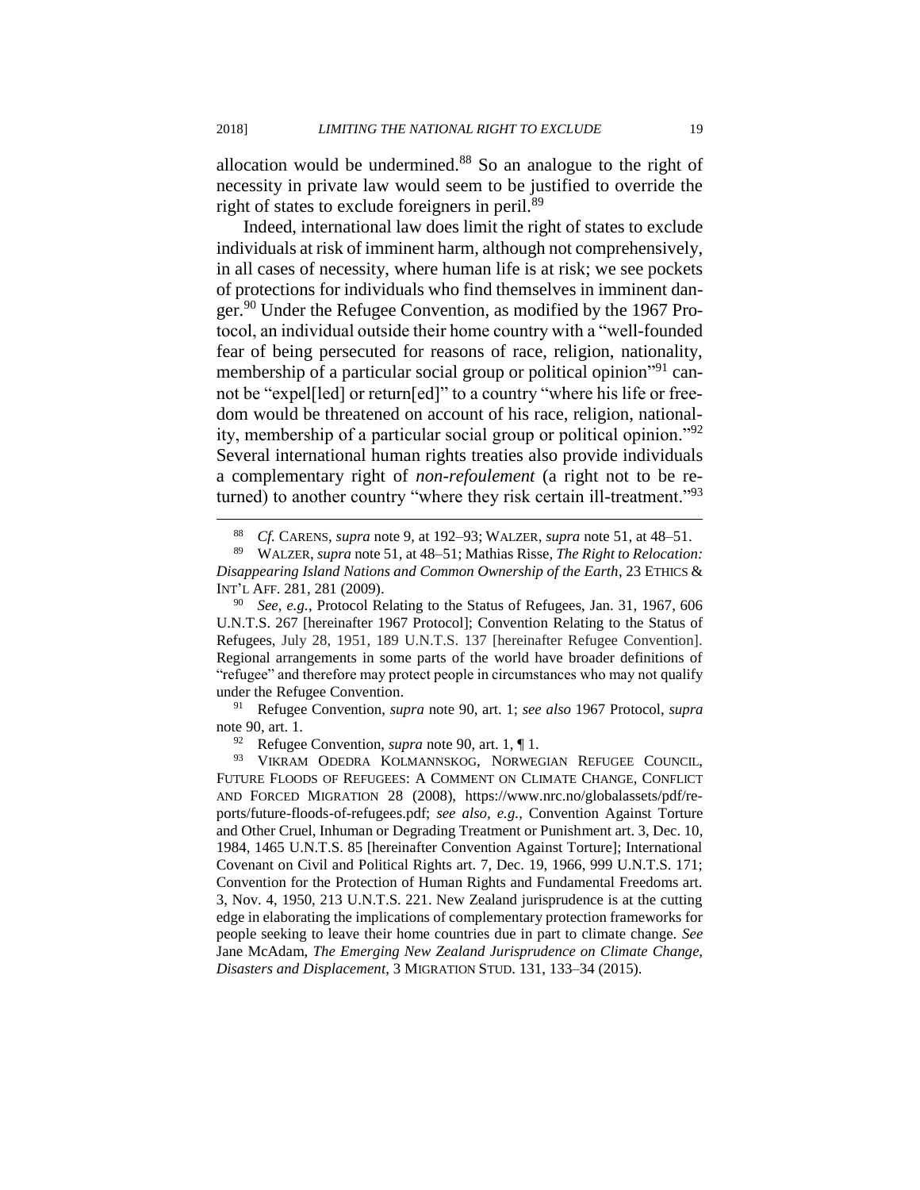allocation would be undermined.[88] So an analogue to the right of necessity in private law would seem to be justified to override the right of states to exclude foreigners in peril.[89]

Indeed, international law does limit the right of states to exclude individuals at risk of imminent harm, although not comprehensively, in all cases of necessity, where human life is at risk; we see pockets of protections for individuals who find themselves in imminent danger.[90] Under the Refugee Convention, as modified by the 1967 Protocol, an individual outside their home country with a "well-founded fear of being persecuted for reasons of race, religion, nationality, membership of a particular social group or political opinion"[91] cannot be "expel[led] or return[ed]" to a country "where his life or freedom would be threatened on account of his race, religion, nationality, membership of a particular social group or political opinion."[92] Several international human rights treaties also provide individuals a complementary right of *non-refoulement* (a right not to be returned) to another country "where they risk certain ill-treatment."[93]

---

[88] *Cf.* CARENS, *supra* note 9, at 192–93; WALZER, *supra* note 51, at 48–51.

[89] WALZER, *supra* note 51, at 48–51; Mathias Risse, *The Right to Relocation: Disappearing Island Nations and Common Ownership of the Earth*, 23 ETHICS & INT'L AFF. 281, 281 (2009).

[90] *See, e.g.*, Protocol Relating to the Status of Refugees, Jan. 31, 1967, 606 U.N.T.S. 267 [hereinafter 1967 Protocol]; Convention Relating to the Status of Refugees, July 28, 1951, 189 U.N.T.S. 137 [hereinafter Refugee Convention]. Regional arrangements in some parts of the world have broader definitions of "refugee" and therefore may protect people in circumstances who may not qualify under the Refugee Convention.

[91] Refugee Convention, *supra* note 90, art. 1; *see also* 1967 Protocol, *supra* note 90, art. 1.

[92] Refugee Convention, *supra* note 90, art. 1, ¶ 1.

[93] VIKRAM ODEDRA KOLMANNSKOG, NORWEGIAN REFUGEE COUNCIL, FUTURE FLOODS OF REFUGEES: A COMMENT ON CLIMATE CHANGE, CONFLICT AND FORCED MIGRATION 28 (2008), https://www.nrc.no/globalassets/pdf/reports/future-floods-of-refugees.pdf; *see also, e.g.*, Convention Against Torture and Other Cruel, Inhuman or Degrading Treatment or Punishment art. 3, Dec. 10, 1984, 1465 U.N.T.S. 85 [hereinafter Convention Against Torture]; International Covenant on Civil and Political Rights art. 7, Dec. 19, 1966, 999 U.N.T.S. 171; Convention for the Protection of Human Rights and Fundamental Freedoms art. 3, Nov. 4, 1950, 213 U.N.T.S. 221. New Zealand jurisprudence is at the cutting edge in elaborating the implications of complementary protection frameworks for people seeking to leave their home countries due in part to climate change. *See* Jane McAdam, *The Emerging New Zealand Jurisprudence on Climate Change, Disasters and Displacement*, 3 MIGRATION STUD. 131, 133–34 (2015).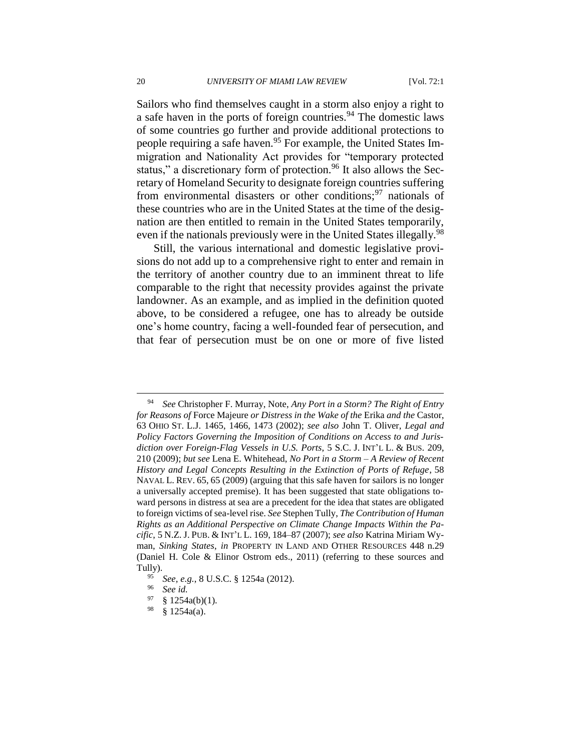Sailors who find themselves caught in a storm also enjoy a right to a safe haven in the ports of foreign countries.[94] The domestic laws of some countries go further and provide additional protections to people requiring a safe haven.[95] For example, the United States Immigration and Nationality Act provides for "temporary protected status," a discretionary form of protection.[96] It also allows the Secretary of Homeland Security to designate foreign countries suffering from environmental disasters or other conditions;[97] nationals of these countries who are in the United States at the time of the designation are then entitled to remain in the United States temporarily, even if the nationals previously were in the United States illegally.[98]

Still, the various international and domestic legislative provisions do not add up to a comprehensive right to enter and remain in the territory of another country due to an imminent threat to life comparable to the right that necessity provides against the private landowner. As an example, and as implied in the definition quoted above, to be considered a refugee, one has to already be outside one's home country, facing a well-founded fear of persecution, and that fear of persecution must be on one or more of five listed

---

[94] *See* Christopher F. Murray, Note, *Any Port in a Storm? The Right of Entry for Reasons of* Force Majeure *or Distress in the Wake of the* Erika *and the* Castor, 63 OHIO ST. L.J. 1465, 1466, 1473 (2002); *see also* John T. Oliver, *Legal and Policy Factors Governing the Imposition of Conditions on Access to and Jurisdiction over Foreign-Flag Vessels in U.S. Ports*, 5 S.C. J. INT'L L. & BUS. 209, 210 (2009); *but see* Lena E. Whitehead, *No Port in a Storm – A Review of Recent History and Legal Concepts Resulting in the Extinction of Ports of Refuge*, 58 NAVAL L. REV. 65, 65 (2009) (arguing that this safe haven for sailors is no longer a universally accepted premise). It has been suggested that state obligations toward persons in distress at sea are a precedent for the idea that states are obligated to foreign victims of sea-level rise. *See* Stephen Tully, *The Contribution of Human Rights as an Additional Perspective on Climate Change Impacts Within the Pacific*, 5 N.Z. J. PUB. & INT'L L. 169, 184–87 (2007); *see also* Katrina Miriam Wyman, *Sinking States*, *in* PROPERTY IN LAND AND OTHER RESOURCES 448 n.29 (Daniel H. Cole & Elinor Ostrom eds., 2011) (referring to these sources and Tully).

[95] *See, e.g.*, 8 U.S.C. § 1254a (2012).

[96] *See id.*

[97] § 1254a(b)(1).

[98] § 1254a(a).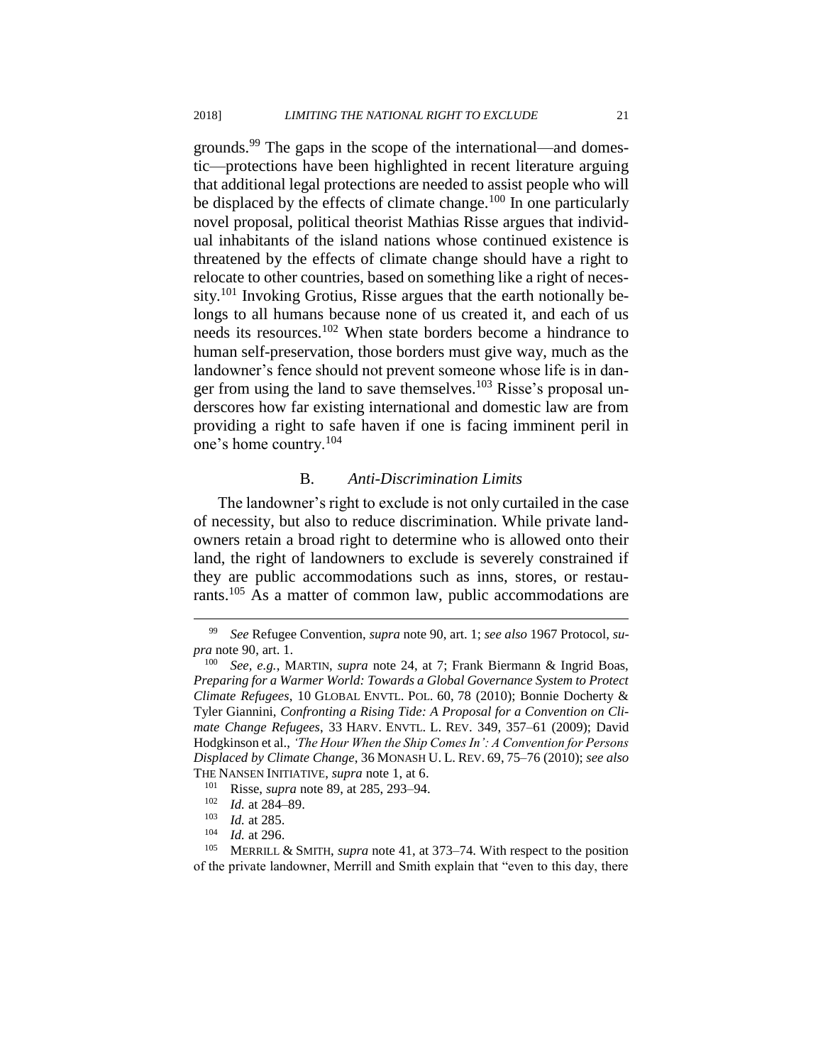grounds.[99] The gaps in the scope of the international—and domestic—protections have been highlighted in recent literature arguing that additional legal protections are needed to assist people who will be displaced by the effects of climate change.[100] In one particularly novel proposal, political theorist Mathias Risse argues that individual inhabitants of the island nations whose continued existence is threatened by the effects of climate change should have a right to relocate to other countries, based on something like a right of necessity.[101] Invoking Grotius, Risse argues that the earth notionally belongs to all humans because none of us created it, and each of us needs its resources.[102] When state borders become a hindrance to human self-preservation, those borders must give way, much as the landowner's fence should not prevent someone whose life is in danger from using the land to save themselves.[103] Risse's proposal underscores how far existing international and domestic law are from providing a right to safe haven if one is facing imminent peril in one's home country.[104]

### B. *Anti-Discrimination Limits*

The landowner's right to exclude is not only curtailed in the case of necessity, but also to reduce discrimination. While private landowners retain a broad right to determine who is allowed onto their land, the right of landowners to exclude is severely constrained if they are public accommodations such as inns, stores, or restaurants.[105] As a matter of common law, public accommodations are

---

[99] *See* Refugee Convention, *supra* note 90, art. 1; *see also* 1967 Protocol, *supra* note 90, art. 1.

[100] *See, e.g.*, MARTIN, *supra* note 24, at 7; Frank Biermann & Ingrid Boas, *Preparing for a Warmer World: Towards a Global Governance System to Protect Climate Refugees*, 10 GLOBAL ENVTL. POL. 60, 78 (2010); Bonnie Docherty & Tyler Giannini, *Confronting a Rising Tide: A Proposal for a Convention on Climate Change Refugees*, 33 HARV. ENVTL. L. REV. 349, 357–61 (2009); David Hodgkinson et al., *'The Hour When the Ship Comes In': A Convention for Persons Displaced by Climate Change*, 36 MONASH U. L. REV. 69, 75–76 (2010); *see also* THE NANSEN INITIATIVE, *supra* note 1, at 6.

[101] Risse, *supra* note 89, at 285, 293–94.

[102] *Id.* at 284–89.

[103] *Id.* at 285.

[104] *Id.* at 296.

[105] MERRILL & SMITH, *supra* note 41, at 373–74. With respect to the position of the private landowner, Merrill and Smith explain that "even to this day, there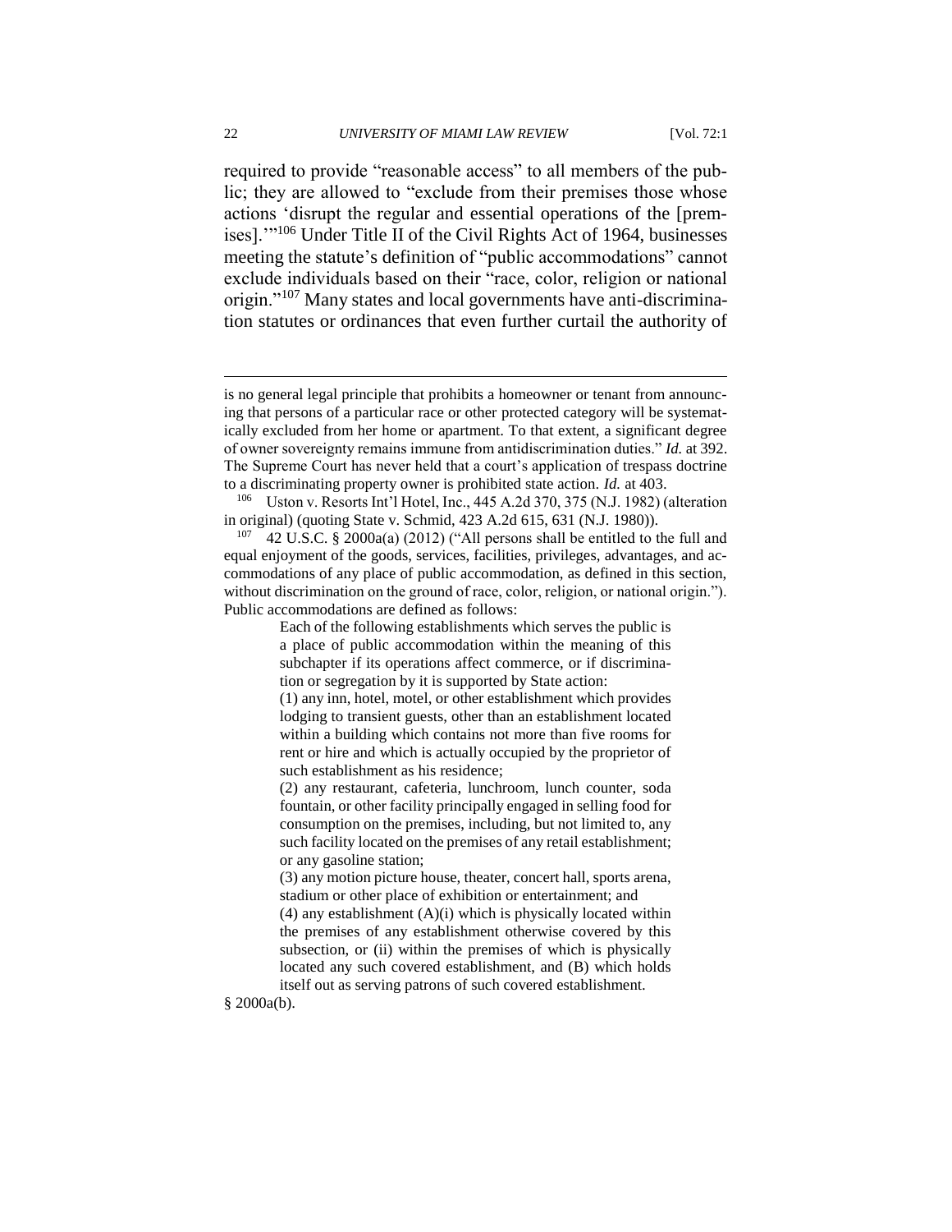required to provide "reasonable access" to all members of the public; they are allowed to "exclude from their premises those whose actions 'disrupt the regular and essential operations of the [premises].'"[106] Under Title II of the Civil Rights Act of 1964, businesses meeting the statute's definition of "public accommodations" cannot exclude individuals based on their "race, color, religion or national origin."[107] Many states and local governments have anti-discrimination statutes or ordinances that even further curtail the authority of

---

is no general legal principle that prohibits a homeowner or tenant from announcing that persons of a particular race or other protected category will be systematically excluded from her home or apartment. To that extent, a significant degree of owner sovereignty remains immune from antidiscrimination duties." *Id.* at 392. The Supreme Court has never held that a court's application of trespass doctrine to a discriminating property owner is prohibited state action. *Id.* at 403.

[106] Uston v. Resorts Int'l Hotel, Inc., 445 A.2d 370, 375 (N.J. 1982) (alteration in original) (quoting State v. Schmid, 423 A.2d 615, 631 (N.J. 1980)).

[107] 42 U.S.C. § 2000a(a) (2012) ("All persons shall be entitled to the full and equal enjoyment of the goods, services, facilities, privileges, advantages, and accommodations of any place of public accommodation, as defined in this section, without discrimination on the ground of race, color, religion, or national origin."). Public accommodations are defined as follows:

> Each of the following establishments which serves the public is a place of public accommodation within the meaning of this subchapter if its operations affect commerce, or if discrimination or segregation by it is supported by State action:
>
> (1) any inn, hotel, motel, or other establishment which provides lodging to transient guests, other than an establishment located within a building which contains not more than five rooms for rent or hire and which is actually occupied by the proprietor of such establishment as his residence;
>
> (2) any restaurant, cafeteria, lunchroom, lunch counter, soda fountain, or other facility principally engaged in selling food for consumption on the premises, including, but not limited to, any such facility located on the premises of any retail establishment; or any gasoline station;
>
> (3) any motion picture house, theater, concert hall, sports arena, stadium or other place of exhibition or entertainment; and
>
> (4) any establishment (A)(i) which is physically located within the premises of any establishment otherwise covered by this subsection, or (ii) within the premises of which is physically located any such covered establishment, and (B) which holds itself out as serving patrons of such covered establishment.

§ 2000a(b).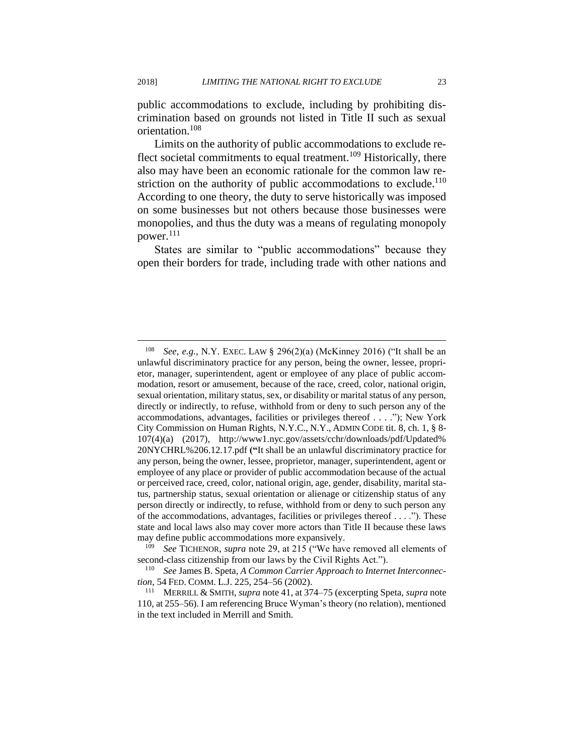public accommodations to exclude, including by prohibiting discrimination based on grounds not listed in Title II such as sexual orientation.[108]

Limits on the authority of public accommodations to exclude reflect societal commitments to equal treatment.[109] Historically, there also may have been an economic rationale for the common law restriction on the authority of public accommodations to exclude.[110] According to one theory, the duty to serve historically was imposed on some businesses but not others because those businesses were monopolies, and thus the duty was a means of regulating monopoly power.[111]

States are similar to "public accommodations" because they open their borders for trade, including trade with other nations and

---

[108] *See, e.g.*, N.Y. EXEC. LAW § 296(2)(a) (McKinney 2016) ("It shall be an unlawful discriminatory practice for any person, being the owner, lessee, proprietor, manager, superintendent, agent or employee of any place of public accommodation, resort or amusement, because of the race, creed, color, national origin, sexual orientation, military status, sex, or disability or marital status of any person, directly or indirectly, to refuse, withhold from or deny to such person any of the accommodations, advantages, facilities or privileges thereof . . . ."); New York City Commission on Human Rights, N.Y.C., N.Y., ADMIN CODE tit. 8, ch. 1, § 8-107(4)(a) (2017), http://www1.nyc.gov/assets/cchr/downloads/pdf/Updated%20NYCHRL%206.12.17.pdf ("It shall be an unlawful discriminatory practice for any person, being the owner, lessee, proprietor, manager, superintendent, agent or employee of any place or provider of public accommodation because of the actual or perceived race, creed, color, national origin, age, gender, disability, marital status, partnership status, sexual orientation or alienage or citizenship status of any person directly or indirectly, to refuse, withhold from or deny to such person any of the accommodations, advantages, facilities or privileges thereof . . . ."). These state and local laws also may cover more actors than Title II because these laws may define public accommodations more expansively.

[109] *See* TICHENOR, *supra* note 29, at 215 ("We have removed all elements of second-class citizenship from our laws by the Civil Rights Act.").

[110] *See* James B. Speta, *A Common Carrier Approach to Internet Interconnection*, 54 FED. COMM. L.J. 225, 254–56 (2002).

[111] MERRILL & SMITH, *supra* note 41, at 374–75 (excerpting Speta, *supra* note 110, at 255–56). I am referencing Bruce Wyman's theory (no relation), mentioned in the text included in Merrill and Smith.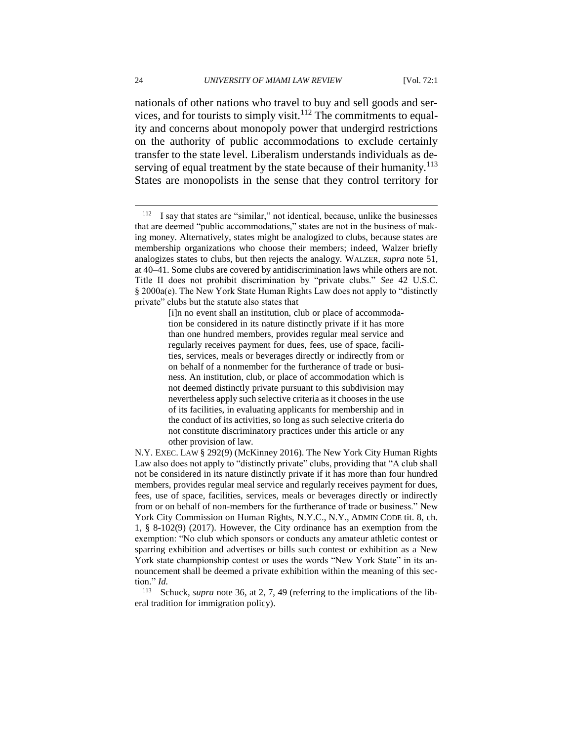nationals of other nations who travel to buy and sell goods and services, and for tourists to simply visit.[112] The commitments to equality and concerns about monopoly power that undergird restrictions on the authority of public accommodations to exclude certainly transfer to the state level. Liberalism understands individuals as deserving of equal treatment by the state because of their humanity.[113] States are monopolists in the sense that they control territory for

---

[112] I say that states are "similar," not identical, because, unlike the businesses that are deemed "public accommodations," states are not in the business of making money. Alternatively, states might be analogized to clubs, because states are membership organizations who choose their members; indeed, Walzer briefly analogizes states to clubs, but then rejects the analogy. WALZER, *supra* note 51, at 40–41. Some clubs are covered by antidiscrimination laws while others are not. Title II does not prohibit discrimination by "private clubs." *See* 42 U.S.C. § 2000a(e). The New York State Human Rights Law does not apply to "distinctly private" clubs but the statute also states that

> [i]n no event shall an institution, club or place of accommodation be considered in its nature distinctly private if it has more than one hundred members, provides regular meal service and regularly receives payment for dues, fees, use of space, facilities, services, meals or beverages directly or indirectly from or on behalf of a nonmember for the furtherance of trade or business. An institution, club, or place of accommodation which is not deemed distinctly private pursuant to this subdivision may nevertheless apply such selective criteria as it chooses in the use of its facilities, in evaluating applicants for membership and in the conduct of its activities, so long as such selective criteria do not constitute discriminatory practices under this article or any other provision of law.

N.Y. EXEC. LAW § 292(9) (McKinney 2016). The New York City Human Rights Law also does not apply to "distinctly private" clubs, providing that "A club shall not be considered in its nature distinctly private if it has more than four hundred members, provides regular meal service and regularly receives payment for dues, fees, use of space, facilities, services, meals or beverages directly or indirectly from or on behalf of non-members for the furtherance of trade or business." New York City Commission on Human Rights, N.Y.C., N.Y., ADMIN CODE tit. 8, ch. 1, § 8-102(9) (2017). However, the City ordinance has an exemption from the exemption: "No club which sponsors or conducts any amateur athletic contest or sparring exhibition and advertises or bills such contest or exhibition as a New York state championship contest or uses the words "New York State" in its announcement shall be deemed a private exhibition within the meaning of this section." *Id.*

[113] Schuck, *supra* note 36, at 2, 7, 49 (referring to the implications of the liberal tradition for immigration policy).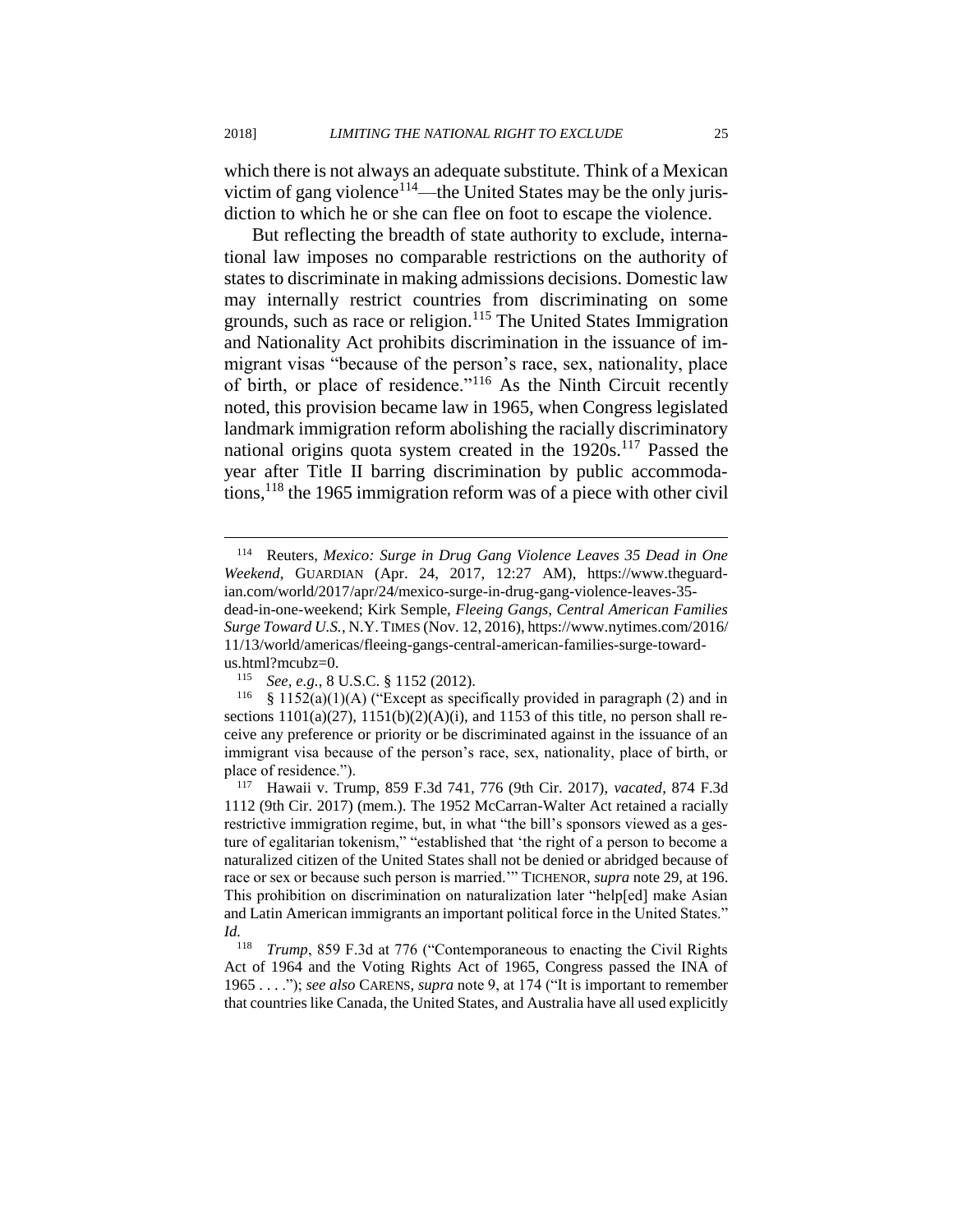which there is not always an adequate substitute. Think of a Mexican victim of gang violence[114]—the United States may be the only jurisdiction to which he or she can flee on foot to escape the violence.

But reflecting the breadth of state authority to exclude, international law imposes no comparable restrictions on the authority of states to discriminate in making admissions decisions. Domestic law may internally restrict countries from discriminating on some grounds, such as race or religion.[115] The United States Immigration and Nationality Act prohibits discrimination in the issuance of immigrant visas "because of the person's race, sex, nationality, place of birth, or place of residence."[116] As the Ninth Circuit recently noted, this provision became law in 1965, when Congress legislated landmark immigration reform abolishing the racially discriminatory national origins quota system created in the 1920s.[117] Passed the year after Title II barring discrimination by public accommodations,[118] the 1965 immigration reform was of a piece with other civil

---

[114] Reuters, *Mexico: Surge in Drug Gang Violence Leaves 35 Dead in One Weekend*, GUARDIAN (Apr. 24, 2017, 12:27 AM), https://www.theguardian.com/world/2017/apr/24/mexico-surge-in-drug-gang-violence-leaves-35-dead-in-one-weekend; Kirk Semple, *Fleeing Gangs, Central American Families Surge Toward U.S.*, N.Y. TIMES (Nov. 12, 2016), https://www.nytimes.com/2016/11/13/world/americas/fleeing-gangs-central-american-families-surge-toward-us.html?mcubz=0.

[115] *See, e.g.*, 8 U.S.C. § 1152 (2012).

[116] § 1152(a)(1)(A) ("Except as specifically provided in paragraph (2) and in sections 1101(a)(27), 1151(b)(2)(A)(i), and 1153 of this title, no person shall receive any preference or priority or be discriminated against in the issuance of an immigrant visa because of the person's race, sex, nationality, place of birth, or place of residence.").

[117] Hawaii v. Trump, 859 F.3d 741, 776 (9th Cir. 2017), *vacated*, 874 F.3d 1112 (9th Cir. 2017) (mem.). The 1952 McCarran-Walter Act retained a racially restrictive immigration regime, but, in what "the bill's sponsors viewed as a gesture of egalitarian tokenism," "established that 'the right of a person to become a naturalized citizen of the United States shall not be denied or abridged because of race or sex or because such person is married.'" TICHENOR, *supra* note 29, at 196. This prohibition on discrimination on naturalization later "help[ed] make Asian and Latin American immigrants an important political force in the United States." *Id.*

[118] *Trump*, 859 F.3d at 776 ("Contemporaneous to enacting the Civil Rights Act of 1964 and the Voting Rights Act of 1965, Congress passed the INA of 1965 . . . ."); *see also* CARENS, *supra* note 9, at 174 ("It is important to remember that countries like Canada, the United States, and Australia have all used explicitly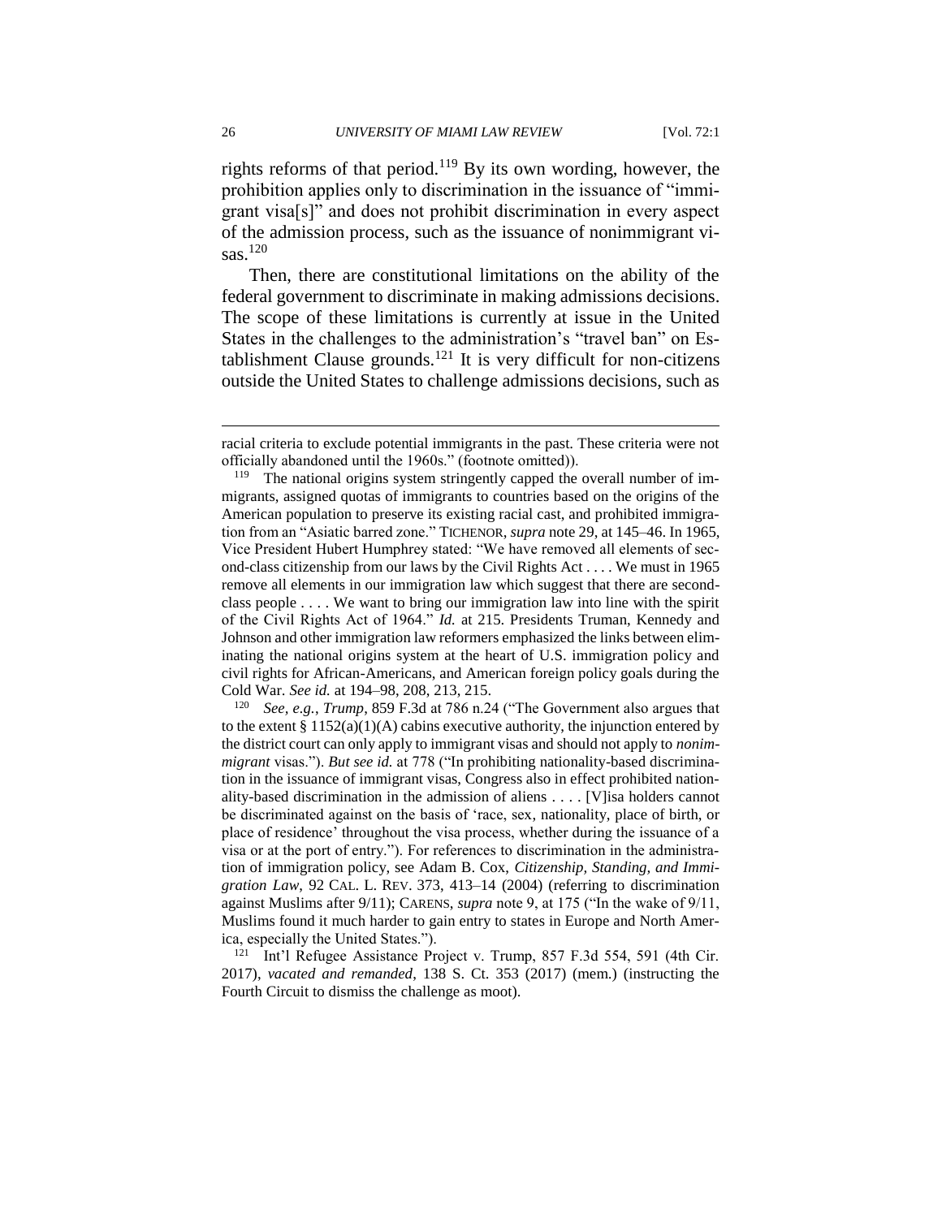rights reforms of that period.[119] By its own wording, however, the prohibition applies only to discrimination in the issuance of "immigrant visa[s]" and does not prohibit discrimination in every aspect of the admission process, such as the issuance of nonimmigrant visas.[120]

Then, there are constitutional limitations on the ability of the federal government to discriminate in making admissions decisions. The scope of these limitations is currently at issue in the United States in the challenges to the administration's "travel ban" on Establishment Clause grounds.[121] It is very difficult for non-citizens outside the United States to challenge admissions decisions, such as

---

racial criteria to exclude potential immigrants in the past. These criteria were not officially abandoned until the 1960s." (footnote omitted)).

[119] The national origins system stringently capped the overall number of immigrants, assigned quotas of immigrants to countries based on the origins of the American population to preserve its existing racial cast, and prohibited immigration from an "Asiatic barred zone." TICHENOR, *supra* note 29, at 145–46. In 1965, Vice President Hubert Humphrey stated: "We have removed all elements of second-class citizenship from our laws by the Civil Rights Act . . . . We must in 1965 remove all elements in our immigration law which suggest that there are second-class people . . . . We want to bring our immigration law into line with the spirit of the Civil Rights Act of 1964." *Id.* at 215. Presidents Truman, Kennedy and Johnson and other immigration law reformers emphasized the links between eliminating the national origins system at the heart of U.S. immigration policy and civil rights for African-Americans, and American foreign policy goals during the Cold War. *See id.* at 194–98, 208, 213, 215.

[120] *See, e.g.*, *Trump*, 859 F.3d at 786 n.24 ("The Government also argues that to the extent § 1152(a)(1)(A) cabins executive authority, the injunction entered by the district court can only apply to immigrant visas and should not apply to *nonimmigrant* visas."). *But see id.* at 778 ("In prohibiting nationality-based discrimination in the issuance of immigrant visas, Congress also in effect prohibited nationality-based discrimination in the admission of aliens . . . . [V]isa holders cannot be discriminated against on the basis of 'race, sex, nationality, place of birth, or place of residence' throughout the visa process, whether during the issuance of a visa or at the port of entry."). For references to discrimination in the administration of immigration policy, see Adam B. Cox, *Citizenship, Standing, and Immigration Law*, 92 CAL. L. REV. 373, 413–14 (2004) (referring to discrimination against Muslims after 9/11); CARENS, *supra* note 9, at 175 ("In the wake of 9/11, Muslims found it much harder to gain entry to states in Europe and North America, especially the United States.").

[121] Int'l Refugee Assistance Project v. Trump, 857 F.3d 554, 591 (4th Cir. 2017), *vacated and remanded*, 138 S. Ct. 353 (2017) (mem.) (instructing the Fourth Circuit to dismiss the challenge as moot).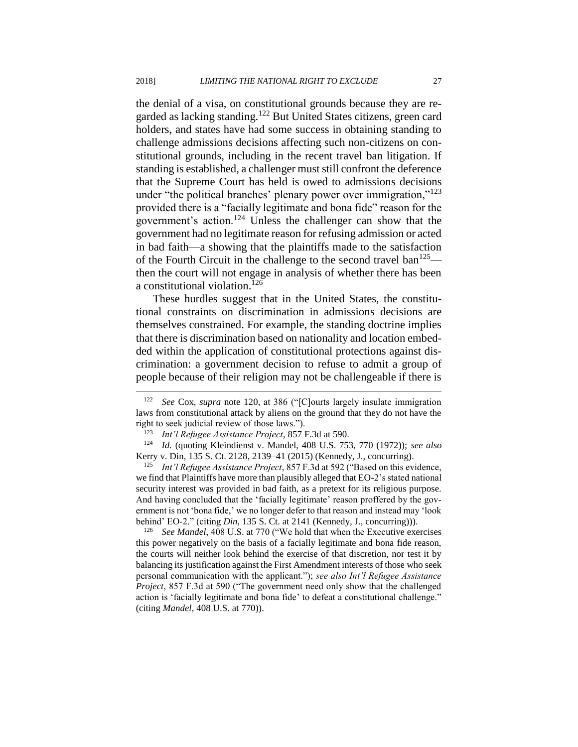the denial of a visa, on constitutional grounds because they are regarded as lacking standing.[122] But United States citizens, green card holders, and states have had some success in obtaining standing to challenge admissions decisions affecting such non-citizens on constitutional grounds, including in the recent travel ban litigation. If standing is established, a challenger must still confront the deference that the Supreme Court has held is owed to admissions decisions under "the political branches' plenary power over immigration,"[123] provided there is a "facially legitimate and bona fide" reason for the government's action.[124] Unless the challenger can show that the government had no legitimate reason for refusing admission or acted in bad faith—a showing that the plaintiffs made to the satisfaction of the Fourth Circuit in the challenge to the second travel ban[125]—then the court will not engage in analysis of whether there has been a constitutional violation.[126]

These hurdles suggest that in the United States, the constitutional constraints on discrimination in admissions decisions are themselves constrained. For example, the standing doctrine implies that there is discrimination based on nationality and location embedded within the application of constitutional protections against discrimination: a government decision to refuse to admit a group of people because of their religion may not be challengeable if there is

---

[122] *See* Cox, *supra* note 120, at 386 ("[C]ourts largely insulate immigration laws from constitutional attack by aliens on the ground that they do not have the right to seek judicial review of those laws.").

[123] *Int'l Refugee Assistance Project*, 857 F.3d at 590.

[124] *Id.* (quoting Kleindienst v. Mandel, 408 U.S. 753, 770 (1972)); *see also* Kerry v. Din, 135 S. Ct. 2128, 2139–41 (2015) (Kennedy, J., concurring).

[125] *Int'l Refugee Assistance Project*, 857 F.3d at 592 ("Based on this evidence, we find that Plaintiffs have more than plausibly alleged that EO-2's stated national security interest was provided in bad faith, as a pretext for its religious purpose. And having concluded that the 'facially legitimate' reason proffered by the government is not 'bona fide,' we no longer defer to that reason and instead may 'look behind' EO-2." (citing *Din*, 135 S. Ct. at 2141 (Kennedy, J., concurring))).

[126] *See Mandel*, 408 U.S. at 770 ("We hold that when the Executive exercises this power negatively on the basis of a facially legitimate and bona fide reason, the courts will neither look behind the exercise of that discretion, nor test it by balancing its justification against the First Amendment interests of those who seek personal communication with the applicant."); *see also Int'l Refugee Assistance Project*, 857 F.3d at 590 ("The government need only show that the challenged action is 'facially legitimate and bona fide' to defeat a constitutional challenge." (citing *Mandel*, 408 U.S. at 770)).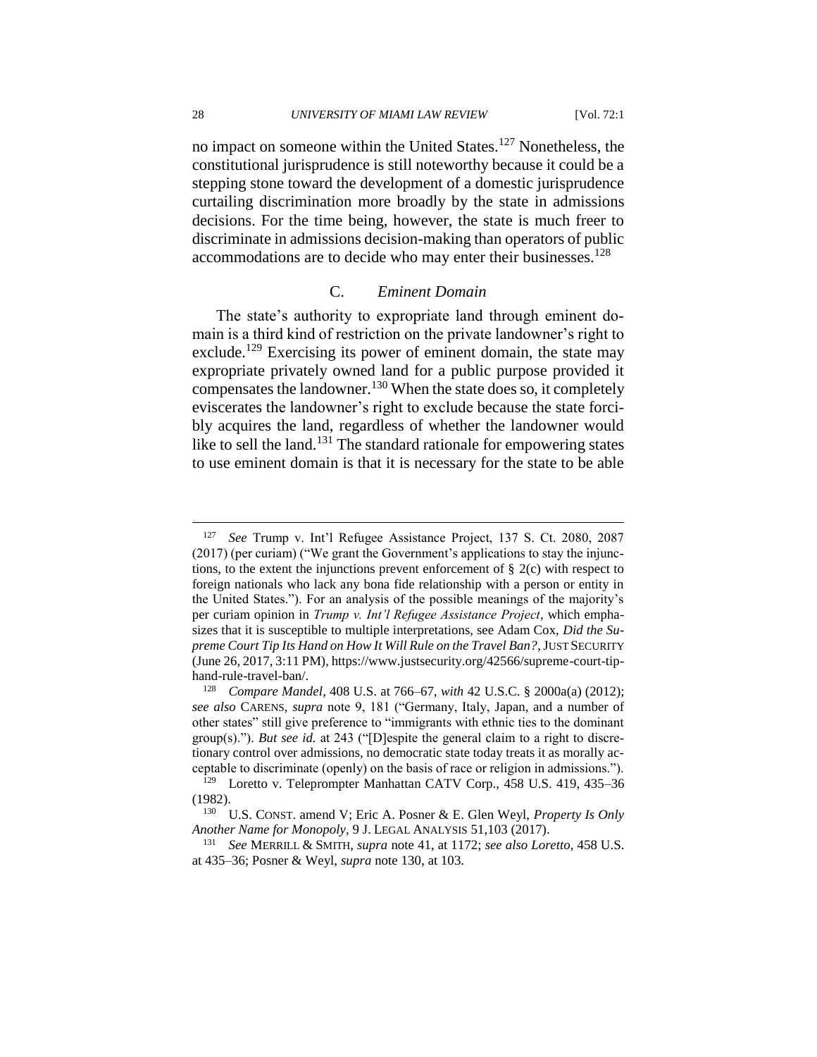no impact on someone within the United States.[127] Nonetheless, the constitutional jurisprudence is still noteworthy because it could be a stepping stone toward the development of a domestic jurisprudence curtailing discrimination more broadly by the state in admissions decisions. For the time being, however, the state is much freer to discriminate in admissions decision-making than operators of public accommodations are to decide who may enter their businesses.[128]

### C. *Eminent Domain*

The state's authority to expropriate land through eminent domain is a third kind of restriction on the private landowner's right to exclude.[129] Exercising its power of eminent domain, the state may expropriate privately owned land for a public purpose provided it compensates the landowner.[130] When the state does so, it completely eviscerates the landowner's right to exclude because the state forcibly acquires the land, regardless of whether the landowner would like to sell the land.[131] The standard rationale for empowering states to use eminent domain is that it is necessary for the state to be able

---

[127] *See* Trump v. Int'l Refugee Assistance Project, 137 S. Ct. 2080, 2087 (2017) (per curiam) ("We grant the Government's applications to stay the injunctions, to the extent the injunctions prevent enforcement of § 2(c) with respect to foreign nationals who lack any bona fide relationship with a person or entity in the United States."). For an analysis of the possible meanings of the majority's per curiam opinion in *Trump v. Int'l Refugee Assistance Project*, which emphasizes that it is susceptible to multiple interpretations, see Adam Cox, *Did the Supreme Court Tip Its Hand on How It Will Rule on the Travel Ban?*, JUST SECURITY (June 26, 2017, 3:11 PM), https://www.justsecurity.org/42566/supreme-court-tip-hand-rule-travel-ban/.

[128] *Compare Mandel*, 408 U.S. at 766–67, *with* 42 U.S.C. § 2000a(a) (2012); *see also* CARENS, *supra* note 9, 181 ("Germany, Italy, Japan, and a number of other states" still give preference to "immigrants with ethnic ties to the dominant group(s)."). *But see id.* at 243 ("[D]espite the general claim to a right to discretionary control over admissions, no democratic state today treats it as morally acceptable to discriminate (openly) on the basis of race or religion in admissions.").

[129] Loretto v. Teleprompter Manhattan CATV Corp., 458 U.S. 419, 435–36 (1982).

[130] U.S. CONST. amend V; Eric A. Posner & E. Glen Weyl, *Property Is Only Another Name for Monopoly*, 9 J. LEGAL ANALYSIS 51,103 (2017).

[131] *See* MERRILL & SMITH, *supra* note 41, at 1172; *see also Loretto*, 458 U.S. at 435–36; Posner & Weyl, *supra* note 130, at 103.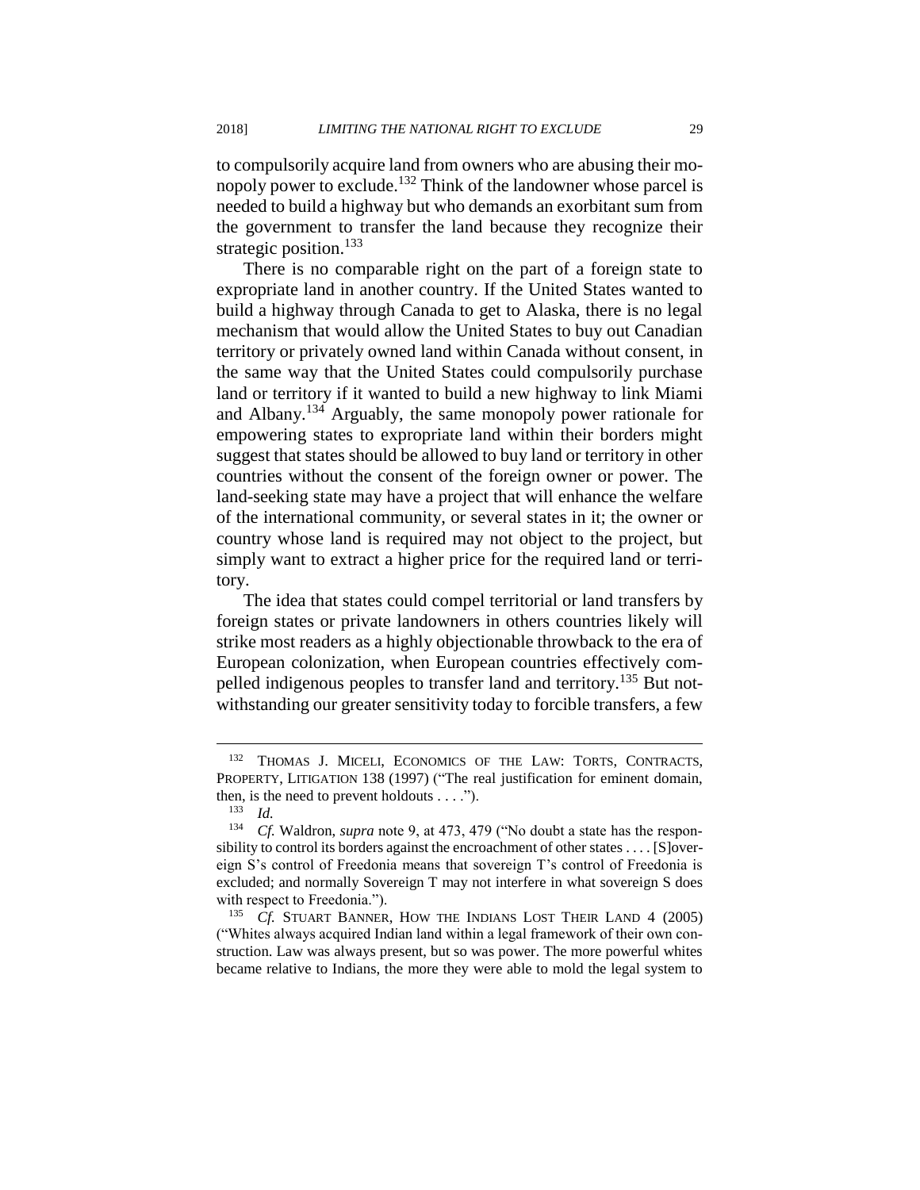to compulsorily acquire land from owners who are abusing their monopoly power to exclude.[132] Think of the landowner whose parcel is needed to build a highway but who demands an exorbitant sum from the government to transfer the land because they recognize their strategic position.[133]

There is no comparable right on the part of a foreign state to expropriate land in another country. If the United States wanted to build a highway through Canada to get to Alaska, there is no legal mechanism that would allow the United States to buy out Canadian territory or privately owned land within Canada without consent, in the same way that the United States could compulsorily purchase land or territory if it wanted to build a new highway to link Miami and Albany.[134] Arguably, the same monopoly power rationale for empowering states to expropriate land within their borders might suggest that states should be allowed to buy land or territory in other countries without the consent of the foreign owner or power. The land-seeking state may have a project that will enhance the welfare of the international community, or several states in it; the owner or country whose land is required may not object to the project, but simply want to extract a higher price for the required land or territory.

The idea that states could compel territorial or land transfers by foreign states or private landowners in others countries likely will strike most readers as a highly objectionable throwback to the era of European colonization, when European countries effectively compelled indigenous peoples to transfer land and territory.[135] But notwithstanding our greater sensitivity today to forcible transfers, a few

---

[132] THOMAS J. MICELI, ECONOMICS OF THE LAW: TORTS, CONTRACTS, PROPERTY, LITIGATION 138 (1997) ("The real justification for eminent domain, then, is the need to prevent holdouts . . . .").

[133] *Id.*

[134] *Cf.* Waldron, *supra* note 9, at 473, 479 ("No doubt a state has the responsibility to control its borders against the encroachment of other states . . . . [S]overeign S's control of Freedonia means that sovereign T's control of Freedonia is excluded; and normally Sovereign T may not interfere in what sovereign S does with respect to Freedonia.").

[135] *Cf.* STUART BANNER, HOW THE INDIANS LOST THEIR LAND 4 (2005) ("Whites always acquired Indian land within a legal framework of their own construction. Law was always present, but so was power. The more powerful whites became relative to Indians, the more they were able to mold the legal system to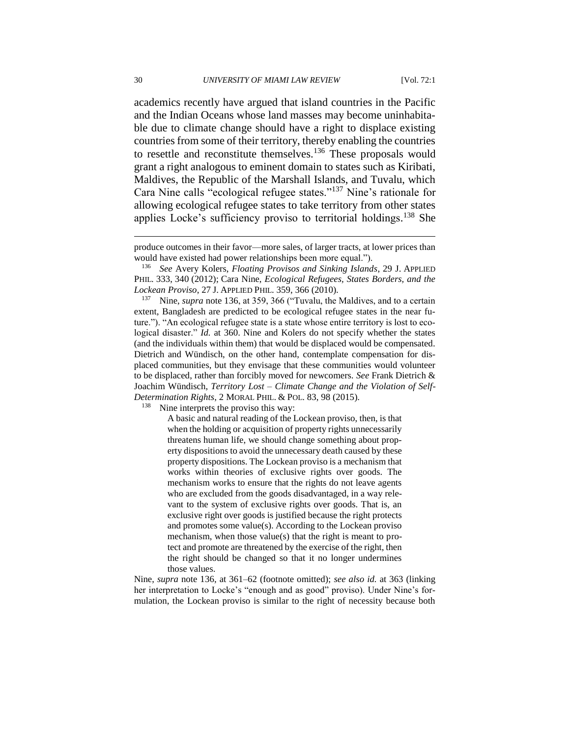academics recently have argued that island countries in the Pacific and the Indian Oceans whose land masses may become uninhabitable due to climate change should have a right to displace existing countries from some of their territory, thereby enabling the countries to resettle and reconstitute themselves.[136] These proposals would grant a right analogous to eminent domain to states such as Kiribati, Maldives, the Republic of the Marshall Islands, and Tuvalu, which Cara Nine calls "ecological refugee states."[137] Nine's rationale for allowing ecological refugee states to take territory from other states applies Locke's sufficiency proviso to territorial holdings.[138] She

---

produce outcomes in their favor—more sales, of larger tracts, at lower prices than would have existed had power relationships been more equal.").

[136] *See* Avery Kolers, *Floating Provisos and Sinking Islands*, 29 J. APPLIED PHIL. 333, 340 (2012); Cara Nine, *Ecological Refugees, States Borders, and the Lockean Proviso*, 27 J. APPLIED PHIL. 359, 366 (2010).

[137] Nine, *supra* note 136, at 359, 366 ("Tuvalu, the Maldives, and to a certain extent, Bangladesh are predicted to be ecological refugee states in the near future."). "An ecological refugee state is a state whose entire territory is lost to ecological disaster." *Id.* at 360. Nine and Kolers do not specify whether the states (and the individuals within them) that would be displaced would be compensated. Dietrich and Wündisch, on the other hand, contemplate compensation for displaced communities, but they envisage that these communities would volunteer to be displaced, rather than forcibly moved for newcomers. *See* Frank Dietrich & Joachim Wündisch, *Territory Lost – Climate Change and the Violation of Self-Determination Rights*, 2 MORAL PHIL. & POL. 83, 98 (2015).

[138] Nine interprets the proviso this way:

> A basic and natural reading of the Lockean proviso, then, is that when the holding or acquisition of property rights unnecessarily threatens human life, we should change something about property dispositions to avoid the unnecessary death caused by these property dispositions. The Lockean proviso is a mechanism that works within theories of exclusive rights over goods. The mechanism works to ensure that the rights do not leave agents who are excluded from the goods disadvantaged, in a way relevant to the system of exclusive rights over goods. That is, an exclusive right over goods is justified because the right protects and promotes some value(s). According to the Lockean proviso mechanism, when those value(s) that the right is meant to protect and promote are threatened by the exercise of the right, then the right should be changed so that it no longer undermines those values.

Nine, *supra* note 136, at 361–62 (footnote omitted); *see also id.* at 363 (linking her interpretation to Locke's "enough and as good" proviso). Under Nine's formulation, the Lockean proviso is similar to the right of necessity because both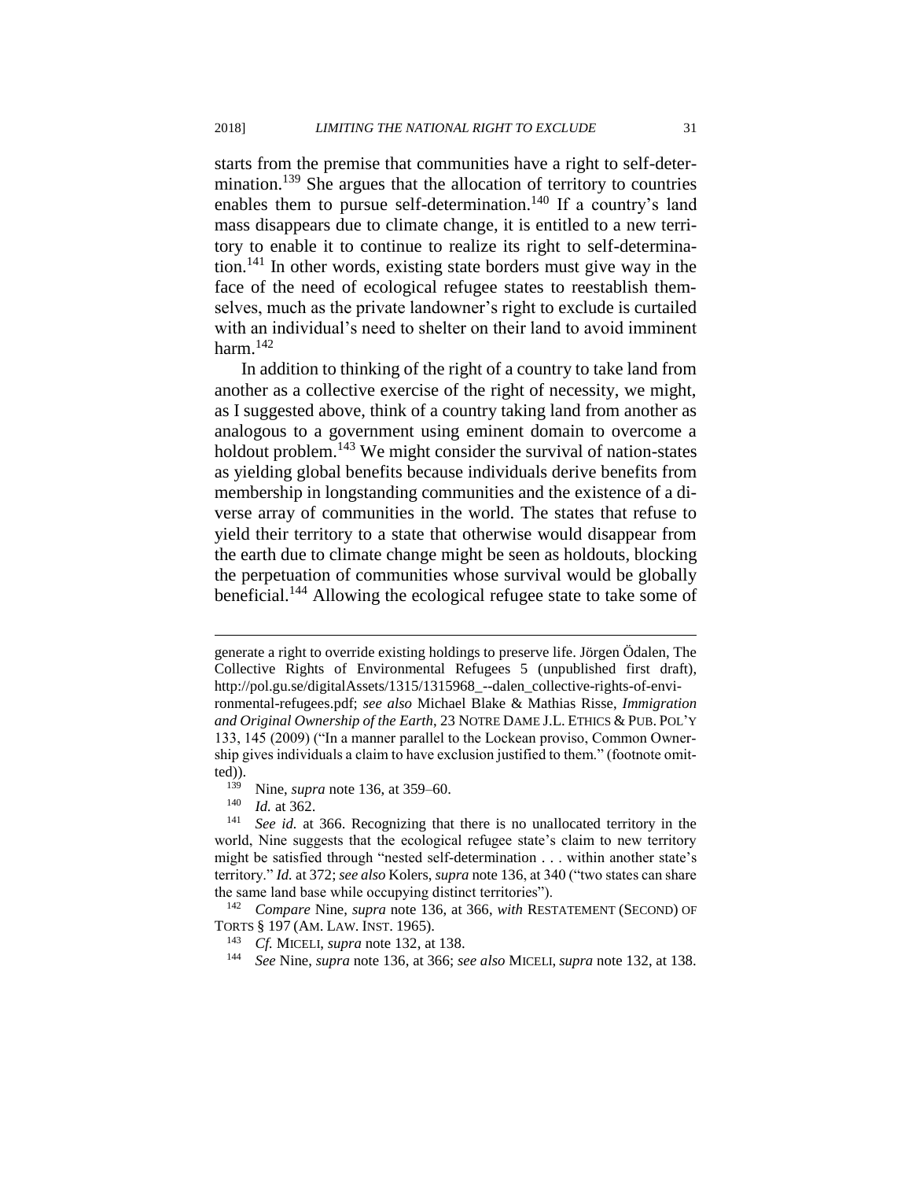starts from the premise that communities have a right to self-determination.[139] She argues that the allocation of territory to countries enables them to pursue self-determination.[140] If a country's land mass disappears due to climate change, it is entitled to a new territory to enable it to continue to realize its right to self-determination.[141] In other words, existing state borders must give way in the face of the need of ecological refugee states to reestablish themselves, much as the private landowner's right to exclude is curtailed with an individual's need to shelter on their land to avoid imminent harm.[142]

In addition to thinking of the right of a country to take land from another as a collective exercise of the right of necessity, we might, as I suggested above, think of a country taking land from another as analogous to a government using eminent domain to overcome a holdout problem.[143] We might consider the survival of nation-states as yielding global benefits because individuals derive benefits from membership in longstanding communities and the existence of a diverse array of communities in the world. The states that refuse to yield their territory to a state that otherwise would disappear from the earth due to climate change might be seen as holdouts, blocking the perpetuation of communities whose survival would be globally beneficial.[144] Allowing the ecological refugee state to take some of

---

generate a right to override existing holdings to preserve life. Jörgen Ödalen, The Collective Rights of Environmental Refugees 5 (unpublished first draft), http://pol.gu.se/digitalAssets/1315/1315968_--dalen_collective-rights-of-environmental-refugees.pdf; *see also* Michael Blake & Mathias Risse, *Immigration and Original Ownership of the Earth*, 23 NOTRE DAME J.L. ETHICS & PUB. POL'Y 133, 145 (2009) ("In a manner parallel to the Lockean proviso, Common Ownership gives individuals a claim to have exclusion justified to them." (footnote omitted)).

[139] Nine, *supra* note 136, at 359–60.

[140] *Id.* at 362.

[141] *See id.* at 366. Recognizing that there is no unallocated territory in the world, Nine suggests that the ecological refugee state's claim to new territory might be satisfied through "nested self-determination . . . within another state's territory." *Id.* at 372; *see also* Kolers, *supra* note 136, at 340 ("two states can share the same land base while occupying distinct territories").

[142] *Compare* Nine, *supra* note 136, at 366, *with* RESTATEMENT (SECOND) OF TORTS § 197 (AM. LAW. INST. 1965).

[143] *Cf.* MICELI, *supra* note 132, at 138.

[144] *See* Nine, *supra* note 136, at 366; *see also* MICELI, *supra* note 132, at 138.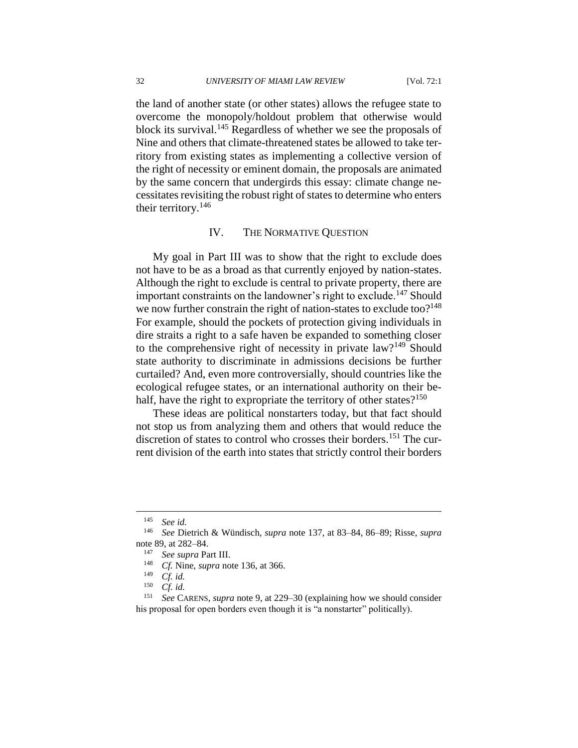the land of another state (or other states) allows the refugee state to overcome the monopoly/holdout problem that otherwise would block its survival.[145] Regardless of whether we see the proposals of Nine and others that climate-threatened states be allowed to take territory from existing states as implementing a collective version of the right of necessity or eminent domain, the proposals are animated by the same concern that undergirds this essay: climate change necessitates revisiting the robust right of states to determine who enters their territory.[146]

## IV. THE NORMATIVE QUESTION

My goal in Part III was to show that the right to exclude does not have to be as a broad as that currently enjoyed by nation-states. Although the right to exclude is central to private property, there are important constraints on the landowner's right to exclude.[147] Should we now further constrain the right of nation-states to exclude too?[148] For example, should the pockets of protection giving individuals in dire straits a right to a safe haven be expanded to something closer to the comprehensive right of necessity in private law?[149] Should state authority to discriminate in admissions decisions be further curtailed? And, even more controversially, should countries like the ecological refugee states, or an international authority on their behalf, have the right to expropriate the territory of other states?[150]

These ideas are political nonstarters today, but that fact should not stop us from analyzing them and others that would reduce the discretion of states to control who crosses their borders.[151] The current division of the earth into states that strictly control their borders

---

[145] *See id.*

[146] *See* Dietrich & Wündisch, *supra* note 137, at 83–84, 86–89; Risse, *supra* note 89, at 282–84.

[147] *See supra* Part III.

[148] *Cf.* Nine, *supra* note 136, at 366.

[149] *Cf. id.*

[150] *Cf. id.*

[151] *See* CARENS, *supra* note 9, at 229–30 (explaining how we should consider his proposal for open borders even though it is "a nonstarter" politically).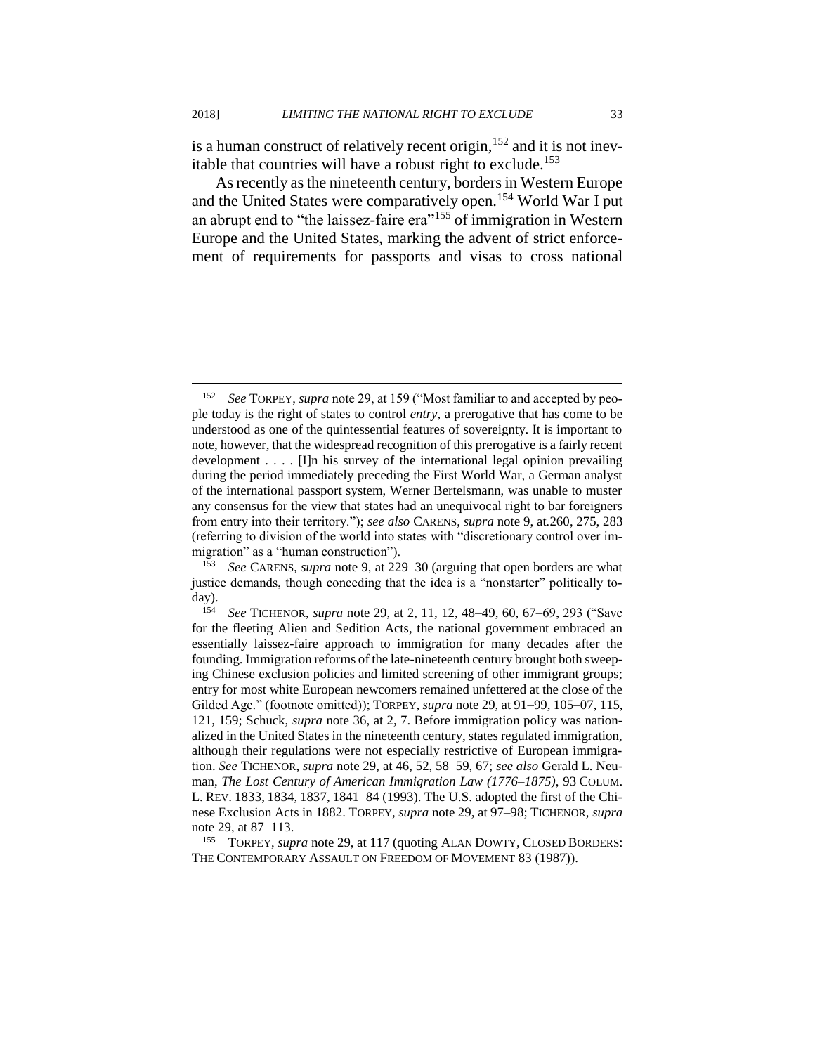is a human construct of relatively recent origin,[152] and it is not inevitable that countries will have a robust right to exclude.[153]

As recently as the nineteenth century, borders in Western Europe and the United States were comparatively open.[154] World War I put an abrupt end to "the laissez-faire era"[155] of immigration in Western Europe and the United States, marking the advent of strict enforcement of requirements for passports and visas to cross national

---

[152] *See* TORPEY, *supra* note 29, at 159 ("Most familiar to and accepted by people today is the right of states to control *entry*, a prerogative that has come to be understood as one of the quintessential features of sovereignty. It is important to note, however, that the widespread recognition of this prerogative is a fairly recent development . . . . [I]n his survey of the international legal opinion prevailing during the period immediately preceding the First World War, a German analyst of the international passport system, Werner Bertelsmann, was unable to muster any consensus for the view that states had an unequivocal right to bar foreigners from entry into their territory."); *see also* CARENS, *supra* note 9, at.260, 275, 283 (referring to division of the world into states with "discretionary control over immigration" as a "human construction").

[153] *See* CARENS, *supra* note 9, at 229–30 (arguing that open borders are what justice demands, though conceding that the idea is a "nonstarter" politically today).

[154] *See* TICHENOR, *supra* note 29, at 2, 11, 12, 48–49, 60, 67–69, 293 ("Save for the fleeting Alien and Sedition Acts, the national government embraced an essentially laissez-faire approach to immigration for many decades after the founding. Immigration reforms of the late-nineteenth century brought both sweeping Chinese exclusion policies and limited screening of other immigrant groups; entry for most white European newcomers remained unfettered at the close of the Gilded Age." (footnote omitted)); TORPEY, *supra* note 29, at 91–99, 105–07, 115, 121, 159; Schuck, *supra* note 36, at 2, 7. Before immigration policy was nationalized in the United States in the nineteenth century, states regulated immigration, although their regulations were not especially restrictive of European immigration. *See* TICHENOR, *supra* note 29, at 46, 52, 58–59, 67; *see also* Gerald L. Neuman, *The Lost Century of American Immigration Law (1776–1875)*, 93 COLUM. L. REV. 1833, 1834, 1837, 1841–84 (1993). The U.S. adopted the first of the Chinese Exclusion Acts in 1882. TORPEY, *supra* note 29, at 97–98; TICHENOR, *supra* note 29, at 87–113.

[155] TORPEY, *supra* note 29, at 117 (quoting ALAN DOWTY, CLOSED BORDERS: THE CONTEMPORARY ASSAULT ON FREEDOM OF MOVEMENT 83 (1987)).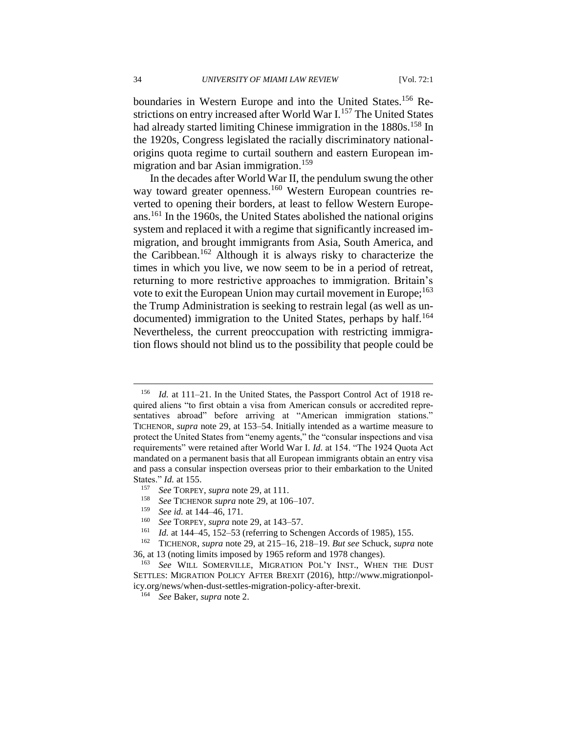boundaries in Western Europe and into the United States.[156] Restrictions on entry increased after World War I.[157] The United States had already started limiting Chinese immigration in the 1880s.[158] In the 1920s, Congress legislated the racially discriminatory national-origins quota regime to curtail southern and eastern European immigration and bar Asian immigration.[159]

In the decades after World War II, the pendulum swung the other way toward greater openness.[160] Western European countries reverted to opening their borders, at least to fellow Western Europeans.[161] In the 1960s, the United States abolished the national origins system and replaced it with a regime that significantly increased immigration, and brought immigrants from Asia, South America, and the Caribbean.[162] Although it is always risky to characterize the times in which you live, we now seem to be in a period of retreat, returning to more restrictive approaches to immigration. Britain's vote to exit the European Union may curtail movement in Europe;[163] the Trump Administration is seeking to restrain legal (as well as undocumented) immigration to the United States, perhaps by half.[164] Nevertheless, the current preoccupation with restricting immigration flows should not blind us to the possibility that people could be

---

[156] *Id.* at 111–21. In the United States, the Passport Control Act of 1918 required aliens "to first obtain a visa from American consuls or accredited representatives abroad" before arriving at "American immigration stations." TICHENOR, *supra* note 29, at 153–54. Initially intended as a wartime measure to protect the United States from "enemy agents," the "consular inspections and visa requirements" were retained after World War I. *Id.* at 154. "The 1924 Quota Act mandated on a permanent basis that all European immigrants obtain an entry visa and pass a consular inspection overseas prior to their embarkation to the United States." *Id.* at 155.

[157] *See* TORPEY, *supra* note 29, at 111.

[158] *See* TICHENOR *supra* note 29, at 106–107.

[159] *See id.* at 144–46, 171.

[160] *See* TORPEY, *supra* note 29, at 143–57.

[161] *Id.* at 144–45, 152–53 (referring to Schengen Accords of 1985), 155.

[162] TICHENOR, *supra* note 29, at 215–16, 218–19. *But see* Schuck, *supra* note 36, at 13 (noting limits imposed by 1965 reform and 1978 changes).

[163] *See* WILL SOMERVILLE, MIGRATION POL'Y INST., WHEN THE DUST SETTLES: MIGRATION POLICY AFTER BREXIT (2016), http://www.migrationpolicy.org/news/when-dust-settles-migration-policy-after-brexit.

[164] *See* Baker, *supra* note 2.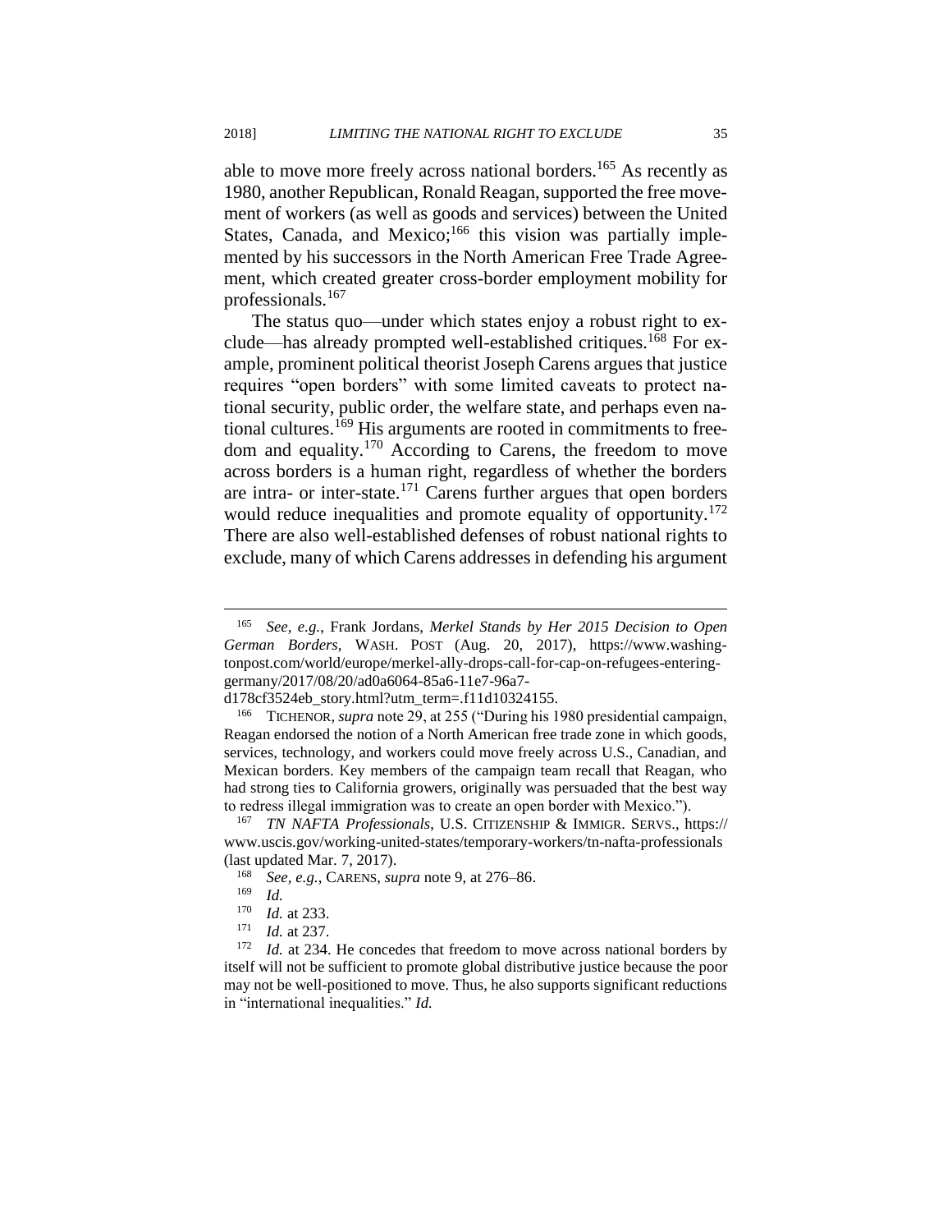able to move more freely across national borders.[165] As recently as 1980, another Republican, Ronald Reagan, supported the free movement of workers (as well as goods and services) between the United States, Canada, and Mexico;[166] this vision was partially implemented by his successors in the North American Free Trade Agreement, which created greater cross-border employment mobility for professionals.[167]

The status quo—under which states enjoy a robust right to exclude—has already prompted well-established critiques.[168] For example, prominent political theorist Joseph Carens argues that justice requires "open borders" with some limited caveats to protect national security, public order, the welfare state, and perhaps even national cultures.[169] His arguments are rooted in commitments to freedom and equality.[170] According to Carens, the freedom to move across borders is a human right, regardless of whether the borders are intra- or inter-state.[171] Carens further argues that open borders would reduce inequalities and promote equality of opportunity.[172] There are also well-established defenses of robust national rights to exclude, many of which Carens addresses in defending his argument

---

[165] *See, e.g.*, Frank Jordans, *Merkel Stands by Her 2015 Decision to Open German Borders*, WASH. POST (Aug. 20, 2017), https://www.washingtonpost.com/world/europe/merkel-ally-drops-call-for-cap-on-refugees-entering-germany/2017/08/20/ad0a6064-85a6-11e7-96a7-d178cf3524eb_story.html?utm_term=.f11d10324155.

[166] TICHENOR, *supra* note 29, at 255 ("During his 1980 presidential campaign, Reagan endorsed the notion of a North American free trade zone in which goods, services, technology, and workers could move freely across U.S., Canadian, and Mexican borders. Key members of the campaign team recall that Reagan, who had strong ties to California growers, originally was persuaded that the best way to redress illegal immigration was to create an open border with Mexico.").

[167] *TN NAFTA Professionals*, U.S. CITIZENSHIP & IMMIGR. SERVS., https://www.uscis.gov/working-united-states/temporary-workers/tn-nafta-professionals (last updated Mar. 7, 2017).

[168] *See, e.g.*, CARENS, *supra* note 9, at 276–86.

[169] *Id.*

[170] *Id.* at 233.

[171] *Id.* at 237.

[172] *Id.* at 234. He concedes that freedom to move across national borders by itself will not be sufficient to promote global distributive justice because the poor may not be well-positioned to move. Thus, he also supports significant reductions in "international inequalities." *Id.*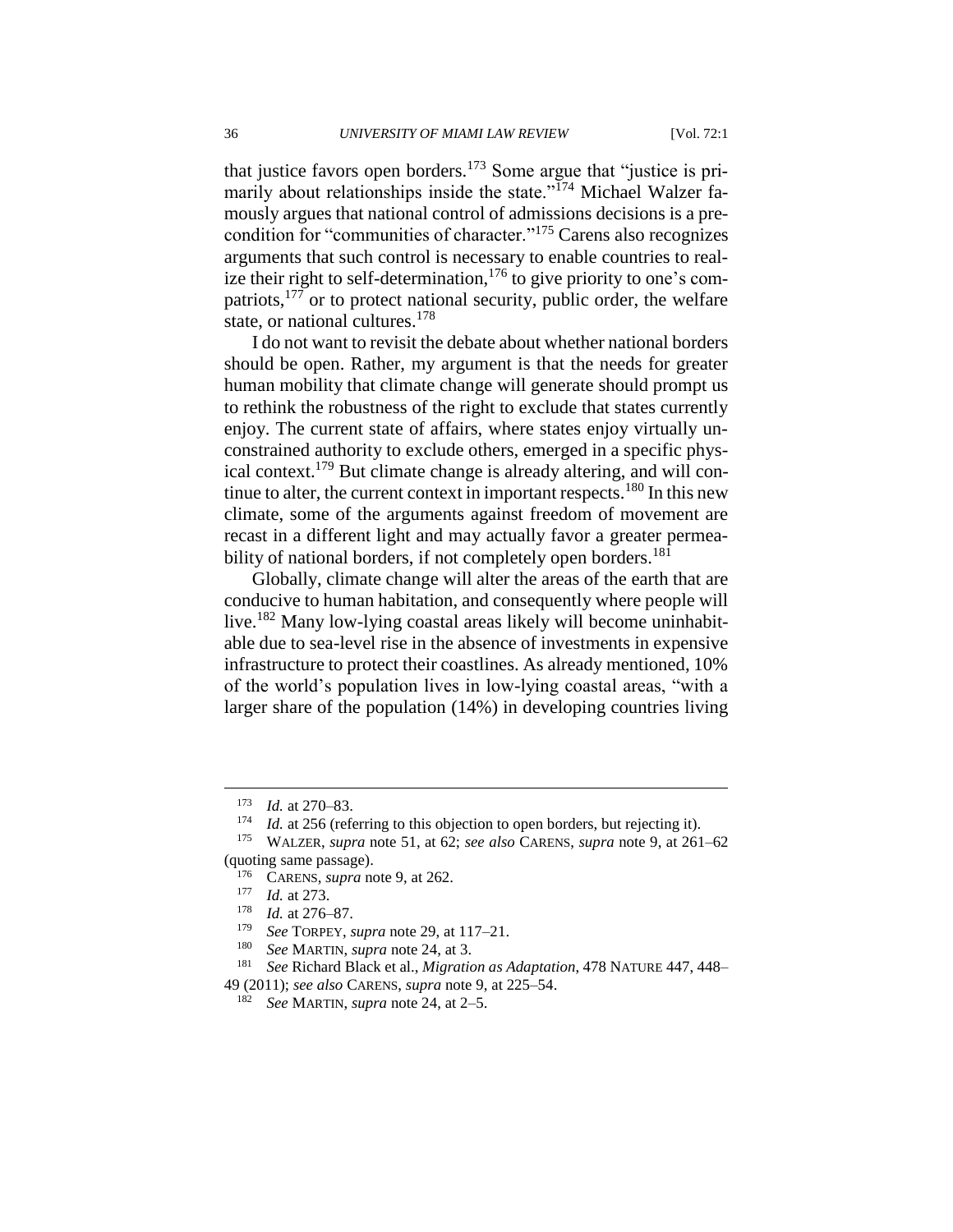that justice favors open borders.[173] Some argue that "justice is primarily about relationships inside the state."[174] Michael Walzer famously argues that national control of admissions decisions is a precondition for "communities of character."[175] Carens also recognizes arguments that such control is necessary to enable countries to realize their right to self-determination,[176] to give priority to one's compatriots,[177] or to protect national security, public order, the welfare state, or national cultures.[178]

I do not want to revisit the debate about whether national borders should be open. Rather, my argument is that the needs for greater human mobility that climate change will generate should prompt us to rethink the robustness of the right to exclude that states currently enjoy. The current state of affairs, where states enjoy virtually unconstrained authority to exclude others, emerged in a specific physical context.[179] But climate change is already altering, and will continue to alter, the current context in important respects.[180] In this new climate, some of the arguments against freedom of movement are recast in a different light and may actually favor a greater permeability of national borders, if not completely open borders.[181]

Globally, climate change will alter the areas of the earth that are conducive to human habitation, and consequently where people will live.[182] Many low-lying coastal areas likely will become uninhabitable due to sea-level rise in the absence of investments in expensive infrastructure to protect their coastlines. As already mentioned, 10% of the world's population lives in low-lying coastal areas, "with a larger share of the population (14%) in developing countries living

---

[173] *Id.* at 270–83.

[174] *Id.* at 256 (referring to this objection to open borders, but rejecting it).

[175] WALZER, *supra* note 51, at 62; *see also* CARENS, *supra* note 9, at 261–62 (quoting same passage).

[176] CARENS, *supra* note 9, at 262.

[177] *Id.* at 273.

[178] *Id.* at 276–87.

[179] *See* TORPEY, *supra* note 29, at 117–21.

[180] *See* MARTIN, *supra* note 24, at 3.

[181] *See* Richard Black et al., *Migration as Adaptation*, 478 NATURE 447, 448–49 (2011); *see also* CARENS, *supra* note 9, at 225–54.

[182] *See* MARTIN, *supra* note 24, at 2–5.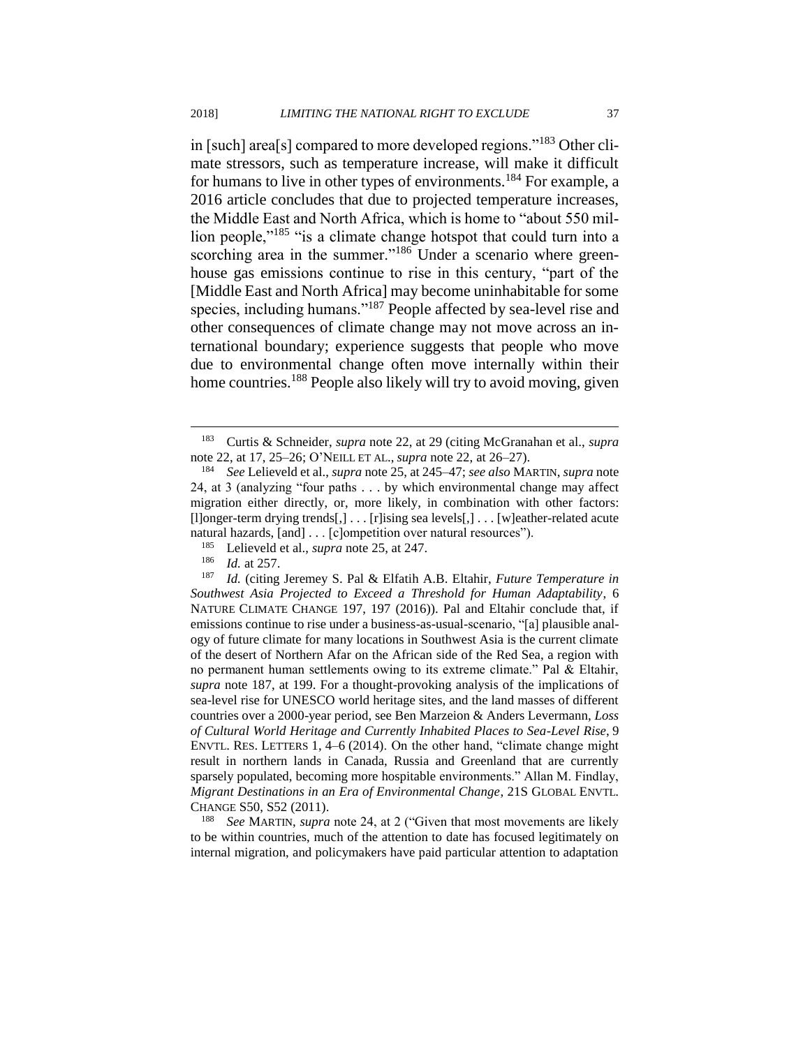in [such] area[s] compared to more developed regions."[183] Other climate stressors, such as temperature increase, will make it difficult for humans to live in other types of environments.[184] For example, a 2016 article concludes that due to projected temperature increases, the Middle East and North Africa, which is home to "about 550 million people,"[185] "is a climate change hotspot that could turn into a scorching area in the summer."[186] Under a scenario where greenhouse gas emissions continue to rise in this century, "part of the [Middle East and North Africa] may become uninhabitable for some species, including humans."[187] People affected by sea-level rise and other consequences of climate change may not move across an international boundary; experience suggests that people who move due to environmental change often move internally within their home countries.[188] People also likely will try to avoid moving, given

---

[183] Curtis & Schneider, *supra* note 22, at 29 (citing McGranahan et al., *supra* note 22, at 17, 25–26; O'NEILL ET AL., *supra* note 22, at 26–27).

[184] *See* Lelieveld et al., *supra* note 25, at 245–47; *see also* MARTIN, *supra* note 24, at 3 (analyzing "four paths . . . by which environmental change may affect migration either directly, or, more likely, in combination with other factors: [l]onger-term drying trends[,] . . . [r]ising sea levels[,] . . . [w]eather-related acute natural hazards, [and] . . . [c]ompetition over natural resources").

[185] Lelieveld et al., *supra* note 25, at 247.

[186] *Id.* at 257.

[187] *Id.* (citing Jeremey S. Pal & Elfatih A.B. Eltahir, *Future Temperature in Southwest Asia Projected to Exceed a Threshold for Human Adaptability*, 6 NATURE CLIMATE CHANGE 197, 197 (2016)). Pal and Eltahir conclude that, if emissions continue to rise under a business-as-usual-scenario, "[a] plausible analogy of future climate for many locations in Southwest Asia is the current climate of the desert of Northern Afar on the African side of the Red Sea, a region with no permanent human settlements owing to its extreme climate." Pal & Eltahir, *supra* note 187, at 199. For a thought-provoking analysis of the implications of sea-level rise for UNESCO world heritage sites, and the land masses of different countries over a 2000-year period, see Ben Marzeion & Anders Levermann, *Loss of Cultural World Heritage and Currently Inhabited Places to Sea-Level Rise*, 9 ENVTL. RES. LETTERS 1, 4–6 (2014). On the other hand, "climate change might result in northern lands in Canada, Russia and Greenland that are currently sparsely populated, becoming more hospitable environments." Allan M. Findlay, *Migrant Destinations in an Era of Environmental Change*, 21S GLOBAL ENVTL. CHANGE S50, S52 (2011).

[188] *See* MARTIN, *supra* note 24, at 2 ("Given that most movements are likely to be within countries, much of the attention to date has focused legitimately on internal migration, and policymakers have paid particular attention to adaptation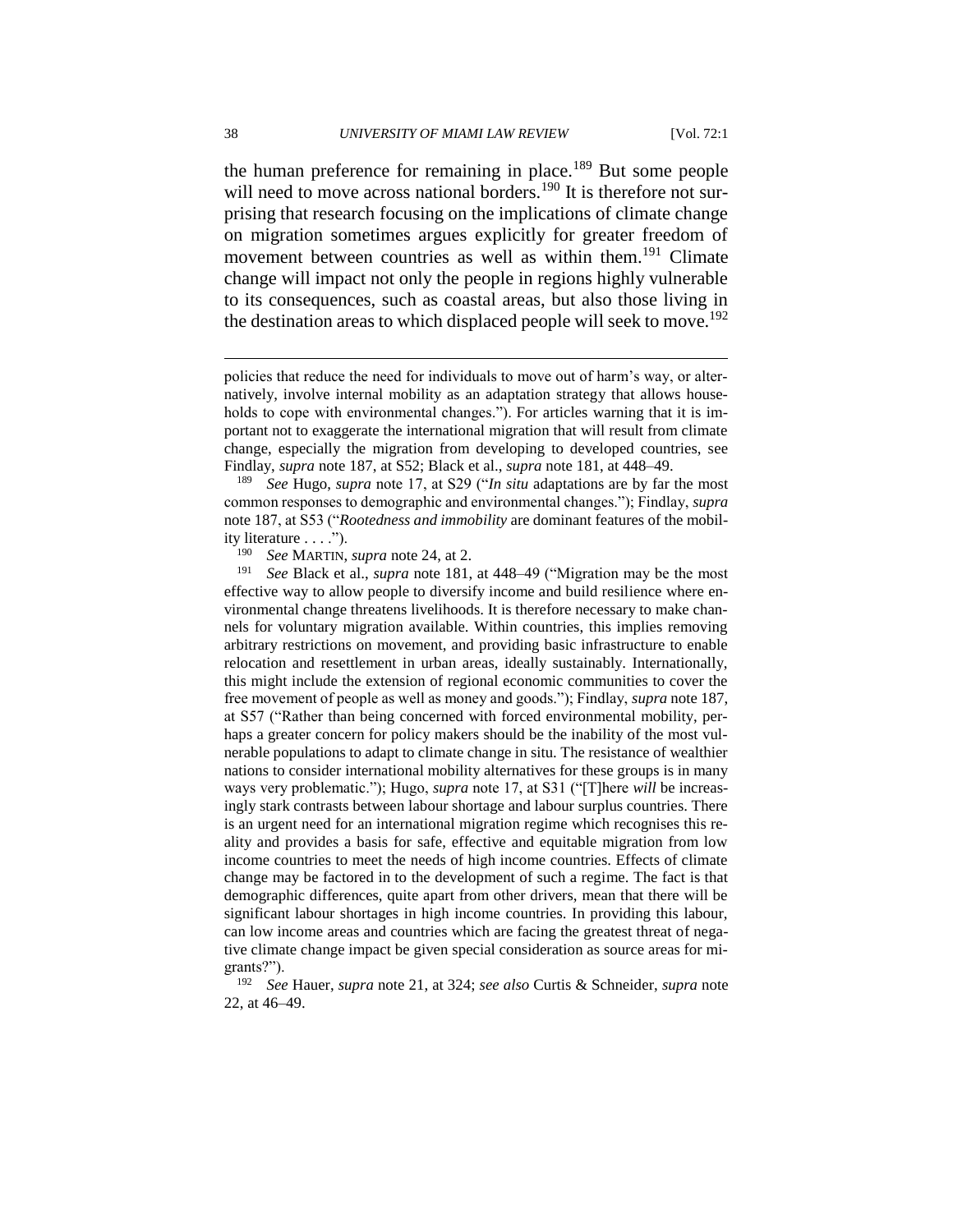the human preference for remaining in place.[189] But some people will need to move across national borders.[190] It is therefore not surprising that research focusing on the implications of climate change on migration sometimes argues explicitly for greater freedom of movement between countries as well as within them.[191] Climate change will impact not only the people in regions highly vulnerable to its consequences, such as coastal areas, but also those living in the destination areas to which displaced people will seek to move.[192]

---

policies that reduce the need for individuals to move out of harm's way, or alternatively, involve internal mobility as an adaptation strategy that allows households to cope with environmental changes."). For articles warning that it is important not to exaggerate the international migration that will result from climate change, especially the migration from developing to developed countries, see Findlay, *supra* note 187, at S52; Black et al., *supra* note 181, at 448–49.

[189] *See* Hugo, *supra* note 17, at S29 ("*In situ* adaptations are by far the most common responses to demographic and environmental changes."); Findlay, *supra* note 187, at S53 ("*Rootedness and immobility* are dominant features of the mobility literature . . . .").

[190] *See* MARTIN, *supra* note 24, at 2.

[191] *See* Black et al., *supra* note 181, at 448–49 ("Migration may be the most effective way to allow people to diversify income and build resilience where environmental change threatens livelihoods. It is therefore necessary to make channels for voluntary migration available. Within countries, this implies removing arbitrary restrictions on movement, and providing basic infrastructure to enable relocation and resettlement in urban areas, ideally sustainably. Internationally, this might include the extension of regional economic communities to cover the free movement of people as well as money and goods."); Findlay, *supra* note 187, at S57 ("Rather than being concerned with forced environmental mobility, perhaps a greater concern for policy makers should be the inability of the most vulnerable populations to adapt to climate change in situ. The resistance of wealthier nations to consider international mobility alternatives for these groups is in many ways very problematic."); Hugo, *supra* note 17, at S31 ("[T]here *will* be increasingly stark contrasts between labour shortage and labour surplus countries. There is an urgent need for an international migration regime which recognises this reality and provides a basis for safe, effective and equitable migration from low income countries to meet the needs of high income countries. Effects of climate change may be factored in to the development of such a regime. The fact is that demographic differences, quite apart from other drivers, mean that there will be significant labour shortages in high income countries. In providing this labour, can low income areas and countries which are facing the greatest threat of negative climate change impact be given special consideration as source areas for migrants?").

[192] *See* Hauer, *supra* note 21, at 324; *see also* Curtis & Schneider, *supra* note 22, at 46–49.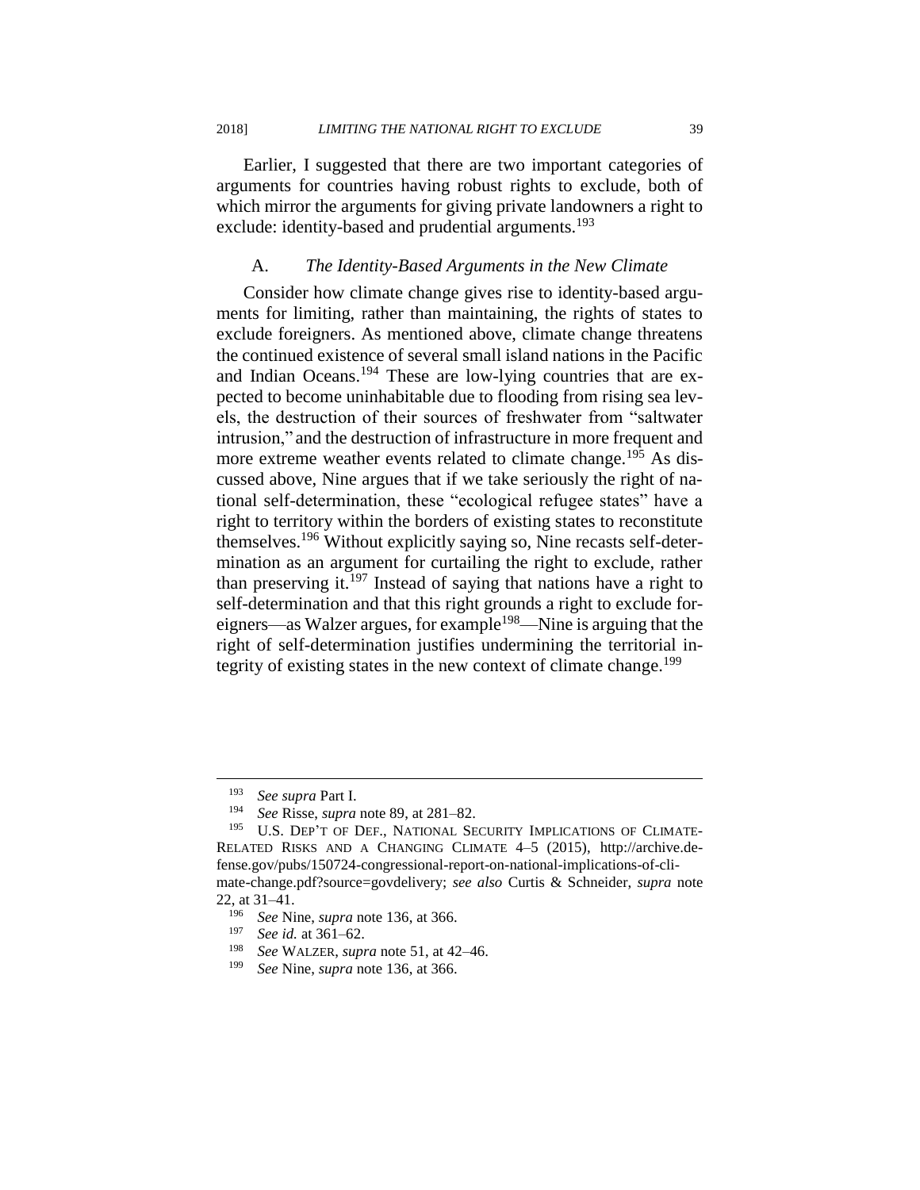Earlier, I suggested that there are two important categories of arguments for countries having robust rights to exclude, both of which mirror the arguments for giving private landowners a right to exclude: identity-based and prudential arguments.[193]

### A. *The Identity-Based Arguments in the New Climate*

Consider how climate change gives rise to identity-based arguments for limiting, rather than maintaining, the rights of states to exclude foreigners. As mentioned above, climate change threatens the continued existence of several small island nations in the Pacific and Indian Oceans.[194] These are low-lying countries that are expected to become uninhabitable due to flooding from rising sea levels, the destruction of their sources of freshwater from "saltwater intrusion," and the destruction of infrastructure in more frequent and more extreme weather events related to climate change.[195] As discussed above, Nine argues that if we take seriously the right of national self-determination, these "ecological refugee states" have a right to territory within the borders of existing states to reconstitute themselves.[196] Without explicitly saying so, Nine recasts self-determination as an argument for curtailing the right to exclude, rather than preserving it.[197] Instead of saying that nations have a right to self-determination and that this right grounds a right to exclude foreigners—as Walzer argues, for example[198]—Nine is arguing that the right of self-determination justifies undermining the territorial integrity of existing states in the new context of climate change.[199]

---

[193] *See supra* Part I.

[194] *See* Risse, *supra* note 89, at 281–82.

[195] U.S. DEP'T OF DEF., NATIONAL SECURITY IMPLICATIONS OF CLIMATE-RELATED RISKS AND A CHANGING CLIMATE 4–5 (2015), http://archive.defense.gov/pubs/150724-congressional-report-on-national-implications-of-climate-change.pdf?source=govdelivery; *see also* Curtis & Schneider, *supra* note 22, at 31–41.

[196] *See* Nine, *supra* note 136, at 366.

[197] *See id.* at 361–62.

[198] *See* WALZER, *supra* note 51, at 42–46.

[199] *See* Nine, *supra* note 136, at 366.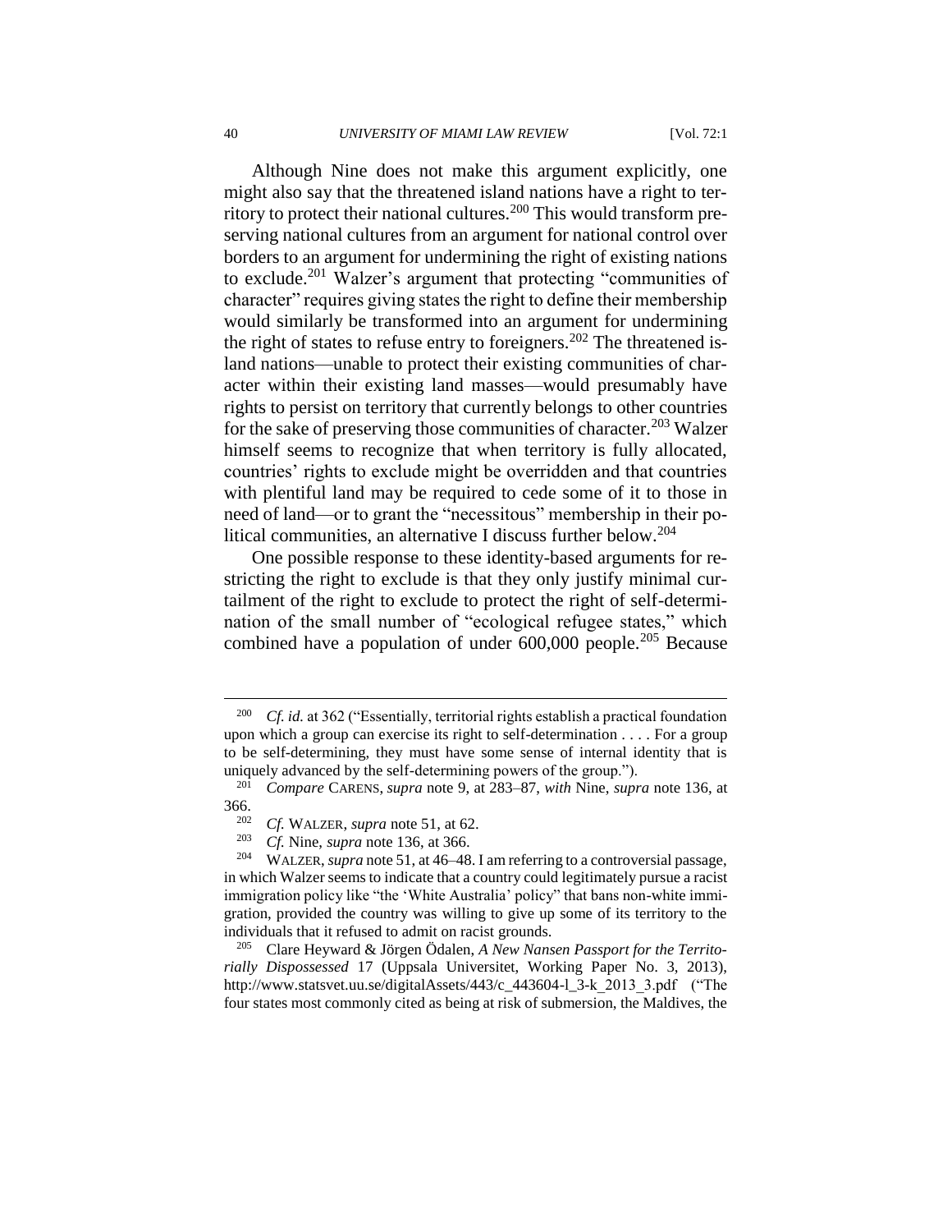Although Nine does not make this argument explicitly, one might also say that the threatened island nations have a right to territory to protect their national cultures.[200] This would transform preserving national cultures from an argument for national control over borders to an argument for undermining the right of existing nations to exclude.[201] Walzer's argument that protecting "communities of character" requires giving states the right to define their membership would similarly be transformed into an argument for undermining the right of states to refuse entry to foreigners.[202] The threatened island nations—unable to protect their existing communities of character within their existing land masses—would presumably have rights to persist on territory that currently belongs to other countries for the sake of preserving those communities of character.[203] Walzer himself seems to recognize that when territory is fully allocated, countries' rights to exclude might be overridden and that countries with plentiful land may be required to cede some of it to those in need of land—or to grant the "necessitous" membership in their political communities, an alternative I discuss further below.[204]

One possible response to these identity-based arguments for restricting the right to exclude is that they only justify minimal curtailment of the right to exclude to protect the right of self-determination of the small number of "ecological refugee states," which combined have a population of under 600,000 people.[205] Because

---

[200] *Cf. id.* at 362 ("Essentially, territorial rights establish a practical foundation upon which a group can exercise its right to self-determination . . . . For a group to be self-determining, they must have some sense of internal identity that is uniquely advanced by the self-determining powers of the group.").

[201] *Compare* CARENS, *supra* note 9, at 283–87, *with* Nine, *supra* note 136, at 366.

[202] *Cf.* WALZER, *supra* note 51, at 62.

[203] *Cf.* Nine, *supra* note 136, at 366.

[204] WALZER, *supra* note 51, at 46–48. I am referring to a controversial passage, in which Walzer seems to indicate that a country could legitimately pursue a racist immigration policy like "the 'White Australia' policy" that bans non-white immigration, provided the country was willing to give up some of its territory to the individuals that it refused to admit on racist grounds.

[205] Clare Heyward & Jörgen Ödalen, *A New Nansen Passport for the Territorially Dispossessed* 17 (Uppsala Universitet, Working Paper No. 3, 2013), http://www.statsvet.uu.se/digitalAssets/443/c_443604-l_3-k_2013_3.pdf ("The four states most commonly cited as being at risk of submersion, the Maldives, the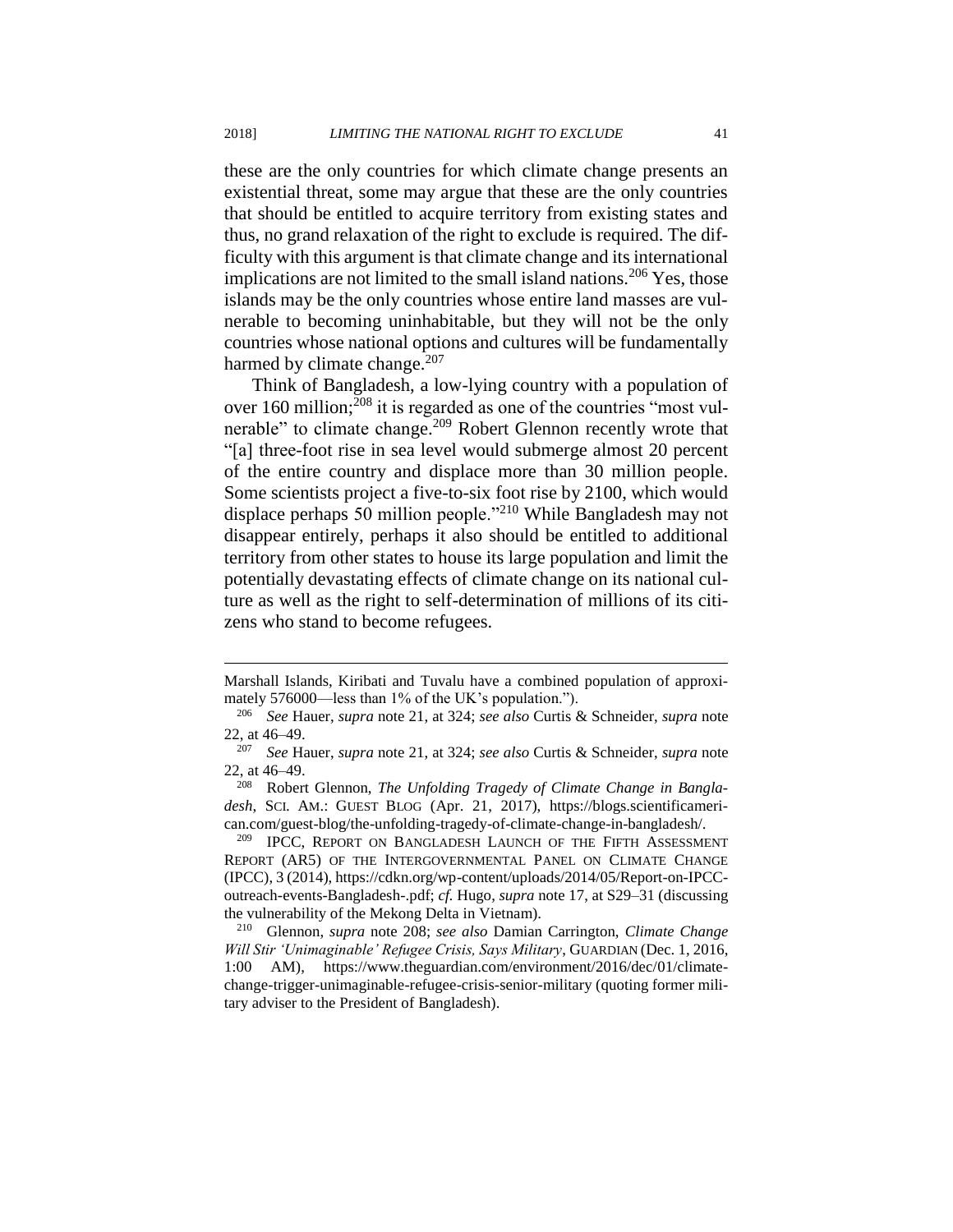these are the only countries for which climate change presents an existential threat, some may argue that these are the only countries that should be entitled to acquire territory from existing states and thus, no grand relaxation of the right to exclude is required. The difficulty with this argument is that climate change and its international implications are not limited to the small island nations.[206] Yes, those islands may be the only countries whose entire land masses are vulnerable to becoming uninhabitable, but they will not be the only countries whose national options and cultures will be fundamentally harmed by climate change.[207]

Think of Bangladesh, a low-lying country with a population of over 160 million;[208] it is regarded as one of the countries "most vulnerable" to climate change.[209] Robert Glennon recently wrote that "[a] three-foot rise in sea level would submerge almost 20 percent of the entire country and displace more than 30 million people. Some scientists project a five-to-six foot rise by 2100, which would displace perhaps 50 million people."[210] While Bangladesh may not disappear entirely, perhaps it also should be entitled to additional territory from other states to house its large population and limit the potentially devastating effects of climate change on its national culture as well as the right to self-determination of millions of its citizens who stand to become refugees.

---

Marshall Islands, Kiribati and Tuvalu have a combined population of approximately 576000—less than 1% of the UK's population.").

[206] *See* Hauer, *supra* note 21, at 324; *see also* Curtis & Schneider, *supra* note 22, at 46–49.

[207] *See* Hauer, *supra* note 21, at 324; *see also* Curtis & Schneider, *supra* note 22, at 46–49.

[208] Robert Glennon, *The Unfolding Tragedy of Climate Change in Bangladesh*, SCI. AM.: GUEST BLOG (Apr. 21, 2017), https://blogs.scientificamerican.com/guest-blog/the-unfolding-tragedy-of-climate-change-in-bangladesh/.

[209] IPCC, REPORT ON BANGLADESH LAUNCH OF THE FIFTH ASSESSMENT REPORT (AR5) OF THE INTERGOVERNMENTAL PANEL ON CLIMATE CHANGE (IPCC), 3 (2014), https://cdkn.org/wp-content/uploads/2014/05/Report-on-IPCC-outreach-events-Bangladesh-.pdf; *cf.* Hugo, *supra* note 17, at S29–31 (discussing the vulnerability of the Mekong Delta in Vietnam).

[210] Glennon, *supra* note 208; *see also* Damian Carrington, *Climate Change Will Stir 'Unimaginable' Refugee Crisis, Says Military*, GUARDIAN (Dec. 1, 2016, 1:00 AM), https://www.theguardian.com/environment/2016/dec/01/climate-change-trigger-unimaginable-refugee-crisis-senior-military (quoting former military adviser to the President of Bangladesh).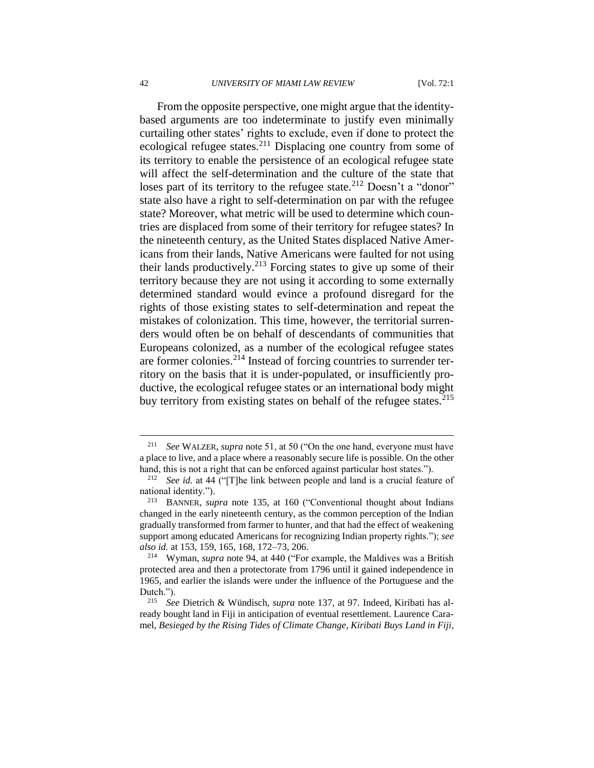From the opposite perspective, one might argue that the identity-based arguments are too indeterminate to justify even minimally curtailing other states' rights to exclude, even if done to protect the ecological refugee states.[211] Displacing one country from some of its territory to enable the persistence of an ecological refugee state will affect the self-determination and the culture of the state that loses part of its territory to the refugee state.[212] Doesn't a "donor" state also have a right to self-determination on par with the refugee state? Moreover, what metric will be used to determine which countries are displaced from some of their territory for refugee states? In the nineteenth century, as the United States displaced Native Americans from their lands, Native Americans were faulted for not using their lands productively.[213] Forcing states to give up some of their territory because they are not using it according to some externally determined standard would evince a profound disregard for the rights of those existing states to self-determination and repeat the mistakes of colonization. This time, however, the territorial surrenders would often be on behalf of descendants of communities that Europeans colonized, as a number of the ecological refugee states are former colonies.[214] Instead of forcing countries to surrender territory on the basis that it is under-populated, or insufficiently productive, the ecological refugee states or an international body might buy territory from existing states on behalf of the refugee states.[215]

---

[211] *See* WALZER, *supra* note 51, at 50 ("On the one hand, everyone must have a place to live, and a place where a reasonably secure life is possible. On the other hand, this is not a right that can be enforced against particular host states.").

[212] *See id.* at 44 ("[T]he link between people and land is a crucial feature of national identity.").

[213] BANNER, *supra* note 135, at 160 ("Conventional thought about Indians changed in the early nineteenth century, as the common perception of the Indian gradually transformed from farmer to hunter, and that had the effect of weakening support among educated Americans for recognizing Indian property rights."); *see also id.* at 153, 159, 165, 168, 172–73, 206.

[214] Wyman, *supra* note 94, at 440 ("For example, the Maldives was a British protected area and then a protectorate from 1796 until it gained independence in 1965, and earlier the islands were under the influence of the Portuguese and the Dutch.").

[215] *See* Dietrich & Wündisch, *supra* note 137, at 97. Indeed, Kiribati has already bought land in Fiji in anticipation of eventual resettlement. Laurence Caramel, *Besieged by the Rising Tides of Climate Change, Kiribati Buys Land in Fiji*,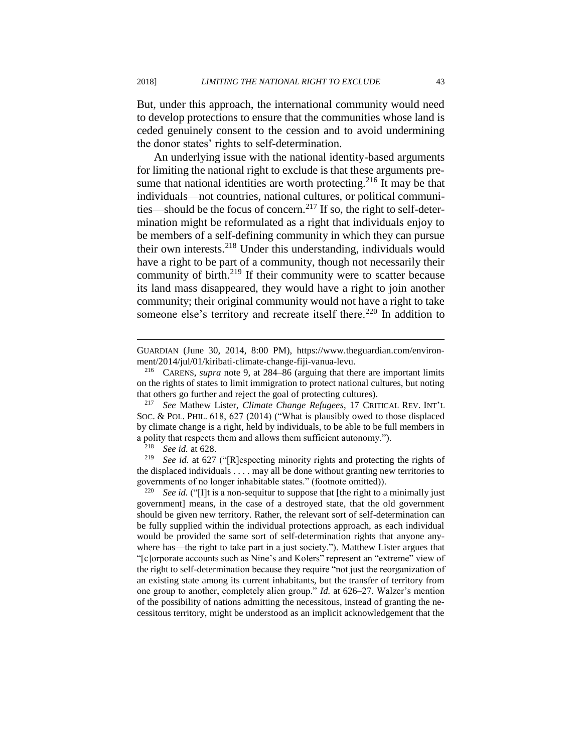But, under this approach, the international community would need to develop protections to ensure that the communities whose land is ceded genuinely consent to the cession and to avoid undermining the donor states' rights to self-determination.

An underlying issue with the national identity-based arguments for limiting the national right to exclude is that these arguments presume that national identities are worth protecting.[216] It may be that individuals—not countries, national cultures, or political communities—should be the focus of concern.[217] If so, the right to self-determination might be reformulated as a right that individuals enjoy to be members of a self-defining community in which they can pursue their own interests.[218] Under this understanding, individuals would have a right to be part of a community, though not necessarily their community of birth.[219] If their community were to scatter because its land mass disappeared, they would have a right to join another community; their original community would not have a right to take someone else's territory and recreate itself there.[220] In addition to

---

GUARDIAN (June 30, 2014, 8:00 PM), https://www.theguardian.com/environment/2014/jul/01/kiribati-climate-change-fiji-vanua-levu.

[216] CARENS, *supra* note 9, at 284–86 (arguing that there are important limits on the rights of states to limit immigration to protect national cultures, but noting that others go further and reject the goal of protecting cultures).

[217] *See* Mathew Lister, *Climate Change Refugees*, 17 CRITICAL REV. INT'L SOC. & POL. PHIL. 618, 627 (2014) ("What is plausibly owed to those displaced by climate change is a right, held by individuals, to be able to be full members in a polity that respects them and allows them sufficient autonomy.").

[218] *See id.* at 628.

[219] *See id.* at 627 ("[R]especting minority rights and protecting the rights of the displaced individuals . . . . may all be done without granting new territories to governments of no longer inhabitable states." (footnote omitted)).

[220] *See id.* ("[I]t is a non-sequitur to suppose that [the right to a minimally just government] means, in the case of a destroyed state, that the old government should be given new territory. Rather, the relevant sort of self-determination can be fully supplied within the individual protections approach, as each individual would be provided the same sort of self-determination rights that anyone anywhere has—the right to take part in a just society."). Matthew Lister argues that "[c]orporate accounts such as Nine's and Kolers" represent an "extreme" view of the right to self-determination because they require "not just the reorganization of an existing state among its current inhabitants, but the transfer of territory from one group to another, completely alien group." *Id.* at 626–27. Walzer's mention of the possibility of nations admitting the necessitous, instead of granting the necessitous territory, might be understood as an implicit acknowledgement that the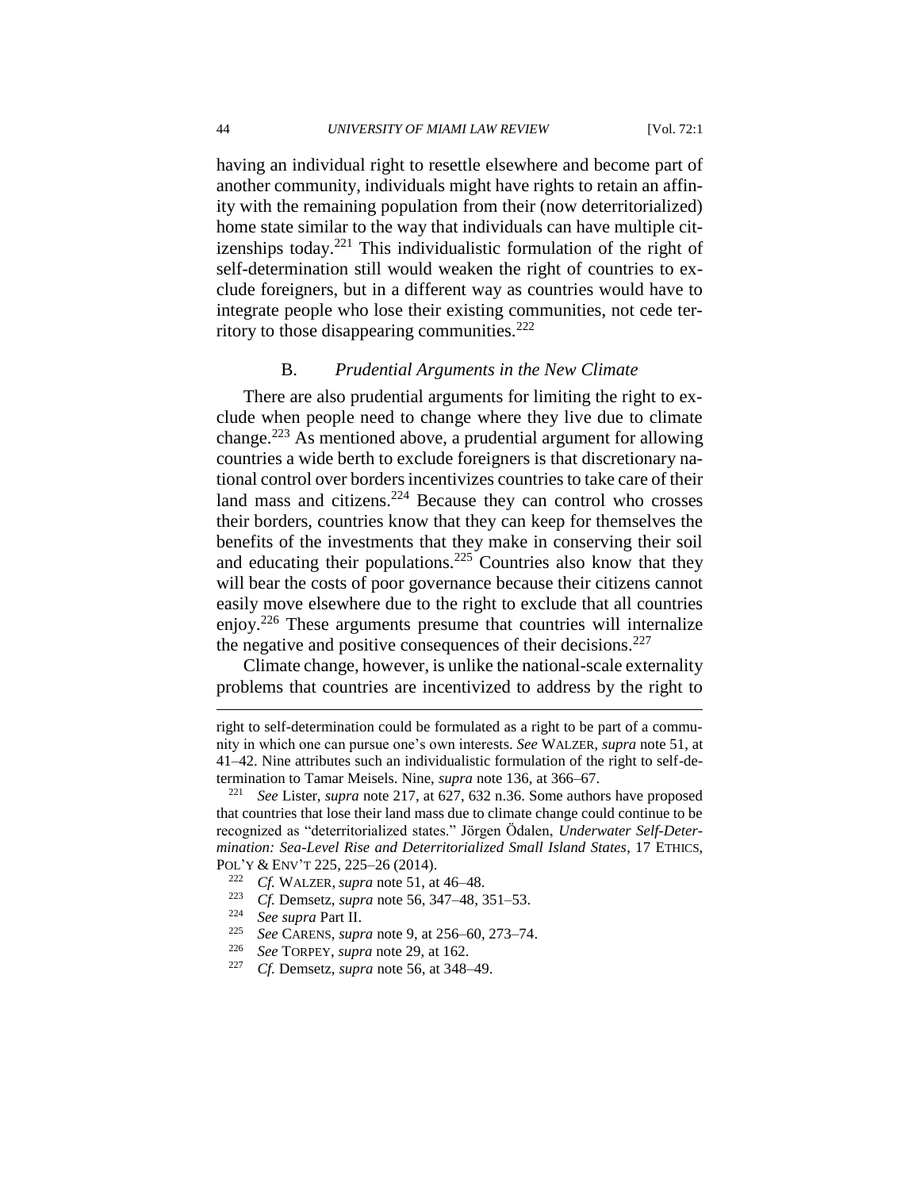having an individual right to resettle elsewhere and become part of another community, individuals might have rights to retain an affinity with the remaining population from their (now deterritorialized) home state similar to the way that individuals can have multiple citizenships today.[221] This individualistic formulation of the right of self-determination still would weaken the right of countries to exclude foreigners, but in a different way as countries would have to integrate people who lose their existing communities, not cede territory to those disappearing communities.[222]

### B. *Prudential Arguments in the New Climate*

There are also prudential arguments for limiting the right to exclude when people need to change where they live due to climate change.[223] As mentioned above, a prudential argument for allowing countries a wide berth to exclude foreigners is that discretionary national control over borders incentivizes countries to take care of their land mass and citizens.[224] Because they can control who crosses their borders, countries know that they can keep for themselves the benefits of the investments that they make in conserving their soil and educating their populations.[225] Countries also know that they will bear the costs of poor governance because their citizens cannot easily move elsewhere due to the right to exclude that all countries enjoy.[226] These arguments presume that countries will internalize the negative and positive consequences of their decisions.[227]

Climate change, however, is unlike the national-scale externality problems that countries are incentivized to address by the right to

---

right to self-determination could be formulated as a right to be part of a community in which one can pursue one's own interests. *See* WALZER, *supra* note 51, at 41–42. Nine attributes such an individualistic formulation of the right to self-determination to Tamar Meisels. Nine, *supra* note 136, at 366–67.

[221] *See* Lister, *supra* note 217, at 627, 632 n.36. Some authors have proposed that countries that lose their land mass due to climate change could continue to be recognized as "deterritorialized states." Jörgen Ödalen, *Underwater Self-Determination: Sea-Level Rise and Deterritorialized Small Island States*, 17 ETHICS, POL'Y & ENV'T 225, 225–26 (2014).

[222] *Cf.* WALZER, *supra* note 51, at 46–48.

[223] *Cf.* Demsetz, *supra* note 56, 347–48, 351–53.

[224] *See supra* Part II.

[225] *See* CARENS, *supra* note 9, at 256–60, 273–74.

[226] *See* TORPEY, *supra* note 29, at 162.

[227] *Cf.* Demsetz, *supra* note 56, at 348–49.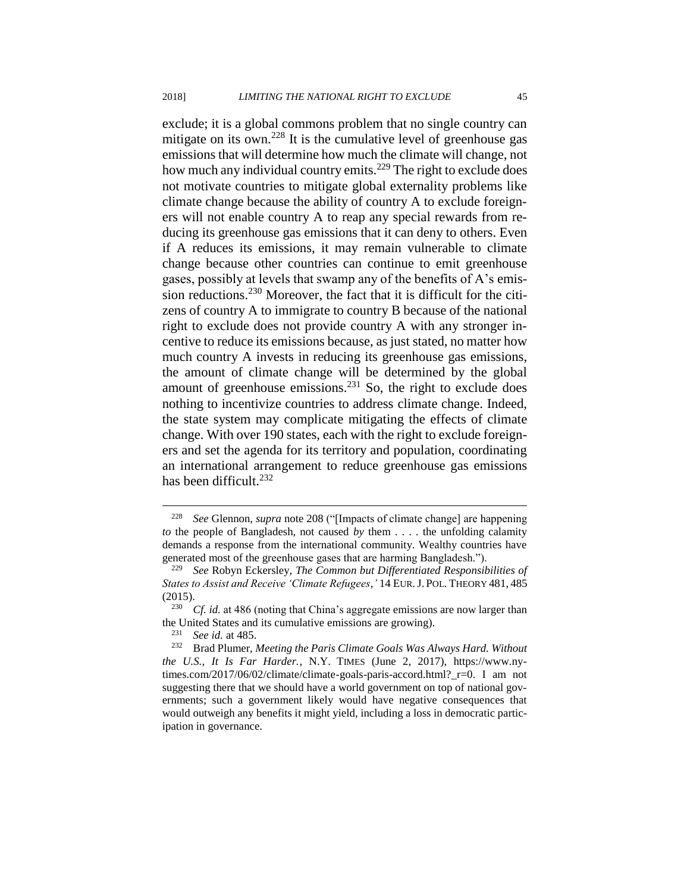exclude; it is a global commons problem that no single country can mitigate on its own.[228] It is the cumulative level of greenhouse gas emissions that will determine how much the climate will change, not how much any individual country emits.[229] The right to exclude does not motivate countries to mitigate global externality problems like climate change because the ability of country A to exclude foreigners will not enable country A to reap any special rewards from reducing its greenhouse gas emissions that it can deny to others. Even if A reduces its emissions, it may remain vulnerable to climate change because other countries can continue to emit greenhouse gases, possibly at levels that swamp any of the benefits of A's emission reductions.[230] Moreover, the fact that it is difficult for the citizens of country A to immigrate to country B because of the national right to exclude does not provide country A with any stronger incentive to reduce its emissions because, as just stated, no matter how much country A invests in reducing its greenhouse gas emissions, the amount of climate change will be determined by the global amount of greenhouse emissions.[231] So, the right to exclude does nothing to incentivize countries to address climate change. Indeed, the state system may complicate mitigating the effects of climate change. With over 190 states, each with the right to exclude foreigners and set the agenda for its territory and population, coordinating an international arrangement to reduce greenhouse gas emissions has been difficult.[232]

---

[228] *See* Glennon, *supra* note 208 ("[Impacts of climate change] are happening *to* the people of Bangladesh, not caused *by* them . . . . the unfolding calamity demands a response from the international community. Wealthy countries have generated most of the greenhouse gases that are harming Bangladesh.").

[229] *See* Robyn Eckersley, *The Common but Differentiated Responsibilities of States to Assist and Receive 'Climate Refugees*,*'* 14 EUR. J. POL. THEORY 481, 485 (2015).

[230] *Cf. id.* at 486 (noting that China's aggregate emissions are now larger than the United States and its cumulative emissions are growing).

[231] *See id.* at 485.

[232] Brad Plumer, *Meeting the Paris Climate Goals Was Always Hard. Without the U.S., It Is Far Harder.*, N.Y. TIMES (June 2, 2017), https://www.nytimes.com/2017/06/02/climate/climate-goals-paris-accord.html?_r=0. I am not suggesting there that we should have a world government on top of national governments; such a government likely would have negative consequences that would outweigh any benefits it might yield, including a loss in democratic participation in governance.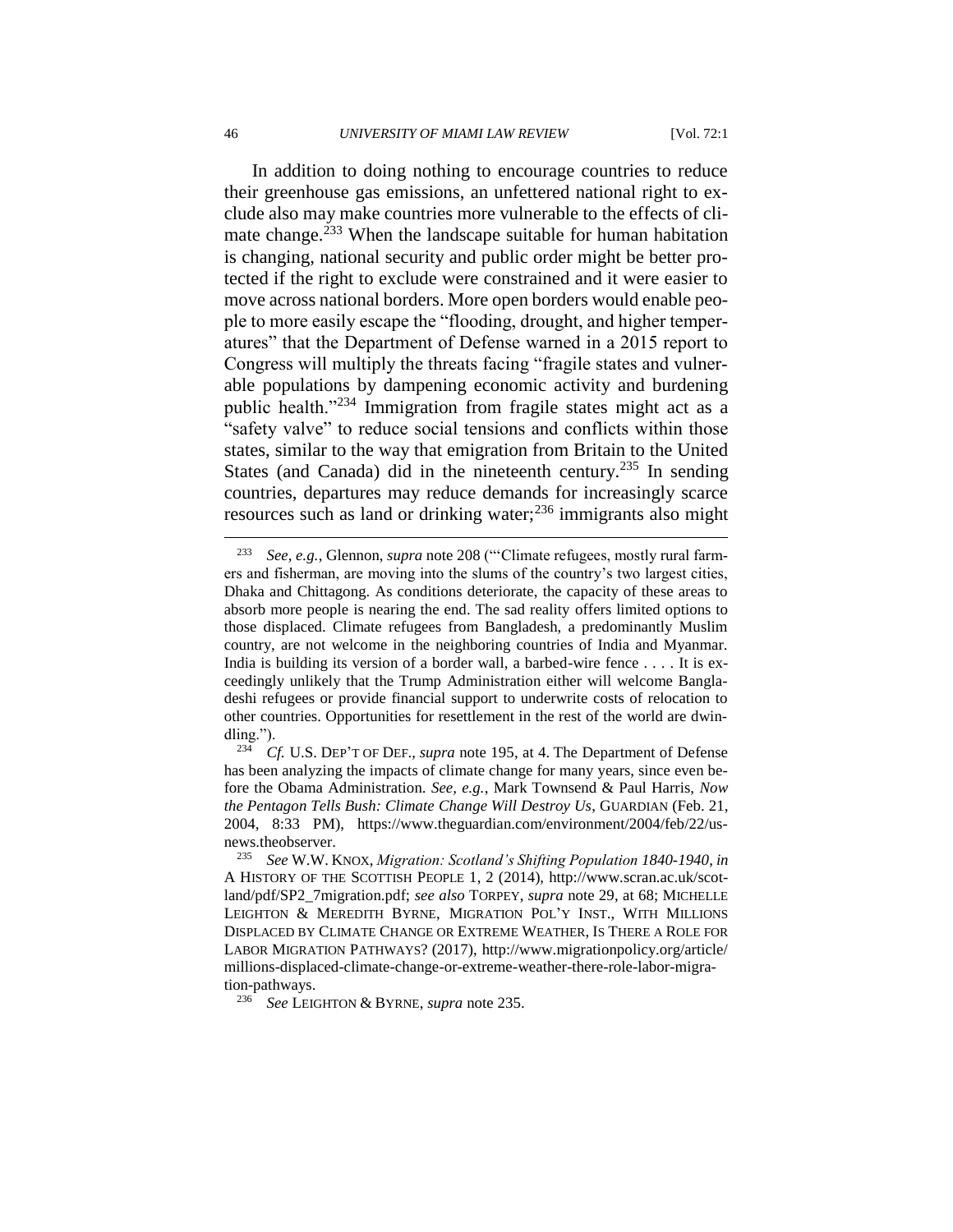In addition to doing nothing to encourage countries to reduce their greenhouse gas emissions, an unfettered national right to exclude also may make countries more vulnerable to the effects of climate change.[233] When the landscape suitable for human habitation is changing, national security and public order might be better protected if the right to exclude were constrained and it were easier to move across national borders. More open borders would enable people to more easily escape the "flooding, drought, and higher temperatures" that the Department of Defense warned in a 2015 report to Congress will multiply the threats facing "fragile states and vulnerable populations by dampening economic activity and burdening public health."[234] Immigration from fragile states might act as a "safety valve" to reduce social tensions and conflicts within those states, similar to the way that emigration from Britain to the United States (and Canada) did in the nineteenth century.[235] In sending countries, departures may reduce demands for increasingly scarce resources such as land or drinking water;[236] immigrants also might

---

[233] *See, e.g.*, Glennon, *supra* note 208 ("'Climate refugees, mostly rural farmers and fisherman, are moving into the slums of the country's two largest cities, Dhaka and Chittagong. As conditions deteriorate, the capacity of these areas to absorb more people is nearing the end. The sad reality offers limited options to those displaced. Climate refugees from Bangladesh, a predominantly Muslim country, are not welcome in the neighboring countries of India and Myanmar. India is building its version of a border wall, a barbed-wire fence . . . . It is exceedingly unlikely that the Trump Administration either will welcome Bangladeshi refugees or provide financial support to underwrite costs of relocation to other countries. Opportunities for resettlement in the rest of the world are dwindling.").

[234] *Cf.* U.S. DEP'T OF DEF., *supra* note 195, at 4. The Department of Defense has been analyzing the impacts of climate change for many years, since even before the Obama Administration. *See, e.g.*, Mark Townsend & Paul Harris, *Now the Pentagon Tells Bush: Climate Change Will Destroy Us*, GUARDIAN (Feb. 21, 2004, 8:33 PM), https://www.theguardian.com/environment/2004/feb/22/usnews.theobserver.

[235] *See* W.W. KNOX, *Migration: Scotland's Shifting Population 1840-1940*, *in* A HISTORY OF THE SCOTTISH PEOPLE 1, 2 (2014), http://www.scran.ac.uk/scotland/pdf/SP2_7migration.pdf; *see also* TORPEY, *supra* note 29, at 68; MICHELLE LEIGHTON & MEREDITH BYRNE, MIGRATION POL'Y INST., WITH MILLIONS DISPLACED BY CLIMATE CHANGE OR EXTREME WEATHER, IS THERE A ROLE FOR LABOR MIGRATION PATHWAYS? (2017), http://www.migrationpolicy.org/article/millions-displaced-climate-change-or-extreme-weather-there-role-labor-migration-pathways.

[236] *See* LEIGHTON & BYRNE, *supra* note 235.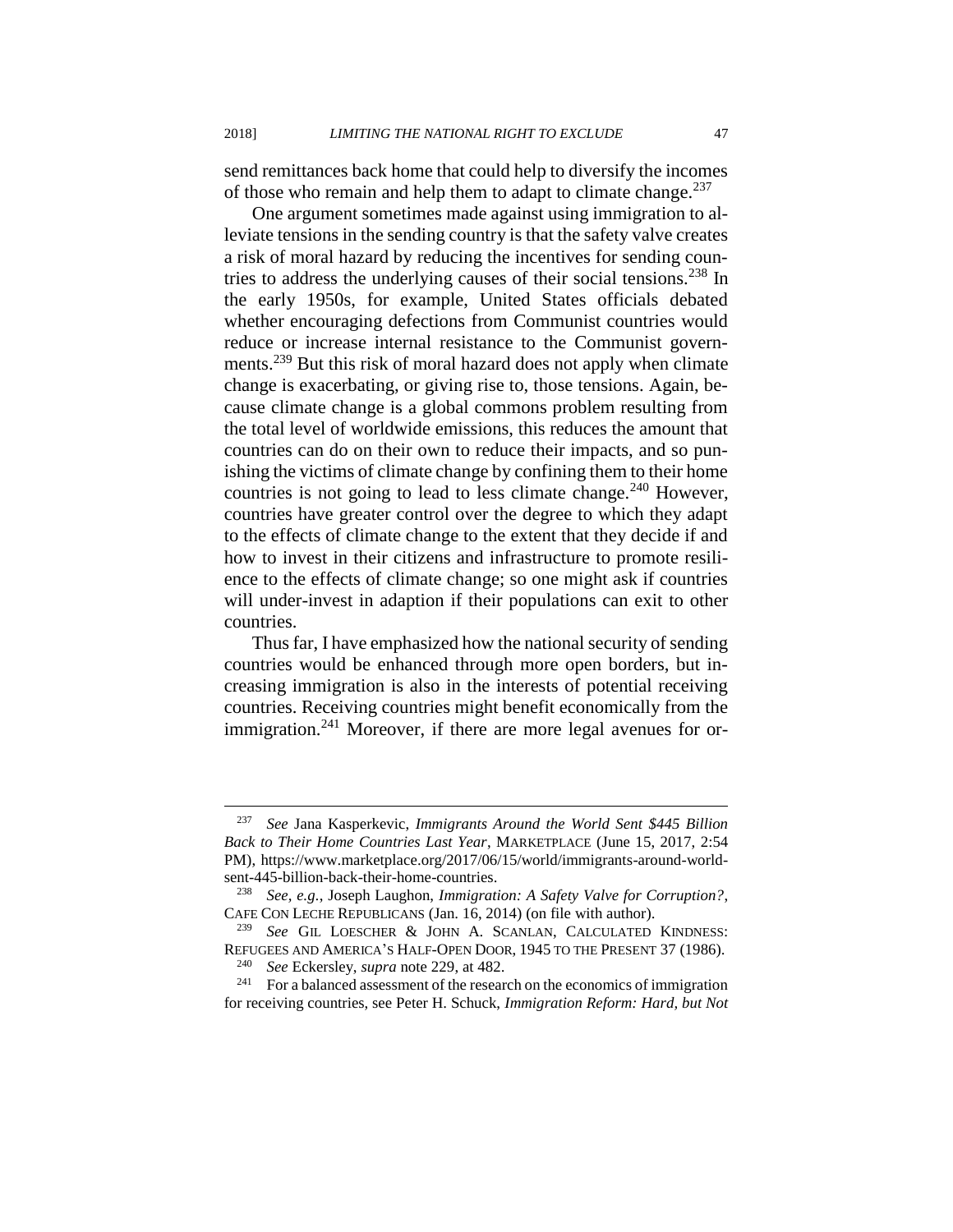send remittances back home that could help to diversify the incomes of those who remain and help them to adapt to climate change.[237]

One argument sometimes made against using immigration to alleviate tensions in the sending country is that the safety valve creates a risk of moral hazard by reducing the incentives for sending countries to address the underlying causes of their social tensions.[238] In the early 1950s, for example, United States officials debated whether encouraging defections from Communist countries would reduce or increase internal resistance to the Communist governments.[239] But this risk of moral hazard does not apply when climate change is exacerbating, or giving rise to, those tensions. Again, because climate change is a global commons problem resulting from the total level of worldwide emissions, this reduces the amount that countries can do on their own to reduce their impacts, and so punishing the victims of climate change by confining them to their home countries is not going to lead to less climate change.[240] However, countries have greater control over the degree to which they adapt to the effects of climate change to the extent that they decide if and how to invest in their citizens and infrastructure to promote resilience to the effects of climate change; so one might ask if countries will under-invest in adaption if their populations can exit to other countries.

Thus far, I have emphasized how the national security of sending countries would be enhanced through more open borders, but increasing immigration is also in the interests of potential receiving countries. Receiving countries might benefit economically from the immigration.[241] Moreover, if there are more legal avenues for or-

---

[237] *See* Jana Kasperkevic, *Immigrants Around the World Sent $445 Billion Back to Their Home Countries Last Year*, MARKETPLACE (June 15, 2017, 2:54 PM), https://www.marketplace.org/2017/06/15/world/immigrants-around-world-sent-445-billion-back-their-home-countries.

[238] *See, e.g.*, Joseph Laughon, *Immigration: A Safety Valve for Corruption?*, CAFE CON LECHE REPUBLICANS (Jan. 16, 2014) (on file with author).

[239] *See* GIL LOESCHER & JOHN A. SCANLAN, CALCULATED KINDNESS: REFUGEES AND AMERICA'S HALF-OPEN DOOR, 1945 TO THE PRESENT 37 (1986).

[240] *See* Eckersley, *supra* note 229, at 482.

[241] For a balanced assessment of the research on the economics of immigration for receiving countries, see Peter H. Schuck, *Immigration Reform: Hard, but Not*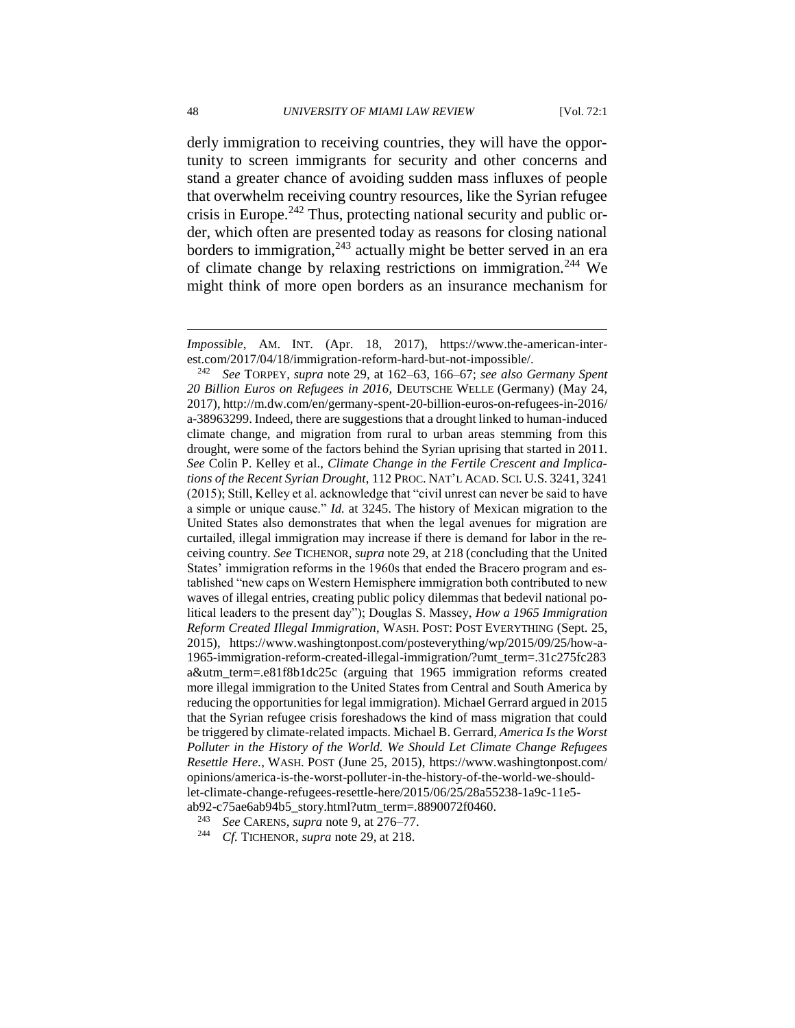derly immigration to receiving countries, they will have the opportunity to screen immigrants for security and other concerns and stand a greater chance of avoiding sudden mass influxes of people that overwhelm receiving country resources, like the Syrian refugee crisis in Europe.[242] Thus, protecting national security and public order, which often are presented today as reasons for closing national borders to immigration,[243] actually might be better served in an era of climate change by relaxing restrictions on immigration.[244] We might think of more open borders as an insurance mechanism for

---

*Impossible*, AM. INT. (Apr. 18, 2017), https://www.the-american-interest.com/2017/04/18/immigration-reform-hard-but-not-impossible/.

[242] *See* TORPEY, *supra* note 29, at 162–63, 166–67; *see also Germany Spent 20 Billion Euros on Refugees in 2016*, DEUTSCHE WELLE (Germany) (May 24, 2017), http://m.dw.com/en/germany-spent-20-billion-euros-on-refugees-in-2016/a-38963299. Indeed, there are suggestions that a drought linked to human-induced climate change, and migration from rural to urban areas stemming from this drought, were some of the factors behind the Syrian uprising that started in 2011. *See* Colin P. Kelley et al., *Climate Change in the Fertile Crescent and Implications of the Recent Syrian Drought*, 112 PROC. NAT'L ACAD. SCI. U.S. 3241, 3241 (2015); Still, Kelley et al. acknowledge that "civil unrest can never be said to have a simple or unique cause." *Id.* at 3245. The history of Mexican migration to the United States also demonstrates that when the legal avenues for migration are curtailed, illegal immigration may increase if there is demand for labor in the receiving country. *See* TICHENOR, *supra* note 29, at 218 (concluding that the United States' immigration reforms in the 1960s that ended the Bracero program and established "new caps on Western Hemisphere immigration both contributed to new waves of illegal entries, creating public policy dilemmas that bedevil national political leaders to the present day"); Douglas S. Massey, *How a 1965 Immigration Reform Created Illegal Immigration*, WASH. POST: POST EVERYTHING (Sept. 25, 2015), https://www.washingtonpost.com/posteverything/wp/2015/09/25/how-a-1965-immigration-reform-created-illegal-immigration/?umt_term=.31c275fc283a&utm_term=.e81f8b1dc25c (arguing that 1965 immigration reforms created more illegal immigration to the United States from Central and South America by reducing the opportunities for legal immigration). Michael Gerrard argued in 2015 that the Syrian refugee crisis foreshadows the kind of mass migration that could be triggered by climate-related impacts. Michael B. Gerrard, *America Is the Worst Polluter in the History of the World. We Should Let Climate Change Refugees Resettle Here.*, WASH. POST (June 25, 2015), https://www.washingtonpost.com/opinions/america-is-the-worst-polluter-in-the-history-of-the-world-we-should-let-climate-change-refugees-resettle-here/2015/06/25/28a55238-1a9c-11e5-ab92-c75ae6ab94b5_story.html?utm_term=.8890072f0460.

[243] *See* CARENS, *supra* note 9, at 276–77.

[244] *Cf.* TICHENOR, *supra* note 29, at 218.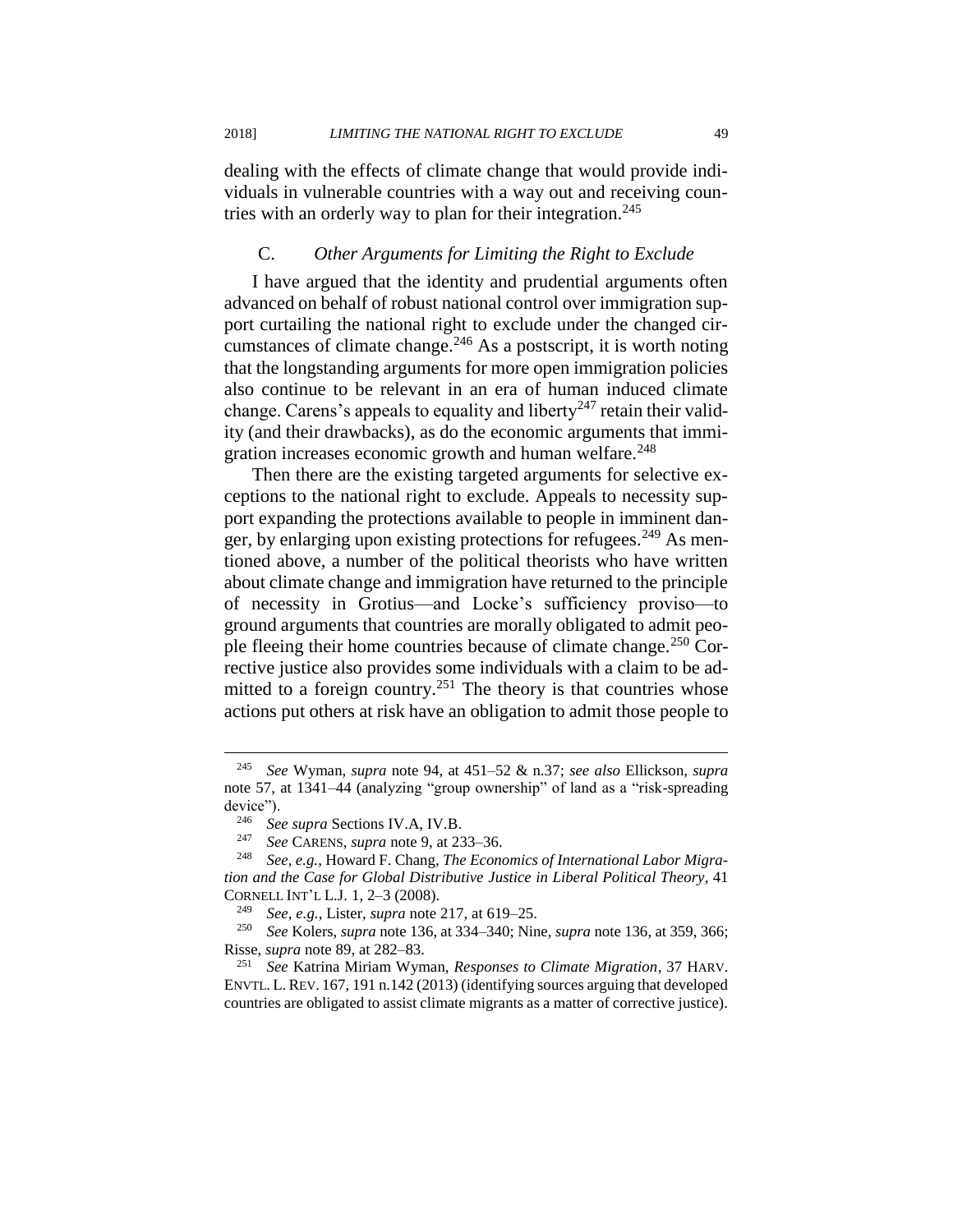dealing with the effects of climate change that would provide individuals in vulnerable countries with a way out and receiving countries with an orderly way to plan for their integration.[245]

### C. *Other Arguments for Limiting the Right to Exclude*

I have argued that the identity and prudential arguments often advanced on behalf of robust national control over immigration support curtailing the national right to exclude under the changed circumstances of climate change.[246] As a postscript, it is worth noting that the longstanding arguments for more open immigration policies also continue to be relevant in an era of human induced climate change. Carens's appeals to equality and liberty[247] retain their validity (and their drawbacks), as do the economic arguments that immigration increases economic growth and human welfare.[248]

Then there are the existing targeted arguments for selective exceptions to the national right to exclude. Appeals to necessity support expanding the protections available to people in imminent danger, by enlarging upon existing protections for refugees.[249] As mentioned above, a number of the political theorists who have written about climate change and immigration have returned to the principle of necessity in Grotius—and Locke's sufficiency proviso—to ground arguments that countries are morally obligated to admit people fleeing their home countries because of climate change.[250] Corrective justice also provides some individuals with a claim to be admitted to a foreign country.[251] The theory is that countries whose actions put others at risk have an obligation to admit those people to

---

[245] *See* Wyman, *supra* note 94, at 451–52 & n.37; *see also* Ellickson, *supra* note 57, at 1341–44 (analyzing "group ownership" of land as a "risk-spreading device").

[246] *See supra* Sections IV.A, IV.B.

[247] *See* CARENS, *supra* note 9, at 233–36.

[248] *See, e.g.*, Howard F. Chang, *The Economics of International Labor Migration and the Case for Global Distributive Justice in Liberal Political Theory*, 41 CORNELL INT'L L.J. 1, 2–3 (2008).

[249] *See, e.g.*, Lister, *supra* note 217, at 619–25.

[250] *See* Kolers, *supra* note 136, at 334–340; Nine, *supra* note 136, at 359, 366; Risse, *supra* note 89, at 282–83.

[251] *See* Katrina Miriam Wyman, *Responses to Climate Migration*, 37 HARV. ENVTL. L. REV. 167, 191 n.142 (2013) (identifying sources arguing that developed countries are obligated to assist climate migrants as a matter of corrective justice).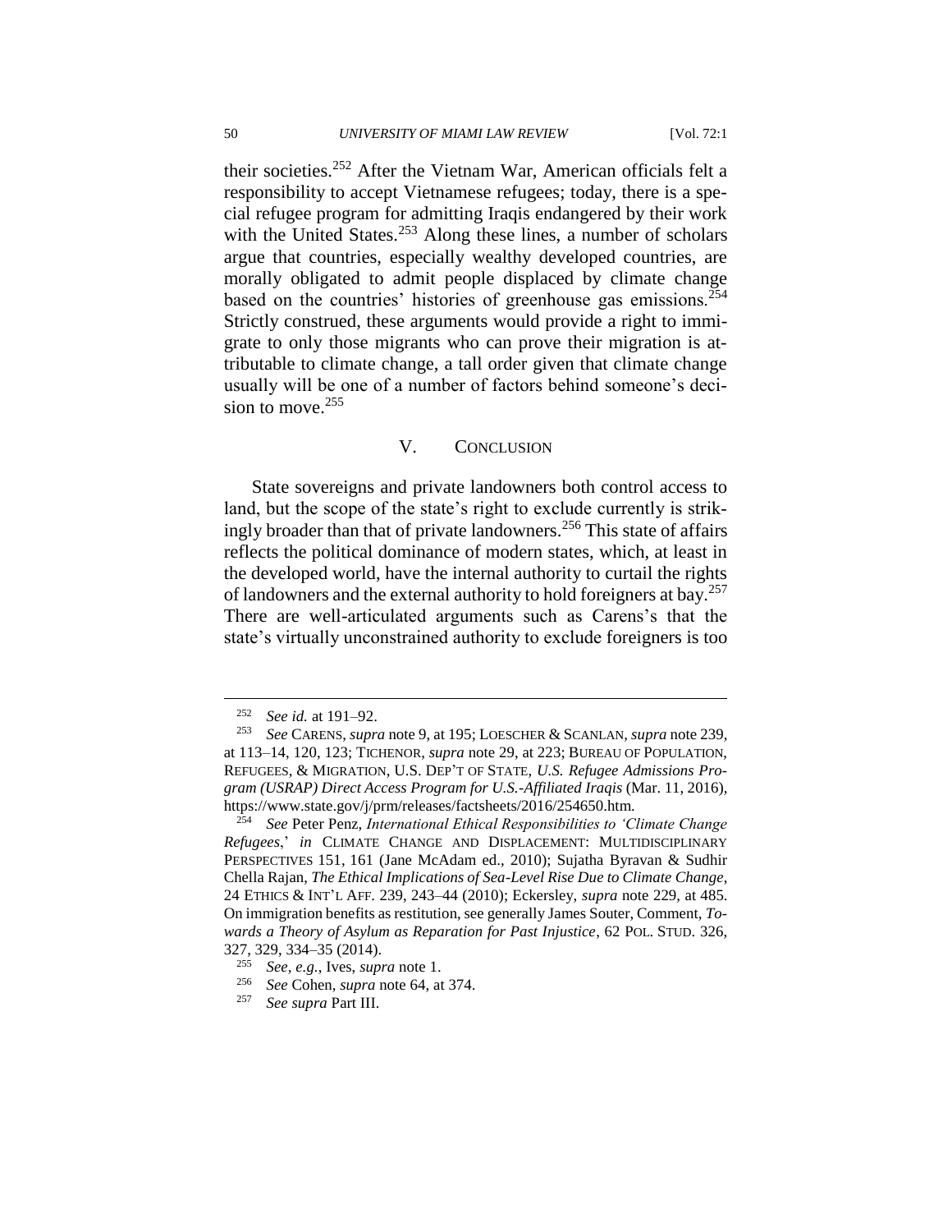their societies.[252] After the Vietnam War, American officials felt a responsibility to accept Vietnamese refugees; today, there is a special refugee program for admitting Iraqis endangered by their work with the United States.[253] Along these lines, a number of scholars argue that countries, especially wealthy developed countries, are morally obligated to admit people displaced by climate change based on the countries' histories of greenhouse gas emissions.[254] Strictly construed, these arguments would provide a right to immigrate to only those migrants who can prove their migration is attributable to climate change, a tall order given that climate change usually will be one of a number of factors behind someone's decision to move.[255]

## V. CONCLUSION

State sovereigns and private landowners both control access to land, but the scope of the state's right to exclude currently is strikingly broader than that of private landowners.[256] This state of affairs reflects the political dominance of modern states, which, at least in the developed world, have the internal authority to curtail the rights of landowners and the external authority to hold foreigners at bay.[257] There are well-articulated arguments such as Carens's that the state's virtually unconstrained authority to exclude foreigners is too

---

[252] *See id.* at 191–92.

[253] *See* CARENS, *supra* note 9, at 195; LOESCHER & SCANLAN, *supra* note 239, at 113–14, 120, 123; TICHENOR, *supra* note 29, at 223; BUREAU OF POPULATION, REFUGEES, & MIGRATION, U.S. DEP'T OF STATE, *U.S. Refugee Admissions Program (USRAP) Direct Access Program for U.S.-Affiliated Iraqis* (Mar. 11, 2016), https://www.state.gov/j/prm/releases/factsheets/2016/254650.htm.

[254] *See* Peter Penz, *International Ethical Responsibilities to 'Climate Change Refugees*,' *in* CLIMATE CHANGE AND DISPLACEMENT: MULTIDISCIPLINARY PERSPECTIVES 151, 161 (Jane McAdam ed., 2010); Sujatha Byravan & Sudhir Chella Rajan, *The Ethical Implications of Sea-Level Rise Due to Climate Change*, 24 ETHICS & INT'L AFF. 239, 243–44 (2010); Eckersley, *supra* note 229, at 485. On immigration benefits as restitution, see generally James Souter, Comment, *Towards a Theory of Asylum as Reparation for Past Injustice*, 62 POL. STUD. 326, 327, 329, 334–35 (2014).

[255] *See, e.g.*, Ives, *supra* note 1.

[256] *See* Cohen, *supra* note 64, at 374.

[257] *See supra* Part III.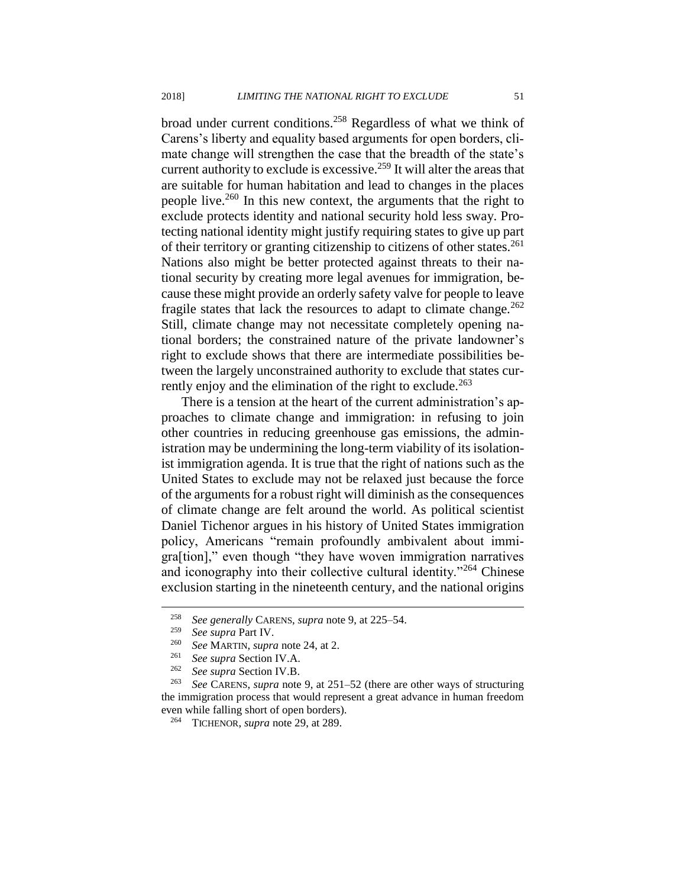broad under current conditions.[258] Regardless of what we think of Carens's liberty and equality based arguments for open borders, climate change will strengthen the case that the breadth of the state's current authority to exclude is excessive.[259] It will alter the areas that are suitable for human habitation and lead to changes in the places people live.[260] In this new context, the arguments that the right to exclude protects identity and national security hold less sway. Protecting national identity might justify requiring states to give up part of their territory or granting citizenship to citizens of other states.[261] Nations also might be better protected against threats to their national security by creating more legal avenues for immigration, because these might provide an orderly safety valve for people to leave fragile states that lack the resources to adapt to climate change.[262] Still, climate change may not necessitate completely opening national borders; the constrained nature of the private landowner's right to exclude shows that there are intermediate possibilities between the largely unconstrained authority to exclude that states currently enjoy and the elimination of the right to exclude.[263]

There is a tension at the heart of the current administration's approaches to climate change and immigration: in refusing to join other countries in reducing greenhouse gas emissions, the administration may be undermining the long-term viability of its isolationist immigration agenda. It is true that the right of nations such as the United States to exclude may not be relaxed just because the force of the arguments for a robust right will diminish as the consequences of climate change are felt around the world. As political scientist Daniel Tichenor argues in his history of United States immigration policy, Americans "remain profoundly ambivalent about immigra[tion]," even though "they have woven immigration narratives and iconography into their collective cultural identity."[264] Chinese exclusion starting in the nineteenth century, and the national origins

---

[258] *See generally* CARENS, *supra* note 9, at 225–54.

[259] *See supra* Part IV.

[260] *See* MARTIN, *supra* note 24, at 2.

[261] *See supra* Section IV.A.

[262] *See supra* Section IV.B.

[263] *See* CARENS, *supra* note 9, at 251–52 (there are other ways of structuring the immigration process that would represent a great advance in human freedom even while falling short of open borders).

[264] TICHENOR, *supra* note 29, at 289.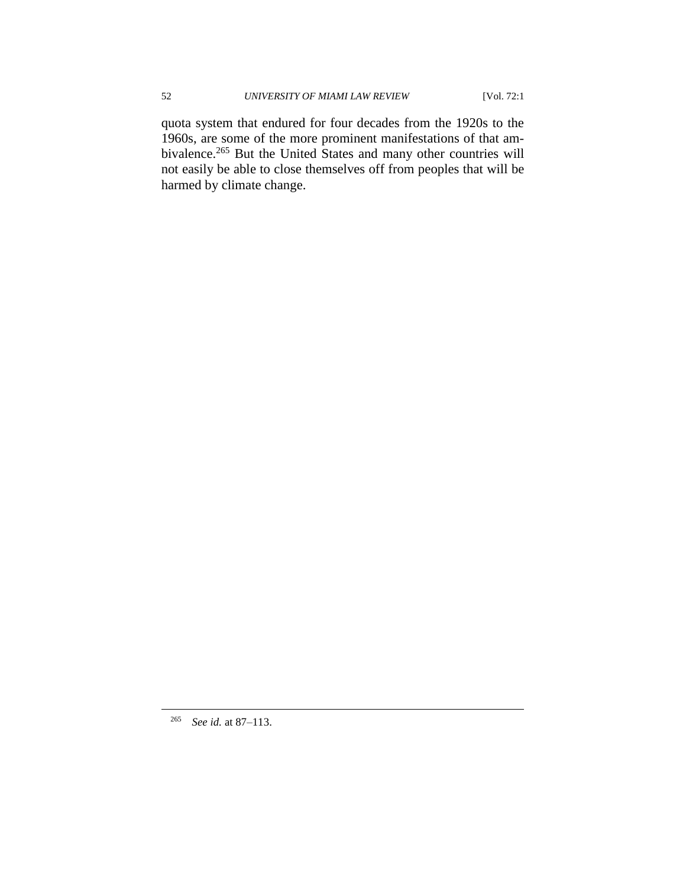quota system that endured for four decades from the 1920s to the 1960s, are some of the more prominent manifestations of that ambivalence.[265] But the United States and many other countries will not easily be able to close themselves off from peoples that will be harmed by climate change.

---

[265] *See id.* at 87–113.